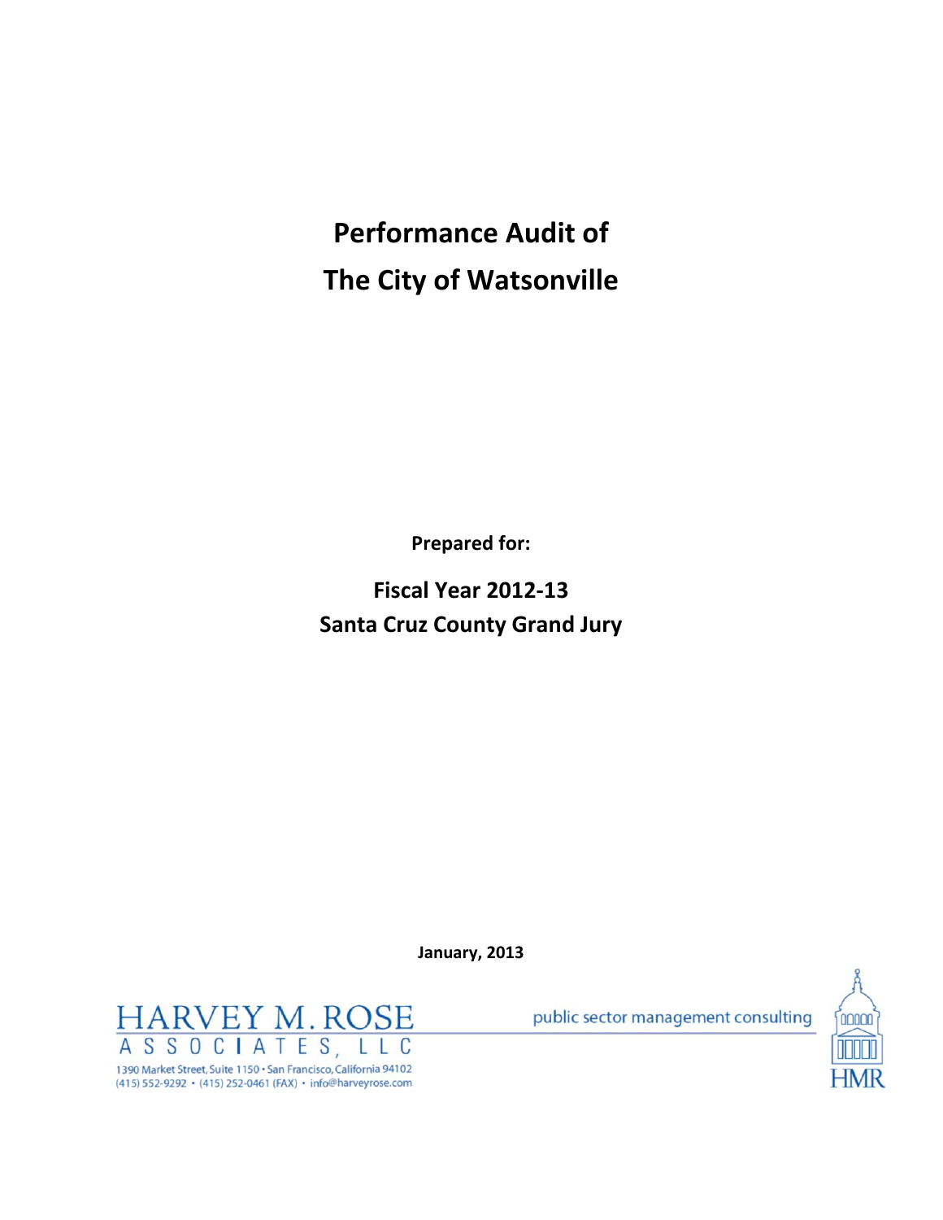# Performance Audit of
# The City of Watsonville

**Prepared for:**

**Fiscal Year 2012-13**
**Santa Cruz County Grand Jury**

**January, 2013**

HARVEY M. ROSE
ASSOCIATES, LLC

1390 Market Street, Suite 1150 • San Francisco, California 94102
(415) 552-9292 • (415) 252-0461 (FAX) • info@harveyrose.com

public sector management consulting

HMR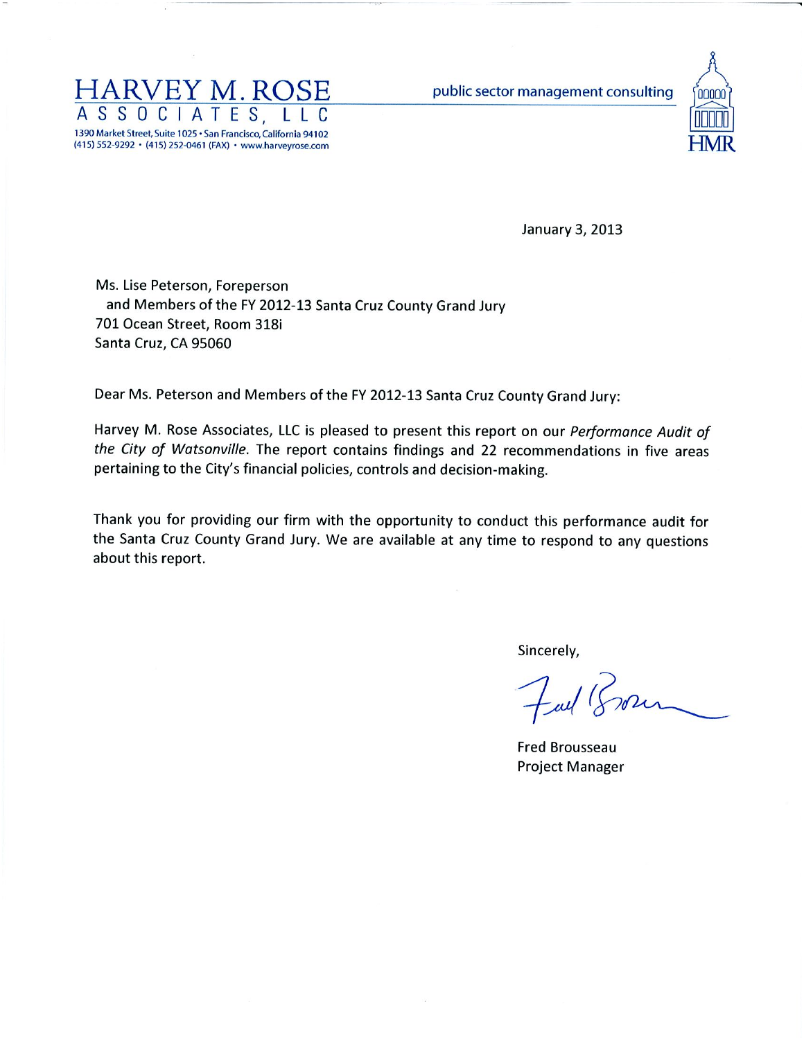# HARVEY M. ROSE ASSOCIATES, LLC

1390 Market Street, Suite 1025 • San Francisco, California 94102
(415) 552-9292 • (415) 252-0461 (FAX) • www.harveyrose.com

public sector management consulting

HMR

January 3, 2013

Ms. Lise Peterson, Foreperson
and Members of the FY 2012-13 Santa Cruz County Grand Jury
701 Ocean Street, Room 318i
Santa Cruz, CA 95060

Dear Ms. Peterson and Members of the FY 2012-13 Santa Cruz County Grand Jury:

Harvey M. Rose Associates, LLC is pleased to present this report on our *Performance Audit of the City of Watsonville*. The report contains findings and 22 recommendations in five areas pertaining to the City's financial policies, controls and decision-making.

Thank you for providing our firm with the opportunity to conduct this performance audit for the Santa Cruz County Grand Jury. We are available at any time to respond to any questions about this report.

Sincerely,

Fred Brousseau
Project Manager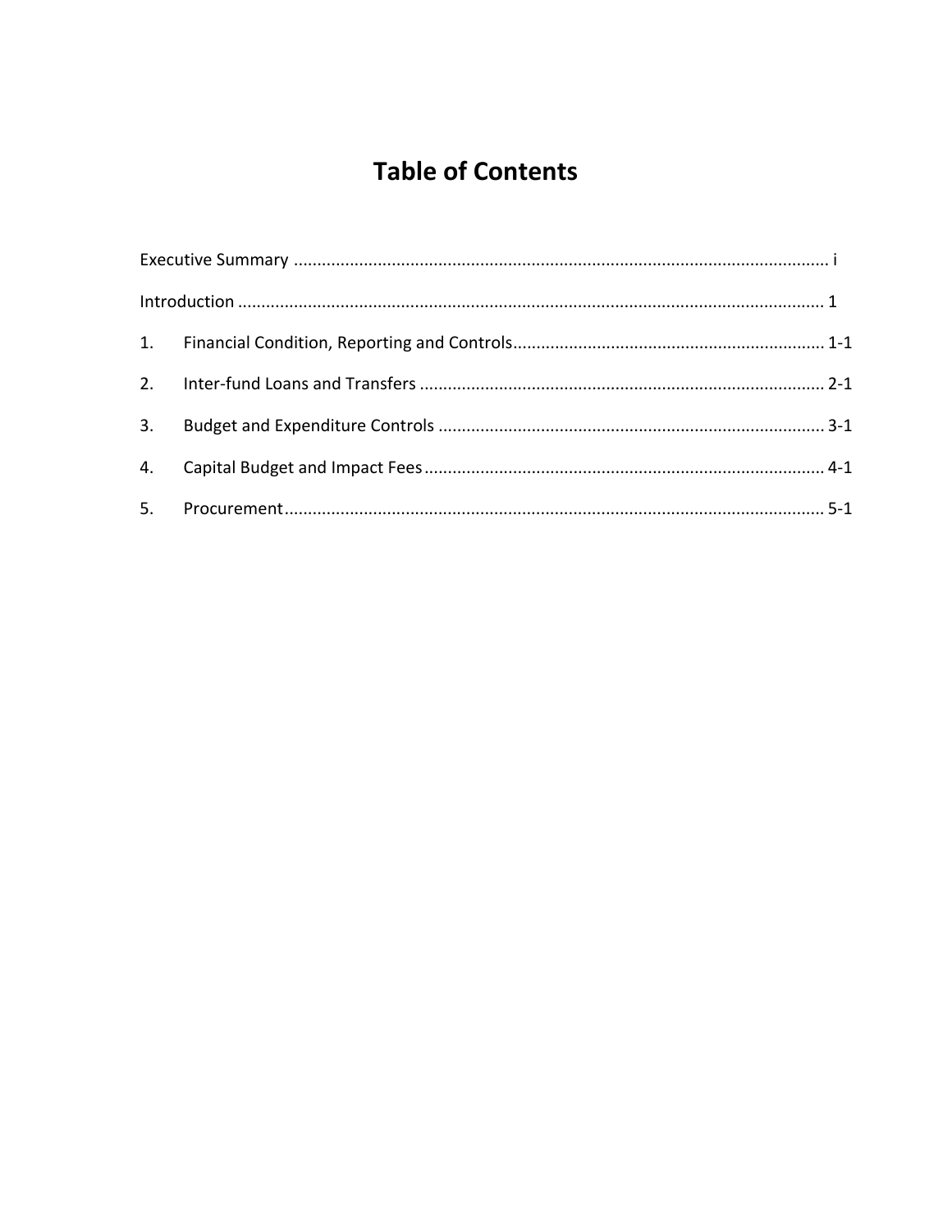# Table of Contents

Executive Summary .......... i

Introduction .......... 1

1. Financial Condition, Reporting and Controls .......... 1-1

2. Inter-fund Loans and Transfers .......... 2-1

3. Budget and Expenditure Controls .......... 3-1

4. Capital Budget and Impact Fees .......... 4-1

5. Procurement .......... 5-1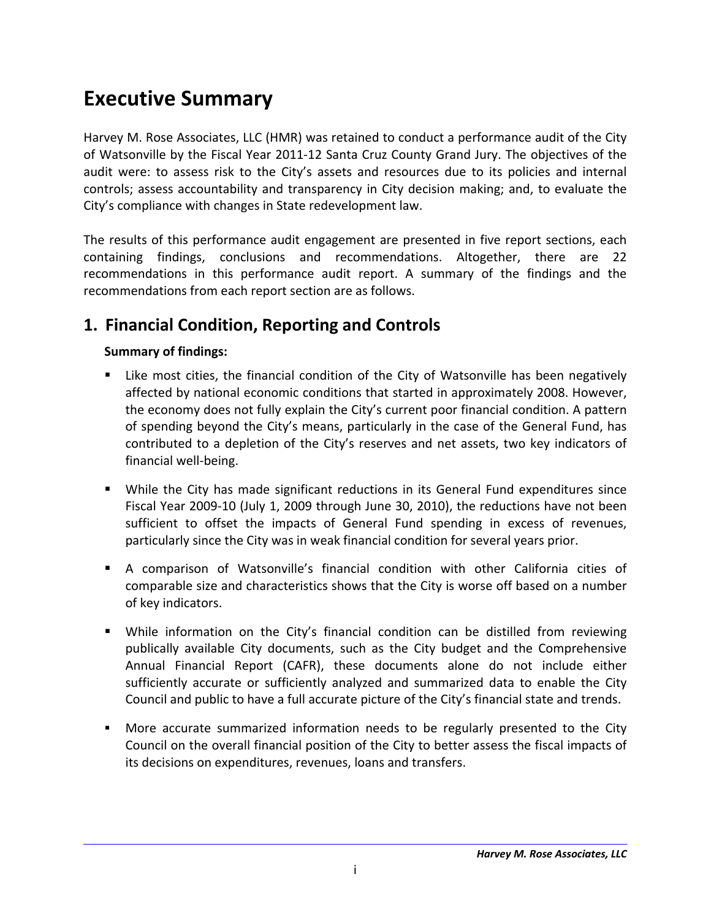# Executive Summary

Harvey M. Rose Associates, LLC (HMR) was retained to conduct a performance audit of the City of Watsonville by the Fiscal Year 2011-12 Santa Cruz County Grand Jury. The objectives of the audit were: to assess risk to the City's assets and resources due to its policies and internal controls; assess accountability and transparency in City decision making; and, to evaluate the City's compliance with changes in State redevelopment law.

The results of this performance audit engagement are presented in five report sections, each containing findings, conclusions and recommendations. Altogether, there are 22 recommendations in this performance audit report. A summary of the findings and the recommendations from each report section are as follows.

## 1. Financial Condition, Reporting and Controls

**Summary of findings:**

- Like most cities, the financial condition of the City of Watsonville has been negatively affected by national economic conditions that started in approximately 2008. However, the economy does not fully explain the City's current poor financial condition. A pattern of spending beyond the City's means, particularly in the case of the General Fund, has contributed to a depletion of the City's reserves and net assets, two key indicators of financial well-being.

- While the City has made significant reductions in its General Fund expenditures since Fiscal Year 2009-10 (July 1, 2009 through June 30, 2010), the reductions have not been sufficient to offset the impacts of General Fund spending in excess of revenues, particularly since the City was in weak financial condition for several years prior.

- A comparison of Watsonville's financial condition with other California cities of comparable size and characteristics shows that the City is worse off based on a number of key indicators.

- While information on the City's financial condition can be distilled from reviewing publically available City documents, such as the City budget and the Comprehensive Annual Financial Report (CAFR), these documents alone do not include either sufficiently accurate or sufficiently analyzed and summarized data to enable the City Council and public to have a full accurate picture of the City's financial state and trends.

- More accurate summarized information needs to be regularly presented to the City Council on the overall financial position of the City to better assess the fiscal impacts of its decisions on expenditures, revenues, loans and transfers.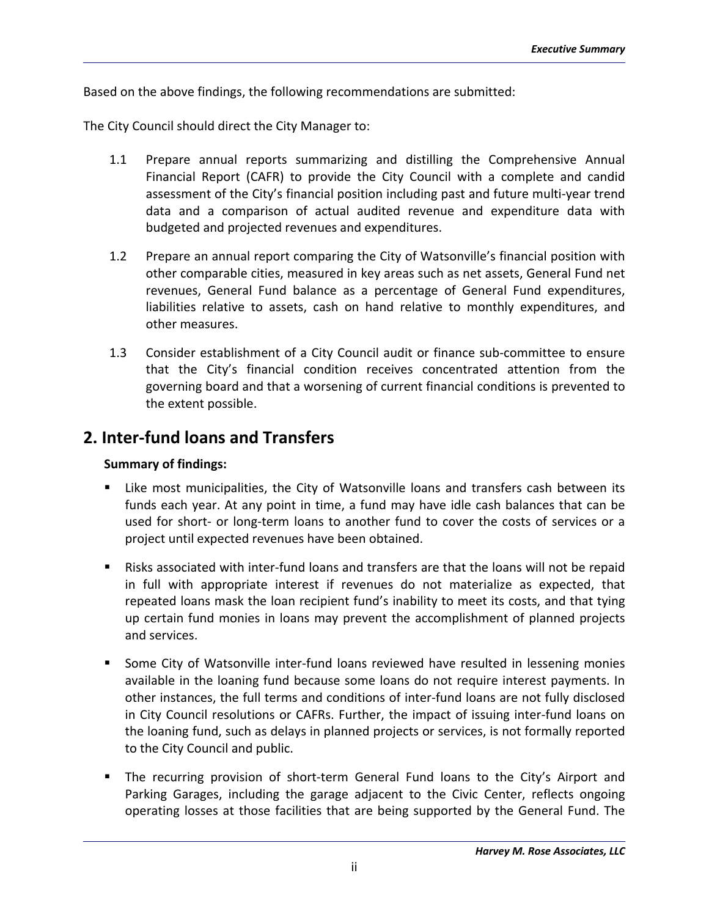Based on the above findings, the following recommendations are submitted:

The City Council should direct the City Manager to:

1.1 Prepare annual reports summarizing and distilling the Comprehensive Annual Financial Report (CAFR) to provide the City Council with a complete and candid assessment of the City's financial position including past and future multi-year trend data and a comparison of actual audited revenue and expenditure data with budgeted and projected revenues and expenditures.

1.2 Prepare an annual report comparing the City of Watsonville's financial position with other comparable cities, measured in key areas such as net assets, General Fund net revenues, General Fund balance as a percentage of General Fund expenditures, liabilities relative to assets, cash on hand relative to monthly expenditures, and other measures.

1.3 Consider establishment of a City Council audit or finance sub-committee to ensure that the City's financial condition receives concentrated attention from the governing board and that a worsening of current financial conditions is prevented to the extent possible.

## 2. Inter-fund loans and Transfers

**Summary of findings:**

- Like most municipalities, the City of Watsonville loans and transfers cash between its funds each year. At any point in time, a fund may have idle cash balances that can be used for short- or long-term loans to another fund to cover the costs of services or a project until expected revenues have been obtained.
- Risks associated with inter-fund loans and transfers are that the loans will not be repaid in full with appropriate interest if revenues do not materialize as expected, that repeated loans mask the loan recipient fund's inability to meet its costs, and that tying up certain fund monies in loans may prevent the accomplishment of planned projects and services.
- Some City of Watsonville inter-fund loans reviewed have resulted in lessening monies available in the loaning fund because some loans do not require interest payments. In other instances, the full terms and conditions of inter-fund loans are not fully disclosed in City Council resolutions or CAFRs. Further, the impact of issuing inter-fund loans on the loaning fund, such as delays in planned projects or services, is not formally reported to the City Council and public.
- The recurring provision of short-term General Fund loans to the City's Airport and Parking Garages, including the garage adjacent to the Civic Center, reflects ongoing operating losses at those facilities that are being supported by the General Fund. The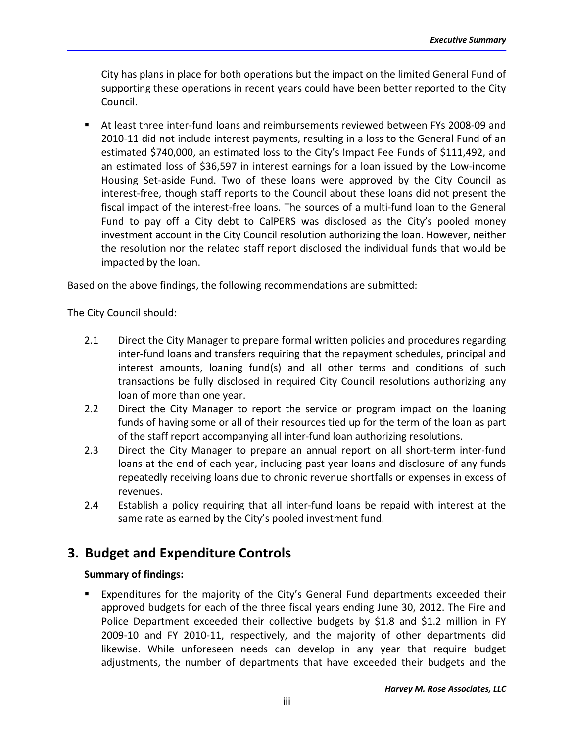City has plans in place for both operations but the impact on the limited General Fund of supporting these operations in recent years could have been better reported to the City Council.

- At least three inter-fund loans and reimbursements reviewed between FYs 2008-09 and 2010-11 did not include interest payments, resulting in a loss to the General Fund of an estimated $740,000, an estimated loss to the City's Impact Fee Funds of $111,492, and an estimated loss of $36,597 in interest earnings for a loan issued by the Low-income Housing Set-aside Fund. Two of these loans were approved by the City Council as interest-free, though staff reports to the Council about these loans did not present the fiscal impact of the interest-free loans. The sources of a multi-fund loan to the General Fund to pay off a City debt to CalPERS was disclosed as the City's pooled money investment account in the City Council resolution authorizing the loan. However, neither the resolution nor the related staff report disclosed the individual funds that would be impacted by the loan.

Based on the above findings, the following recommendations are submitted:

The City Council should:

2.1 Direct the City Manager to prepare formal written policies and procedures regarding inter-fund loans and transfers requiring that the repayment schedules, principal and interest amounts, loaning fund(s) and all other terms and conditions of such transactions be fully disclosed in required City Council resolutions authorizing any loan of more than one year.

2.2 Direct the City Manager to report the service or program impact on the loaning funds of having some or all of their resources tied up for the term of the loan as part of the staff report accompanying all inter-fund loan authorizing resolutions.

2.3 Direct the City Manager to prepare an annual report on all short-term inter-fund loans at the end of each year, including past year loans and disclosure of any funds repeatedly receiving loans due to chronic revenue shortfalls or expenses in excess of revenues.

2.4 Establish a policy requiring that all inter-fund loans be repaid with interest at the same rate as earned by the City's pooled investment fund.

## 3. Budget and Expenditure Controls

**Summary of findings:**

- Expenditures for the majority of the City's General Fund departments exceeded their approved budgets for each of the three fiscal years ending June 30, 2012. The Fire and Police Department exceeded their collective budgets by $1.8 and $1.2 million in FY 2009-10 and FY 2010-11, respectively, and the majority of other departments did likewise. While unforeseen needs can develop in any year that require budget adjustments, the number of departments that have exceeded their budgets and the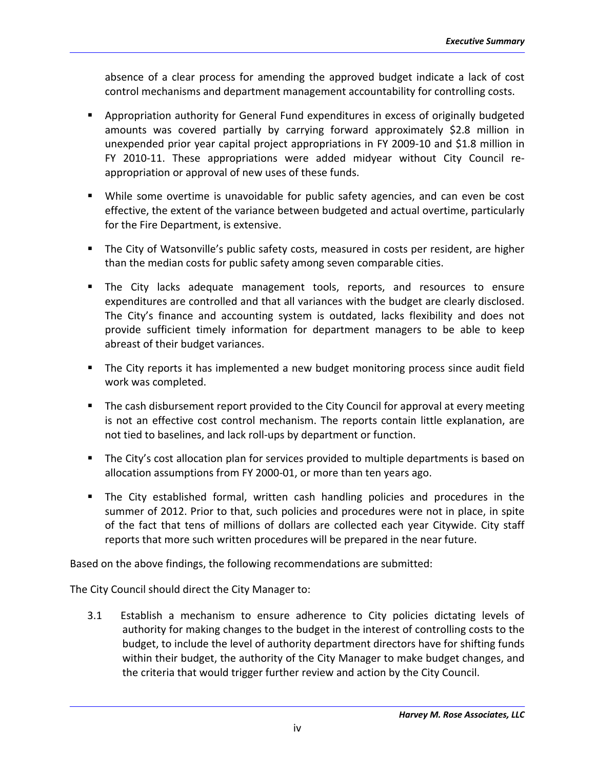absence of a clear process for amending the approved budget indicate a lack of cost control mechanisms and department management accountability for controlling costs.

- Appropriation authority for General Fund expenditures in excess of originally budgeted amounts was covered partially by carrying forward approximately $2.8 million in unexpended prior year capital project appropriations in FY 2009-10 and $1.8 million in FY 2010-11. These appropriations were added midyear without City Council re-appropriation or approval of new uses of these funds.

- While some overtime is unavoidable for public safety agencies, and can even be cost effective, the extent of the variance between budgeted and actual overtime, particularly for the Fire Department, is extensive.

- The City of Watsonville's public safety costs, measured in costs per resident, are higher than the median costs for public safety among seven comparable cities.

- The City lacks adequate management tools, reports, and resources to ensure expenditures are controlled and that all variances with the budget are clearly disclosed. The City's finance and accounting system is outdated, lacks flexibility and does not provide sufficient timely information for department managers to be able to keep abreast of their budget variances.

- The City reports it has implemented a new budget monitoring process since audit field work was completed.

- The cash disbursement report provided to the City Council for approval at every meeting is not an effective cost control mechanism. The reports contain little explanation, are not tied to baselines, and lack roll-ups by department or function.

- The City's cost allocation plan for services provided to multiple departments is based on allocation assumptions from FY 2000-01, or more than ten years ago.

- The City established formal, written cash handling policies and procedures in the summer of 2012. Prior to that, such policies and procedures were not in place, in spite of the fact that tens of millions of dollars are collected each year Citywide. City staff reports that more such written procedures will be prepared in the near future.

Based on the above findings, the following recommendations are submitted:

The City Council should direct the City Manager to:

3.1 Establish a mechanism to ensure adherence to City policies dictating levels of authority for making changes to the budget in the interest of controlling costs to the budget, to include the level of authority department directors have for shifting funds within their budget, the authority of the City Manager to make budget changes, and the criteria that would trigger further review and action by the City Council.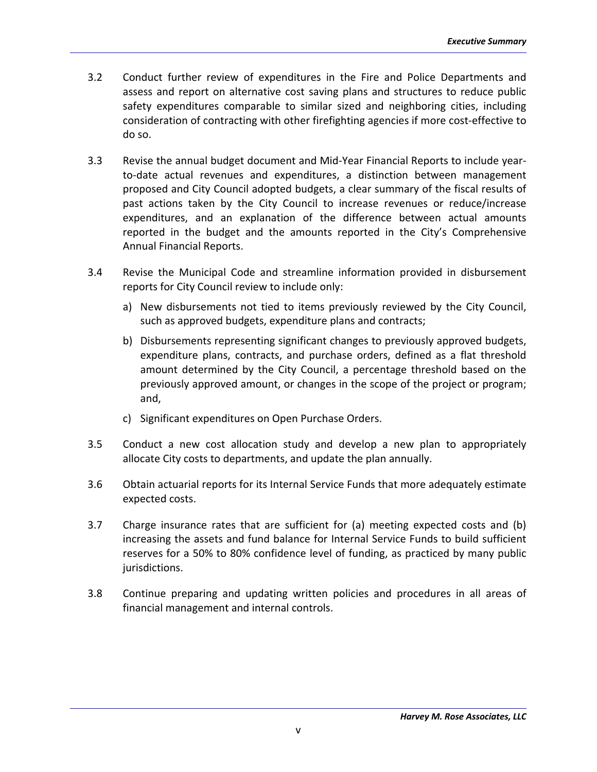3.2 Conduct further review of expenditures in the Fire and Police Departments and assess and report on alternative cost saving plans and structures to reduce public safety expenditures comparable to similar sized and neighboring cities, including consideration of contracting with other firefighting agencies if more cost-effective to do so.

3.3 Revise the annual budget document and Mid-Year Financial Reports to include year-to-date actual revenues and expenditures, a distinction between management proposed and City Council adopted budgets, a clear summary of the fiscal results of past actions taken by the City Council to increase revenues or reduce/increase expenditures, and an explanation of the difference between actual amounts reported in the budget and the amounts reported in the City's Comprehensive Annual Financial Reports.

3.4 Revise the Municipal Code and streamline information provided in disbursement reports for City Council review to include only:

   a) New disbursements not tied to items previously reviewed by the City Council, such as approved budgets, expenditure plans and contracts;

   b) Disbursements representing significant changes to previously approved budgets, expenditure plans, contracts, and purchase orders, defined as a flat threshold amount determined by the City Council, a percentage threshold based on the previously approved amount, or changes in the scope of the project or program; and,

   c) Significant expenditures on Open Purchase Orders.

3.5 Conduct a new cost allocation study and develop a new plan to appropriately allocate City costs to departments, and update the plan annually.

3.6 Obtain actuarial reports for its Internal Service Funds that more adequately estimate expected costs.

3.7 Charge insurance rates that are sufficient for (a) meeting expected costs and (b) increasing the assets and fund balance for Internal Service Funds to build sufficient reserves for a 50% to 80% confidence level of funding, as practiced by many public jurisdictions.

3.8 Continue preparing and updating written policies and procedures in all areas of financial management and internal controls.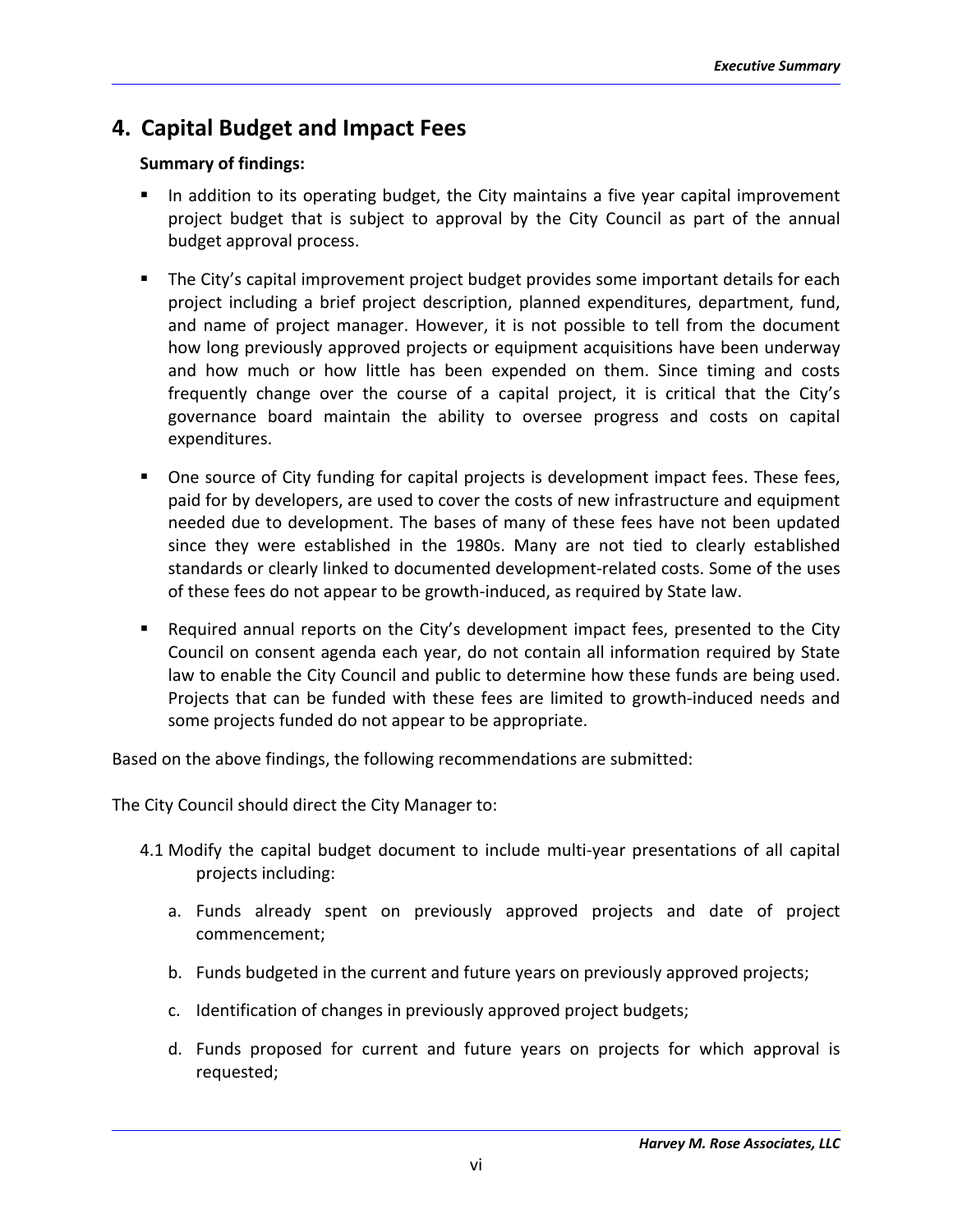## 4. Capital Budget and Impact Fees

**Summary of findings:**

- In addition to its operating budget, the City maintains a five year capital improvement project budget that is subject to approval by the City Council as part of the annual budget approval process.
- The City's capital improvement project budget provides some important details for each project including a brief project description, planned expenditures, department, fund, and name of project manager. However, it is not possible to tell from the document how long previously approved projects or equipment acquisitions have been underway and how much or how little has been expended on them. Since timing and costs frequently change over the course of a capital project, it is critical that the City's governance board maintain the ability to oversee progress and costs on capital expenditures.
- One source of City funding for capital projects is development impact fees. These fees, paid for by developers, are used to cover the costs of new infrastructure and equipment needed due to development. The bases of many of these fees have not been updated since they were established in the 1980s. Many are not tied to clearly established standards or clearly linked to documented development-related costs. Some of the uses of these fees do not appear to be growth-induced, as required by State law.
- Required annual reports on the City's development impact fees, presented to the City Council on consent agenda each year, do not contain all information required by State law to enable the City Council and public to determine how these funds are being used. Projects that can be funded with these fees are limited to growth-induced needs and some projects funded do not appear to be appropriate.

Based on the above findings, the following recommendations are submitted:

The City Council should direct the City Manager to:

4.1 Modify the capital budget document to include multi-year presentations of all capital projects including:

  a. Funds already spent on previously approved projects and date of project commencement;

  b. Funds budgeted in the current and future years on previously approved projects;

  c. Identification of changes in previously approved project budgets;

  d. Funds proposed for current and future years on projects for which approval is requested;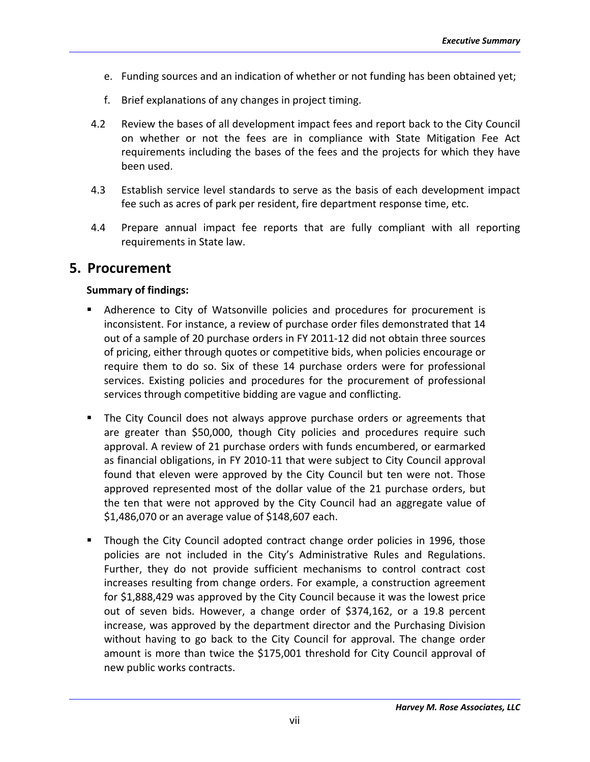e. Funding sources and an indication of whether or not funding has been obtained yet;

f. Brief explanations of any changes in project timing.

4.2 Review the bases of all development impact fees and report back to the City Council on whether or not the fees are in compliance with State Mitigation Fee Act requirements including the bases of the fees and the projects for which they have been used.

4.3 Establish service level standards to serve as the basis of each development impact fee such as acres of park per resident, fire department response time, etc.

4.4 Prepare annual impact fee reports that are fully compliant with all reporting requirements in State law.

## 5. Procurement

**Summary of findings:**

- Adherence to City of Watsonville policies and procedures for procurement is inconsistent. For instance, a review of purchase order files demonstrated that 14 out of a sample of 20 purchase orders in FY 2011-12 did not obtain three sources of pricing, either through quotes or competitive bids, when policies encourage or require them to do so. Six of these 14 purchase orders were for professional services. Existing policies and procedures for the procurement of professional services through competitive bidding are vague and conflicting.

- The City Council does not always approve purchase orders or agreements that are greater than $50,000, though City policies and procedures require such approval. A review of 21 purchase orders with funds encumbered, or earmarked as financial obligations, in FY 2010-11 that were subject to City Council approval found that eleven were approved by the City Council but ten were not. Those approved represented most of the dollar value of the 21 purchase orders, but the ten that were not approved by the City Council had an aggregate value of $1,486,070 or an average value of $148,607 each.

- Though the City Council adopted contract change order policies in 1996, those policies are not included in the City's Administrative Rules and Regulations. Further, they do not provide sufficient mechanisms to control contract cost increases resulting from change orders. For example, a construction agreement for $1,888,429 was approved by the City Council because it was the lowest price out of seven bids. However, a change order of $374,162, or a 19.8 percent increase, was approved by the department director and the Purchasing Division without having to go back to the City Council for approval. The change order amount is more than twice the $175,001 threshold for City Council approval of new public works contracts.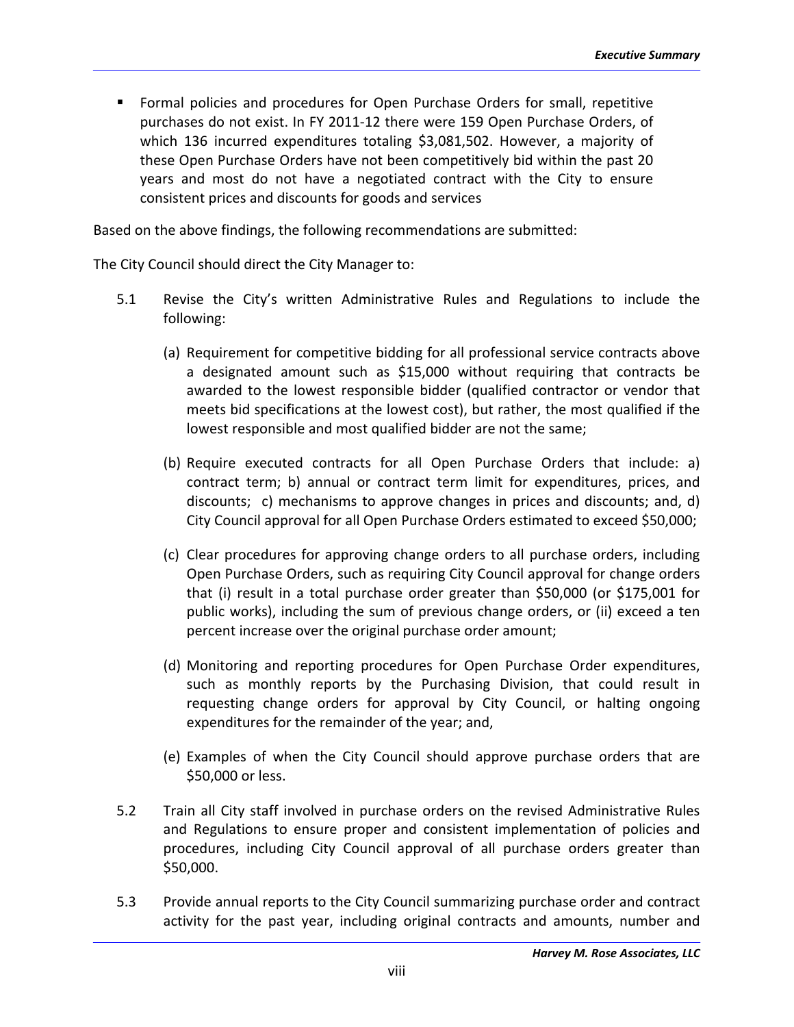- Formal policies and procedures for Open Purchase Orders for small, repetitive purchases do not exist. In FY 2011-12 there were 159 Open Purchase Orders, of which 136 incurred expenditures totaling $3,081,502. However, a majority of these Open Purchase Orders have not been competitively bid within the past 20 years and most do not have a negotiated contract with the City to ensure consistent prices and discounts for goods and services

Based on the above findings, the following recommendations are submitted:

The City Council should direct the City Manager to:

5.1 Revise the City's written Administrative Rules and Regulations to include the following:

   (a) Requirement for competitive bidding for all professional service contracts above a designated amount such as $15,000 without requiring that contracts be awarded to the lowest responsible bidder (qualified contractor or vendor that meets bid specifications at the lowest cost), but rather, the most qualified if the lowest responsible and most qualified bidder are not the same;

   (b) Require executed contracts for all Open Purchase Orders that include: a) contract term; b) annual or contract term limit for expenditures, prices, and discounts; c) mechanisms to approve changes in prices and discounts; and, d) City Council approval for all Open Purchase Orders estimated to exceed $50,000;

   (c) Clear procedures for approving change orders to all purchase orders, including Open Purchase Orders, such as requiring City Council approval for change orders that (i) result in a total purchase order greater than $50,000 (or $175,001 for public works), including the sum of previous change orders, or (ii) exceed a ten percent increase over the original purchase order amount;

   (d) Monitoring and reporting procedures for Open Purchase Order expenditures, such as monthly reports by the Purchasing Division, that could result in requesting change orders for approval by City Council, or halting ongoing expenditures for the remainder of the year; and,

   (e) Examples of when the City Council should approve purchase orders that are $50,000 or less.

5.2 Train all City staff involved in purchase orders on the revised Administrative Rules and Regulations to ensure proper and consistent implementation of policies and procedures, including City Council approval of all purchase orders greater than $50,000.

5.3 Provide annual reports to the City Council summarizing purchase order and contract activity for the past year, including original contracts and amounts, number and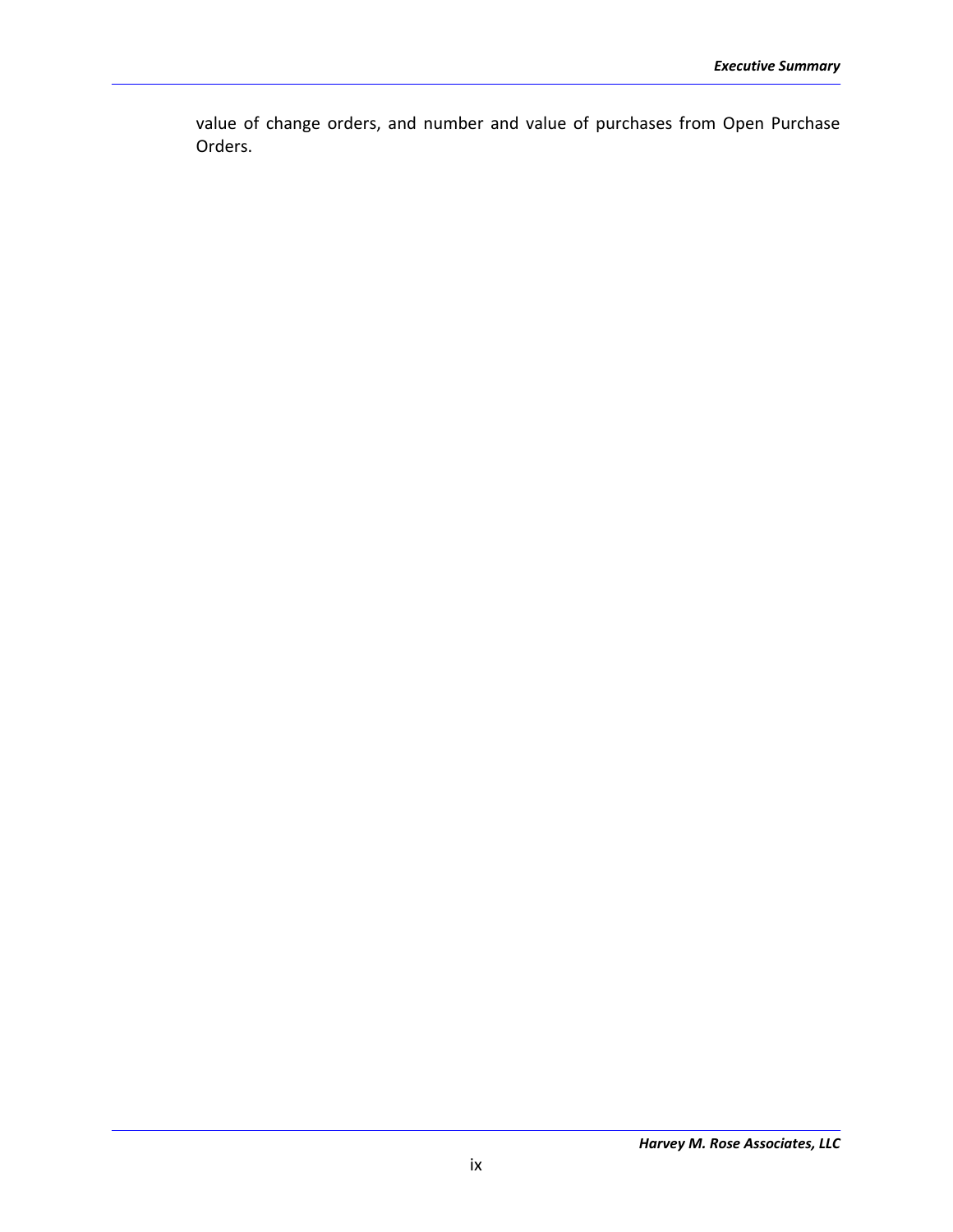value of change orders, and number and value of purchases from Open Purchase Orders.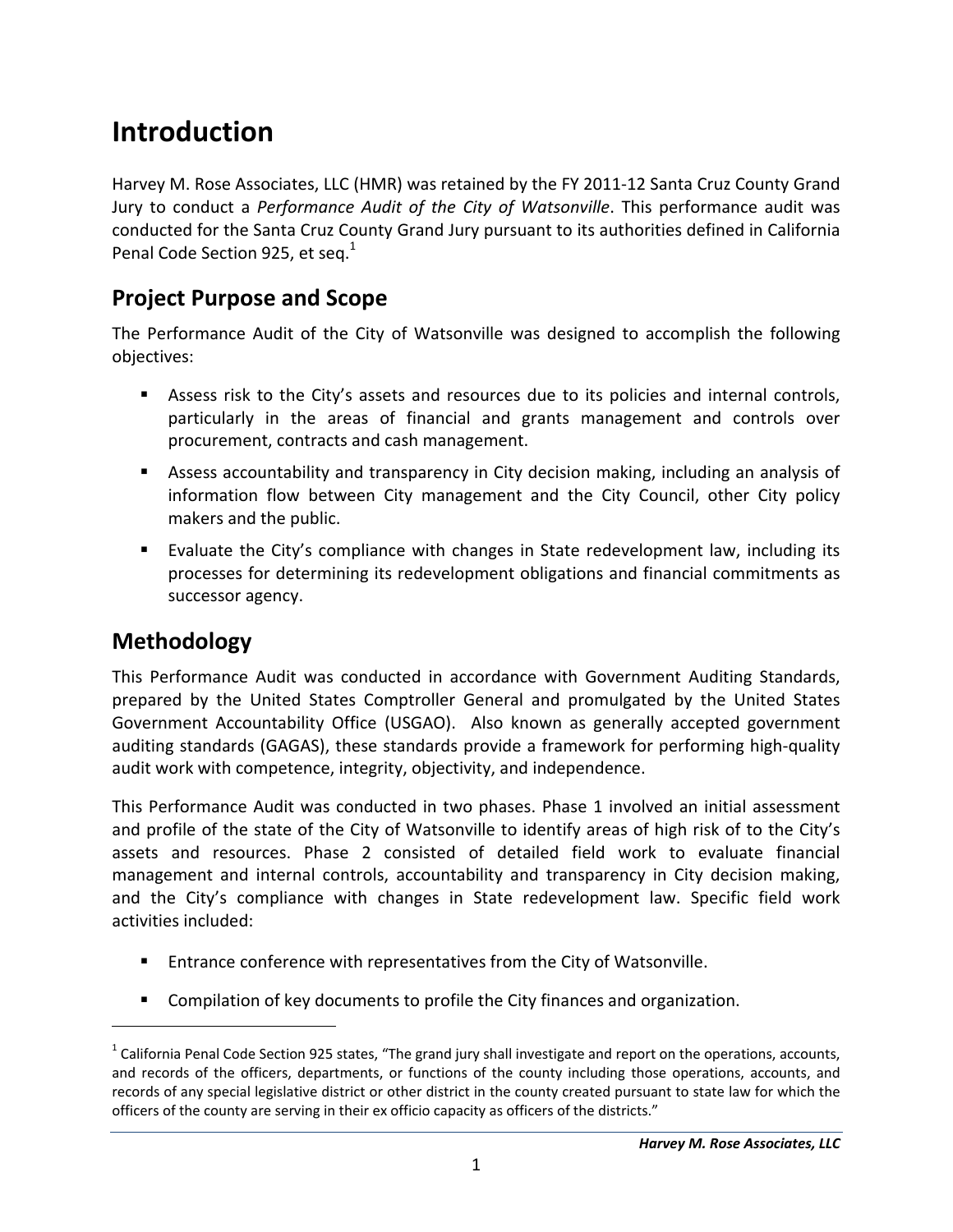# Introduction

Harvey M. Rose Associates, LLC (HMR) was retained by the FY 2011-12 Santa Cruz County Grand Jury to conduct a *Performance Audit of the City of Watsonville*. This performance audit was conducted for the Santa Cruz County Grand Jury pursuant to its authorities defined in California Penal Code Section 925, et seq.[1]

## Project Purpose and Scope

The Performance Audit of the City of Watsonville was designed to accomplish the following objectives:

- Assess risk to the City's assets and resources due to its policies and internal controls, particularly in the areas of financial and grants management and controls over procurement, contracts and cash management.
- Assess accountability and transparency in City decision making, including an analysis of information flow between City management and the City Council, other City policy makers and the public.
- Evaluate the City's compliance with changes in State redevelopment law, including its processes for determining its redevelopment obligations and financial commitments as successor agency.

## Methodology

This Performance Audit was conducted in accordance with Government Auditing Standards, prepared by the United States Comptroller General and promulgated by the United States Government Accountability Office (USGAO). Also known as generally accepted government auditing standards (GAGAS), these standards provide a framework for performing high-quality audit work with competence, integrity, objectivity, and independence.

This Performance Audit was conducted in two phases. Phase 1 involved an initial assessment and profile of the state of the City of Watsonville to identify areas of high risk of to the City's assets and resources. Phase 2 consisted of detailed field work to evaluate financial management and internal controls, accountability and transparency in City decision making, and the City's compliance with changes in State redevelopment law. Specific field work activities included:

- Entrance conference with representatives from the City of Watsonville.
- Compilation of key documents to profile the City finances and organization.

[1] California Penal Code Section 925 states, "The grand jury shall investigate and report on the operations, accounts, and records of the officers, departments, or functions of the county including those operations, accounts, and records of any special legislative district or other district in the county created pursuant to state law for which the officers of the county are serving in their ex officio capacity as officers of the districts."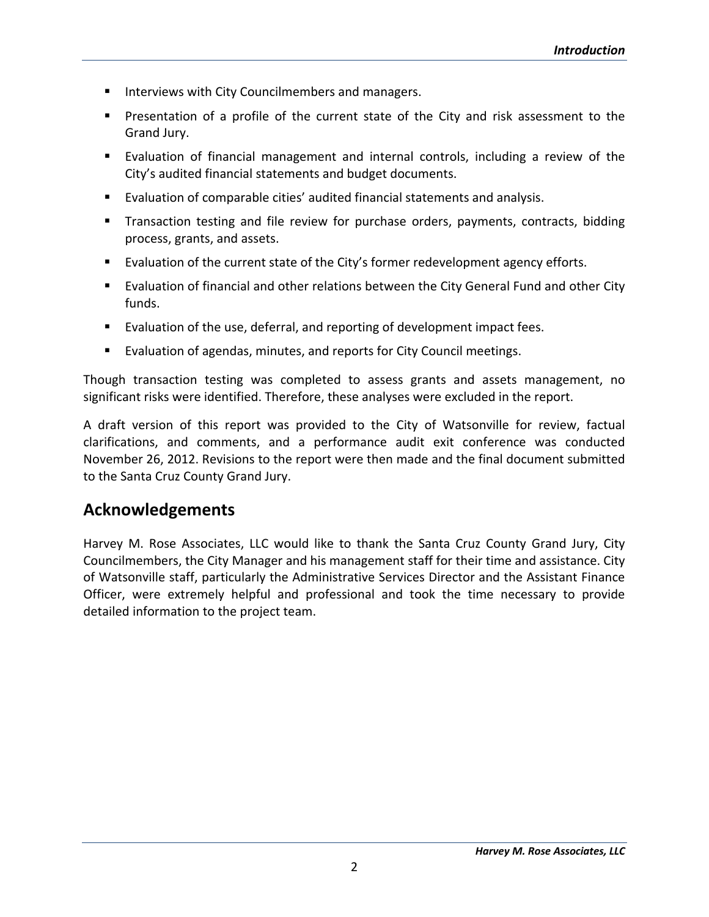- Interviews with City Councilmembers and managers.
- Presentation of a profile of the current state of the City and risk assessment to the Grand Jury.
- Evaluation of financial management and internal controls, including a review of the City's audited financial statements and budget documents.
- Evaluation of comparable cities' audited financial statements and analysis.
- Transaction testing and file review for purchase orders, payments, contracts, bidding process, grants, and assets.
- Evaluation of the current state of the City's former redevelopment agency efforts.
- Evaluation of financial and other relations between the City General Fund and other City funds.
- Evaluation of the use, deferral, and reporting of development impact fees.
- Evaluation of agendas, minutes, and reports for City Council meetings.

Though transaction testing was completed to assess grants and assets management, no significant risks were identified. Therefore, these analyses were excluded in the report.

A draft version of this report was provided to the City of Watsonville for review, factual clarifications, and comments, and a performance audit exit conference was conducted November 26, 2012. Revisions to the report were then made and the final document submitted to the Santa Cruz County Grand Jury.

## Acknowledgements

Harvey M. Rose Associates, LLC would like to thank the Santa Cruz County Grand Jury, City Councilmembers, the City Manager and his management staff for their time and assistance. City of Watsonville staff, particularly the Administrative Services Director and the Assistant Finance Officer, were extremely helpful and professional and took the time necessary to provide detailed information to the project team.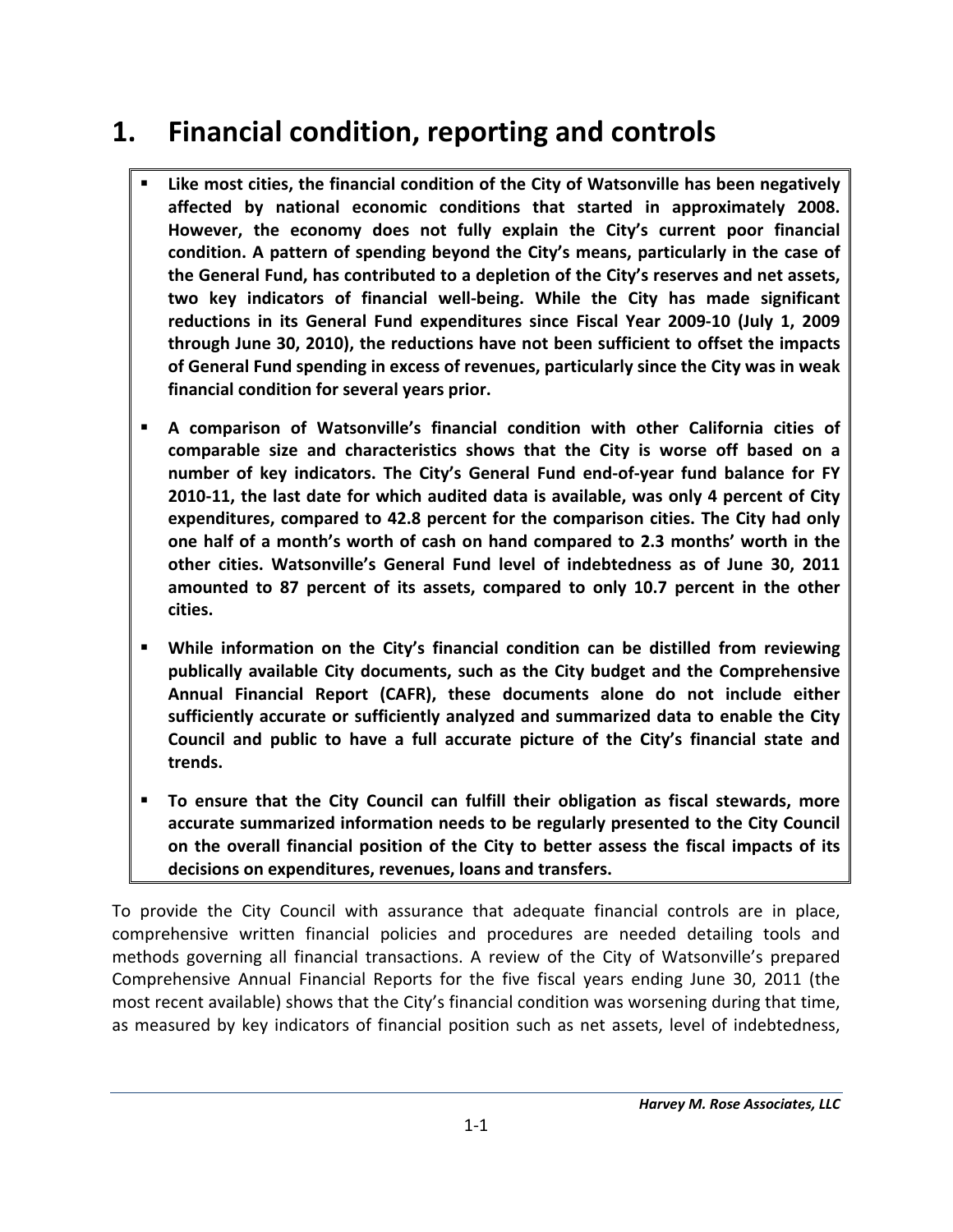# 1. Financial condition, reporting and controls

- **Like most cities, the financial condition of the City of Watsonville has been negatively affected by national economic conditions that started in approximately 2008. However, the economy does not fully explain the City's current poor financial condition. A pattern of spending beyond the City's means, particularly in the case of the General Fund, has contributed to a depletion of the City's reserves and net assets, two key indicators of financial well-being. While the City has made significant reductions in its General Fund expenditures since Fiscal Year 2009-10 (July 1, 2009 through June 30, 2010), the reductions have not been sufficient to offset the impacts of General Fund spending in excess of revenues, particularly since the City was in weak financial condition for several years prior.**
- **A comparison of Watsonville's financial condition with other California cities of comparable size and characteristics shows that the City is worse off based on a number of key indicators. The City's General Fund end-of-year fund balance for FY 2010-11, the last date for which audited data is available, was only 4 percent of City expenditures, compared to 42.8 percent for the comparison cities. The City had only one half of a month's worth of cash on hand compared to 2.3 months' worth in the other cities. Watsonville's General Fund level of indebtedness as of June 30, 2011 amounted to 87 percent of its assets, compared to only 10.7 percent in the other cities.**
- **While information on the City's financial condition can be distilled from reviewing publically available City documents, such as the City budget and the Comprehensive Annual Financial Report (CAFR), these documents alone do not include either sufficiently accurate or sufficiently analyzed and summarized data to enable the City Council and public to have a full accurate picture of the City's financial state and trends.**
- **To ensure that the City Council can fulfill their obligation as fiscal stewards, more accurate summarized information needs to be regularly presented to the City Council on the overall financial position of the City to better assess the fiscal impacts of its decisions on expenditures, revenues, loans and transfers.**

To provide the City Council with assurance that adequate financial controls are in place, comprehensive written financial policies and procedures are needed detailing tools and methods governing all financial transactions. A review of the City of Watsonville's prepared Comprehensive Annual Financial Reports for the five fiscal years ending June 30, 2011 (the most recent available) shows that the City's financial condition was worsening during that time, as measured by key indicators of financial position such as net assets, level of indebtedness,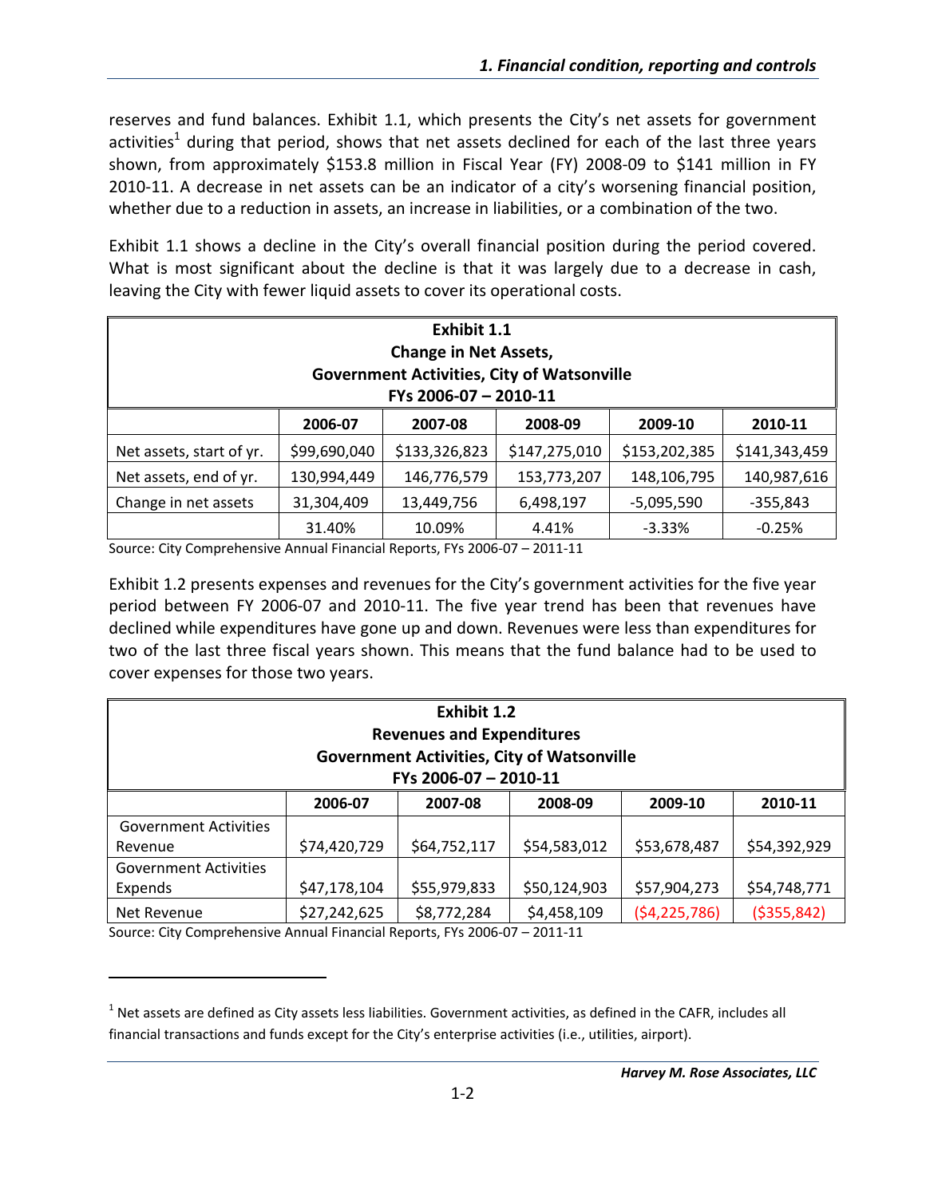reserves and fund balances. Exhibit 1.1, which presents the City's net assets for government activities[1] during that period, shows that net assets declined for each of the last three years shown, from approximately \$153.8 million in Fiscal Year (FY) 2008-09 to \$141 million in FY 2010-11. A decrease in net assets can be an indicator of a city's worsening financial position, whether due to a reduction in assets, an increase in liabilities, or a combination of the two.

Exhibit 1.1 shows a decline in the City's overall financial position during the period covered. What is most significant about the decline is that it was largely due to a decrease in cash, leaving the City with fewer liquid assets to cover its operational costs.

**Exhibit 1.1**
**Change in Net Assets,**
**Government Activities, City of Watsonville**
**FYs 2006-07 – 2010-11**

| | 2006-07 | 2007-08 | 2008-09 | 2009-10 | 2010-11 |
|---|---|---|---|---|---|
| Net assets, start of yr. | \$99,690,040 | \$133,326,823 | \$147,275,010 | \$153,202,385 | \$141,343,459 |
| Net assets, end of yr. | 130,994,449 | 146,776,579 | 153,773,207 | 148,106,795 | 140,987,616 |
| Change in net assets | 31,304,409 | 13,449,756 | 6,498,197 | -5,095,590 | -355,843 |
| | 31.40% | 10.09% | 4.41% | -3.33% | -0.25% |

Source: City Comprehensive Annual Financial Reports, FYs 2006-07 – 2011-11

Exhibit 1.2 presents expenses and revenues for the City's government activities for the five year period between FY 2006-07 and 2010-11. The five year trend has been that revenues have declined while expenditures have gone up and down. Revenues were less than expenditures for two of the last three fiscal years shown. This means that the fund balance had to be used to cover expenses for those two years.

**Exhibit 1.2**
**Revenues and Expenditures**
**Government Activities, City of Watsonville**
**FYs 2006-07 – 2010-11**

| | 2006-07 | 2007-08 | 2008-09 | 2009-10 | 2010-11 |
|---|---|---|---|---|---|
| Government Activities Revenue | \$74,420,729 | \$64,752,117 | \$54,583,012 | \$53,678,487 | \$54,392,929 |
| Government Activities Expends | \$47,178,104 | \$55,979,833 | \$50,124,903 | \$57,904,273 | \$54,748,771 |
| Net Revenue | \$27,242,625 | \$8,772,284 | \$4,458,109 | (\$4,225,786) | (\$355,842) |

Source: City Comprehensive Annual Financial Reports, FYs 2006-07 – 2011-11

[1] Net assets are defined as City assets less liabilities. Government activities, as defined in the CAFR, includes all financial transactions and funds except for the City's enterprise activities (i.e., utilities, airport).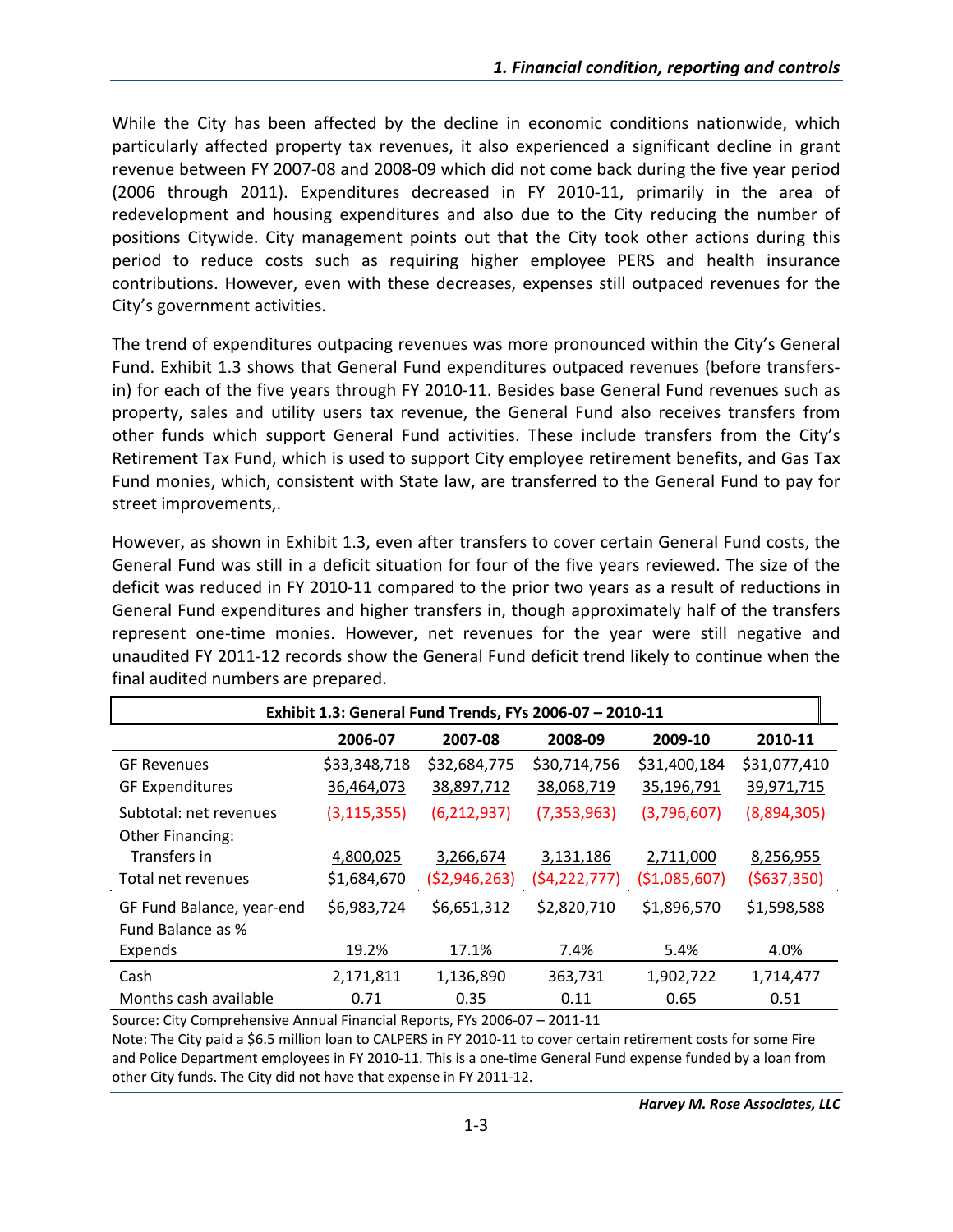While the City has been affected by the decline in economic conditions nationwide, which particularly affected property tax revenues, it also experienced a significant decline in grant revenue between FY 2007-08 and 2008-09 which did not come back during the five year period (2006 through 2011). Expenditures decreased in FY 2010-11, primarily in the area of redevelopment and housing expenditures and also due to the City reducing the number of positions Citywide. City management points out that the City took other actions during this period to reduce costs such as requiring higher employee PERS and health insurance contributions. However, even with these decreases, expenses still outpaced revenues for the City's government activities.

The trend of expenditures outpacing revenues was more pronounced within the City's General Fund. Exhibit 1.3 shows that General Fund expenditures outpaced revenues (before transfers-in) for each of the five years through FY 2010-11. Besides base General Fund revenues such as property, sales and utility users tax revenue, the General Fund also receives transfers from other funds which support General Fund activities. These include transfers from the City's Retirement Tax Fund, which is used to support City employee retirement benefits, and Gas Tax Fund monies, which, consistent with State law, are transferred to the General Fund to pay for street improvements,.

However, as shown in Exhibit 1.3, even after transfers to cover certain General Fund costs, the General Fund was still in a deficit situation for four of the five years reviewed. The size of the deficit was reduced in FY 2010-11 compared to the prior two years as a result of reductions in General Fund expenditures and higher transfers in, though approximately half of the transfers represent one-time monies. However, net revenues for the year were still negative and unaudited FY 2011-12 records show the General Fund deficit trend likely to continue when the final audited numbers are prepared.

**Exhibit 1.3: General Fund Trends, FYs 2006-07 – 2010-11**

| | 2006-07 | 2007-08 | 2008-09 | 2009-10 | 2010-11 |
|---|---|---|---|---|---|
| GF Revenues | $33,348,718 | $32,684,775 | $30,714,756 | $31,400,184 | $31,077,410 |
| GF Expenditures | 36,464,073 | 38,897,712 | 38,068,719 | 35,196,791 | 39,971,715 |
| Subtotal: net revenues | (3,115,355) | (6,212,937) | (7,353,963) | (3,796,607) | (8,894,305) |
| Other Financing: | | | | | |
| Transfers in | 4,800,025 | 3,266,674 | 3,131,186 | 2,711,000 | 8,256,955 |
| Total net revenues | $1,684,670 | ($2,946,263) | ($4,222,777) | ($1,085,607) | ($637,350) |
| GF Fund Balance, year-end | $6,983,724 | $6,651,312 | $2,820,710 | $1,896,570 | $1,598,588 |
| Fund Balance as % Expends | 19.2% | 17.1% | 7.4% | 5.4% | 4.0% |
| Cash | 2,171,811 | 1,136,890 | 363,731 | 1,902,722 | 1,714,477 |
| Months cash available | 0.71 | 0.35 | 0.11 | 0.65 | 0.51 |

Source: City Comprehensive Annual Financial Reports, FYs 2006-07 – 2011-11

Note: The City paid a $6.5 million loan to CALPERS in FY 2010-11 to cover certain retirement costs for some Fire and Police Department employees in FY 2010-11. This is a one-time General Fund expense funded by a loan from other City funds. The City did not have that expense in FY 2011-12.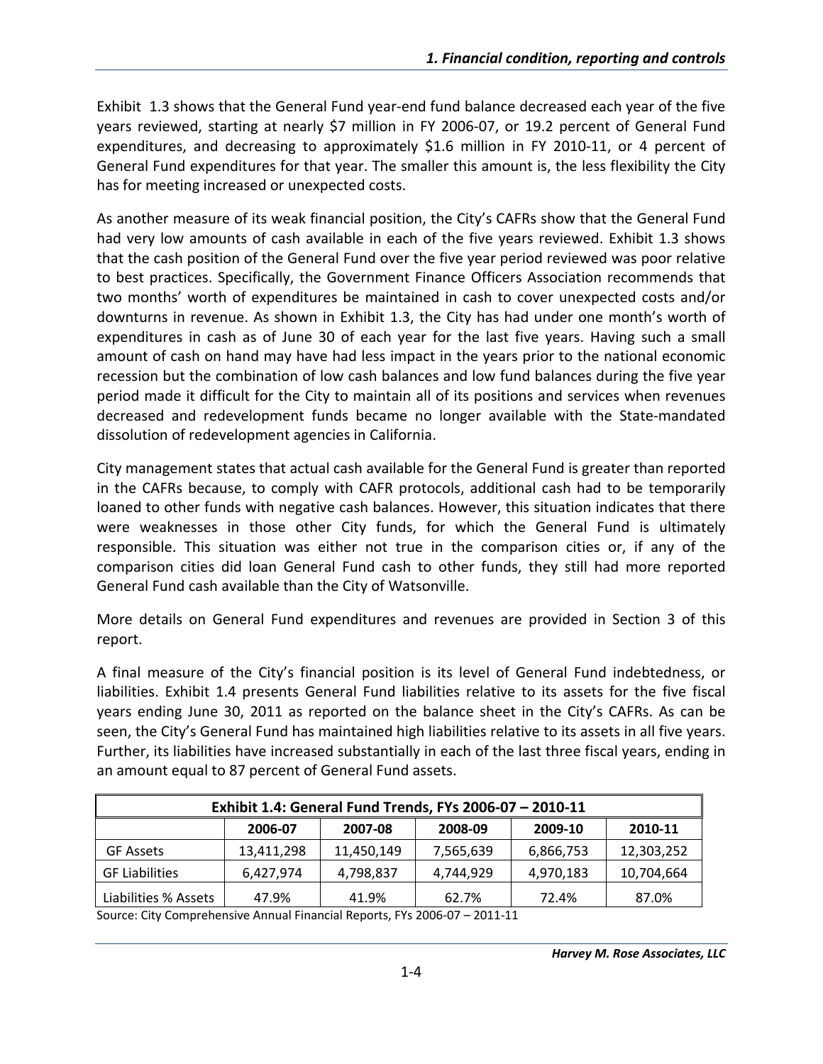Exhibit 1.3 shows that the General Fund year-end fund balance decreased each year of the five years reviewed, starting at nearly $7 million in FY 2006-07, or 19.2 percent of General Fund expenditures, and decreasing to approximately $1.6 million in FY 2010-11, or 4 percent of General Fund expenditures for that year. The smaller this amount is, the less flexibility the City has for meeting increased or unexpected costs.

As another measure of its weak financial position, the City's CAFRs show that the General Fund had very low amounts of cash available in each of the five years reviewed. Exhibit 1.3 shows that the cash position of the General Fund over the five year period reviewed was poor relative to best practices. Specifically, the Government Finance Officers Association recommends that two months' worth of expenditures be maintained in cash to cover unexpected costs and/or downturns in revenue. As shown in Exhibit 1.3, the City has had under one month's worth of expenditures in cash as of June 30 of each year for the last five years. Having such a small amount of cash on hand may have had less impact in the years prior to the national economic recession but the combination of low cash balances and low fund balances during the five year period made it difficult for the City to maintain all of its positions and services when revenues decreased and redevelopment funds became no longer available with the State-mandated dissolution of redevelopment agencies in California.

City management states that actual cash available for the General Fund is greater than reported in the CAFRs because, to comply with CAFR protocols, additional cash had to be temporarily loaned to other funds with negative cash balances. However, this situation indicates that there were weaknesses in those other City funds, for which the General Fund is ultimately responsible. This situation was either not true in the comparison cities or, if any of the comparison cities did loan General Fund cash to other funds, they still had more reported General Fund cash available than the City of Watsonville.

More details on General Fund expenditures and revenues are provided in Section 3 of this report.

A final measure of the City's financial position is its level of General Fund indebtedness, or liabilities. Exhibit 1.4 presents General Fund liabilities relative to its assets for the five fiscal years ending June 30, 2011 as reported on the balance sheet in the City's CAFRs. As can be seen, the City's General Fund has maintained high liabilities relative to its assets in all five years. Further, its liabilities have increased substantially in each of the last three fiscal years, ending in an amount equal to 87 percent of General Fund assets.

| Exhibit 1.4: General Fund Trends, FYs 2006-07 – 2010-11 | | | | | |
|---|---|---|---|---|---|
| | 2006-07 | 2007-08 | 2008-09 | 2009-10 | 2010-11 |
| GF Assets | 13,411,298 | 11,450,149 | 7,565,639 | 6,866,753 | 12,303,252 |
| GF Liabilities | 6,427,974 | 4,798,837 | 4,744,929 | 4,970,183 | 10,704,664 |
| Liabilities % Assets | 47.9% | 41.9% | 62.7% | 72.4% | 87.0% |

Source: City Comprehensive Annual Financial Reports, FYs 2006-07 – 2011-11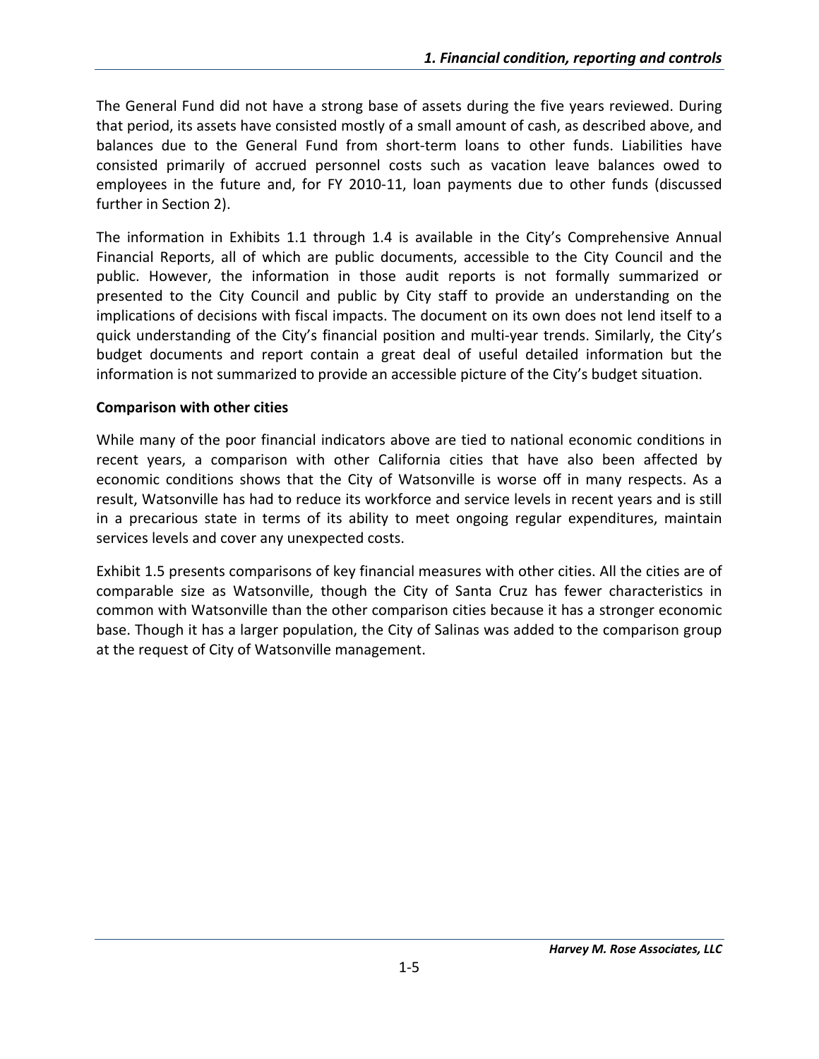The General Fund did not have a strong base of assets during the five years reviewed. During that period, its assets have consisted mostly of a small amount of cash, as described above, and balances due to the General Fund from short-term loans to other funds. Liabilities have consisted primarily of accrued personnel costs such as vacation leave balances owed to employees in the future and, for FY 2010-11, loan payments due to other funds (discussed further in Section 2).

The information in Exhibits 1.1 through 1.4 is available in the City's Comprehensive Annual Financial Reports, all of which are public documents, accessible to the City Council and the public. However, the information in those audit reports is not formally summarized or presented to the City Council and public by City staff to provide an understanding on the implications of decisions with fiscal impacts. The document on its own does not lend itself to a quick understanding of the City's financial position and multi-year trends. Similarly, the City's budget documents and report contain a great deal of useful detailed information but the information is not summarized to provide an accessible picture of the City's budget situation.

**Comparison with other cities**

While many of the poor financial indicators above are tied to national economic conditions in recent years, a comparison with other California cities that have also been affected by economic conditions shows that the City of Watsonville is worse off in many respects. As a result, Watsonville has had to reduce its workforce and service levels in recent years and is still in a precarious state in terms of its ability to meet ongoing regular expenditures, maintain services levels and cover any unexpected costs.

Exhibit 1.5 presents comparisons of key financial measures with other cities. All the cities are of comparable size as Watsonville, though the City of Santa Cruz has fewer characteristics in common with Watsonville than the other comparison cities because it has a stronger economic base. Though it has a larger population, the City of Salinas was added to the comparison group at the request of City of Watsonville management.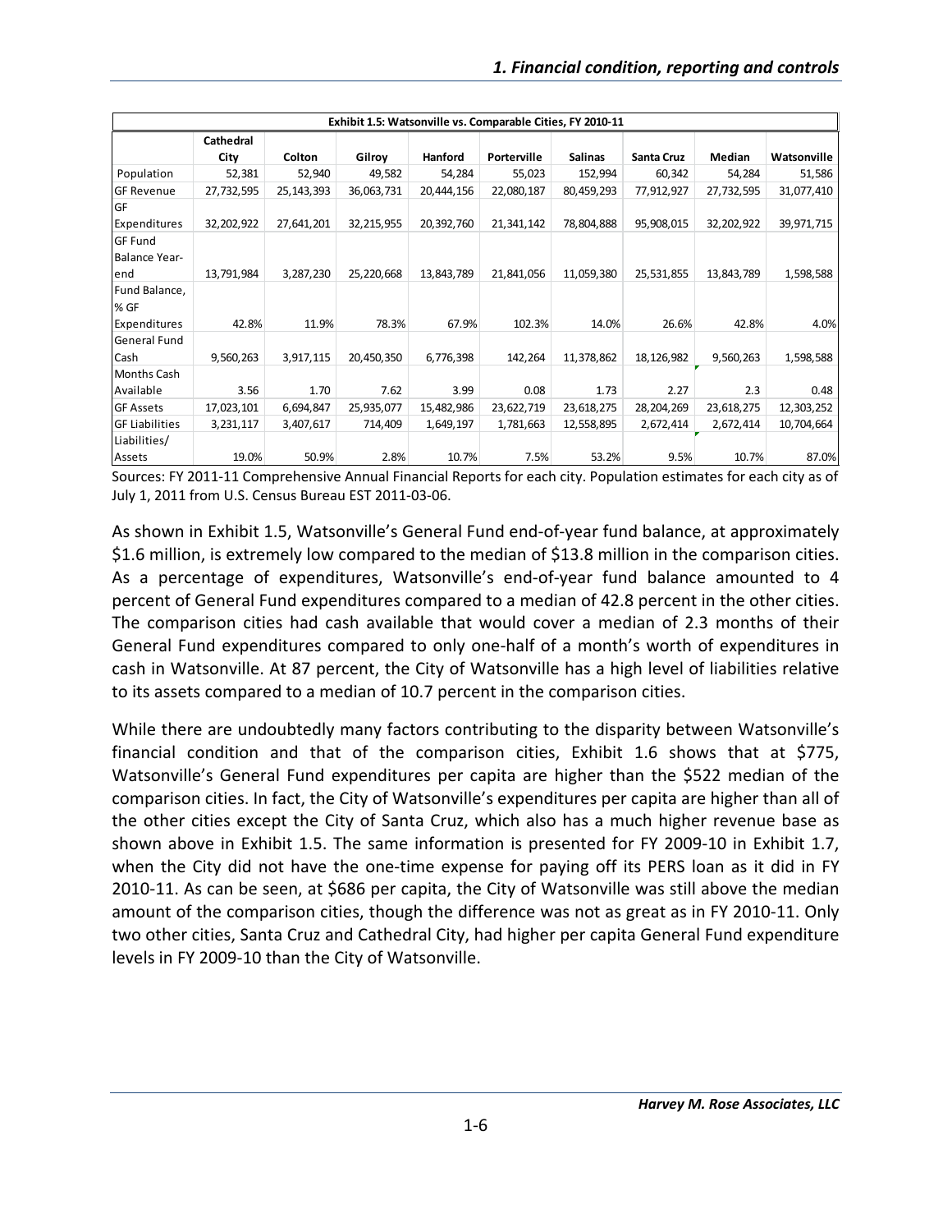| Exhibit 1.5: Watsonville vs. Comparable Cities, FY 2010-11 | | | | | | | | | |
|---|---|---|---|---|---|---|---|---|---|
| | Cathedral City | Colton | Gilroy | Hanford | Porterville | Salinas | Santa Cruz | Median | Watsonville |
| Population | 52,381 | 52,940 | 49,582 | 54,284 | 55,023 | 152,994 | 60,342 | 54,284 | 51,586 |
| GF Revenue | 27,732,595 | 25,143,393 | 36,063,731 | 20,444,156 | 22,080,187 | 80,459,293 | 77,912,927 | 27,732,595 | 31,077,410 |
| GF Expenditures | 32,202,922 | 27,641,201 | 32,215,955 | 20,392,760 | 21,341,142 | 78,804,888 | 95,908,015 | 32,202,922 | 39,971,715 |
| GF Fund Balance Year-end | 13,791,984 | 3,287,230 | 25,220,668 | 13,843,789 | 21,841,056 | 11,059,380 | 25,531,855 | 13,843,789 | 1,598,588 |
| Fund Balance, % GF Expenditures | 42.8% | 11.9% | 78.3% | 67.9% | 102.3% | 14.0% | 26.6% | 42.8% | 4.0% |
| General Fund Cash | 9,560,263 | 3,917,115 | 20,450,350 | 6,776,398 | 142,264 | 11,378,862 | 18,126,982 | 9,560,263 | 1,598,588 |
| Months Cash Available | 3.56 | 1.70 | 7.62 | 3.99 | 0.08 | 1.73 | 2.27 | 2.3 | 0.48 |
| GF Assets | 17,023,101 | 6,694,847 | 25,935,077 | 15,482,986 | 23,622,719 | 23,618,275 | 28,204,269 | 23,618,275 | 12,303,252 |
| GF Liabilities | 3,231,117 | 3,407,617 | 714,409 | 1,649,197 | 1,781,663 | 12,558,895 | 2,672,414 | 2,672,414 | 10,704,664 |
| Liabilities/ Assets | 19.0% | 50.9% | 2.8% | 10.7% | 7.5% | 53.2% | 9.5% | 10.7% | 87.0% |

Sources: FY 2011-11 Comprehensive Annual Financial Reports for each city. Population estimates for each city as of July 1, 2011 from U.S. Census Bureau EST 2011-03-06.

As shown in Exhibit 1.5, Watsonville's General Fund end-of-year fund balance, at approximately \$1.6 million, is extremely low compared to the median of \$13.8 million in the comparison cities. As a percentage of expenditures, Watsonville's end-of-year fund balance amounted to 4 percent of General Fund expenditures compared to a median of 42.8 percent in the other cities. The comparison cities had cash available that would cover a median of 2.3 months of their General Fund expenditures compared to only one-half of a month's worth of expenditures in cash in Watsonville. At 87 percent, the City of Watsonville has a high level of liabilities relative to its assets compared to a median of 10.7 percent in the comparison cities.

While there are undoubtedly many factors contributing to the disparity between Watsonville's financial condition and that of the comparison cities, Exhibit 1.6 shows that at \$775, Watsonville's General Fund expenditures per capita are higher than the \$522 median of the comparison cities. In fact, the City of Watsonville's expenditures per capita are higher than all of the other cities except the City of Santa Cruz, which also has a much higher revenue base as shown above in Exhibit 1.5. The same information is presented for FY 2009-10 in Exhibit 1.7, when the City did not have the one-time expense for paying off its PERS loan as it did in FY 2010-11. As can be seen, at \$686 per capita, the City of Watsonville was still above the median amount of the comparison cities, though the difference was not as great as in FY 2010-11. Only two other cities, Santa Cruz and Cathedral City, had higher per capita General Fund expenditure levels in FY 2009-10 than the City of Watsonville.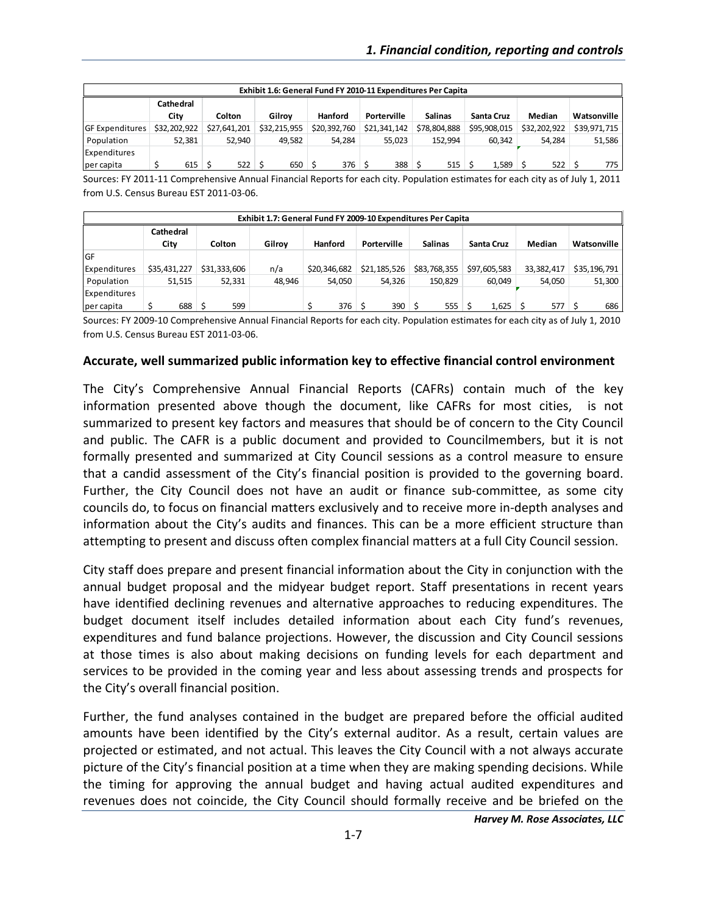| Exhibit 1.6: General Fund FY 2010-11 Expenditures Per Capita | | | | | | | | | |
|---|---|---|---|---|---|---|---|---|---|
| | Cathedral City | Colton | Gilroy | Hanford | Porterville | Salinas | Santa Cruz | Median | Watsonville |
| GF Expenditures | $32,202,922 | $27,641,201 | $32,215,955 | $20,392,760 | $21,341,142 | $78,804,888 | $95,908,015 | $32,202,922 | $39,971,715 |
| Population | 52,381 | 52,940 | 49,582 | 54,284 | 55,023 | 152,994 | 60,342 | 54,284 | 51,586 |
| Expenditures per capita | $ 615 | $ 522 | $ 650 | $ 376 | $ 388 | $ 515 | $ 1,589 | $ 522 | $ 775 |

Sources: FY 2011-11 Comprehensive Annual Financial Reports for each city. Population estimates for each city as of July 1, 2011 from U.S. Census Bureau EST 2011-03-06.

| Exhibit 1.7: General Fund FY 2009-10 Expenditures Per Capita | | | | | | | | | |
|---|---|---|---|---|---|---|---|---|---|
| | Cathedral City | Colton | Gilroy | Hanford | Porterville | Salinas | Santa Cruz | Median | Watsonville |
| GF Expenditures | $35,431,227 | $31,333,606 | n/a | $20,346,682 | $21,185,526 | $83,768,355 | $97,605,583 | 33,382,417 | $35,196,791 |
| Population | 51,515 | 52,331 | 48,946 | 54,050 | 54,326 | 150,829 | 60,049 | 54,050 | 51,300 |
| Expenditures per capita | $ 688 | $ 599 | | $ 376 | $ 390 | $ 555 | $ 1,625 | $ 577 | $ 686 |

Sources: FY 2009-10 Comprehensive Annual Financial Reports for each city. Population estimates for each city as of July 1, 2010 from U.S. Census Bureau EST 2011-03-06.

### Accurate, well summarized public information key to effective financial control environment

The City's Comprehensive Annual Financial Reports (CAFRs) contain much of the key information presented above though the document, like CAFRs for most cities, is not summarized to present key factors and measures that should be of concern to the City Council and public. The CAFR is a public document and provided to Councilmembers, but it is not formally presented and summarized at City Council sessions as a control measure to ensure that a candid assessment of the City's financial position is provided to the governing board. Further, the City Council does not have an audit or finance sub-committee, as some city councils do, to focus on financial matters exclusively and to receive more in-depth analyses and information about the City's audits and finances. This can be a more efficient structure than attempting to present and discuss often complex financial matters at a full City Council session.

City staff does prepare and present financial information about the City in conjunction with the annual budget proposal and the midyear budget report. Staff presentations in recent years have identified declining revenues and alternative approaches to reducing expenditures. The budget document itself includes detailed information about each City fund's revenues, expenditures and fund balance projections. However, the discussion and City Council sessions at those times is also about making decisions on funding levels for each department and services to be provided in the coming year and less about assessing trends and prospects for the City's overall financial position.

Further, the fund analyses contained in the budget are prepared before the official audited amounts have been identified by the City's external auditor. As a result, certain values are projected or estimated, and not actual. This leaves the City Council with a not always accurate picture of the City's financial position at a time when they are making spending decisions. While the timing for approving the annual budget and having actual audited expenditures and revenues does not coincide, the City Council should formally receive and be briefed on the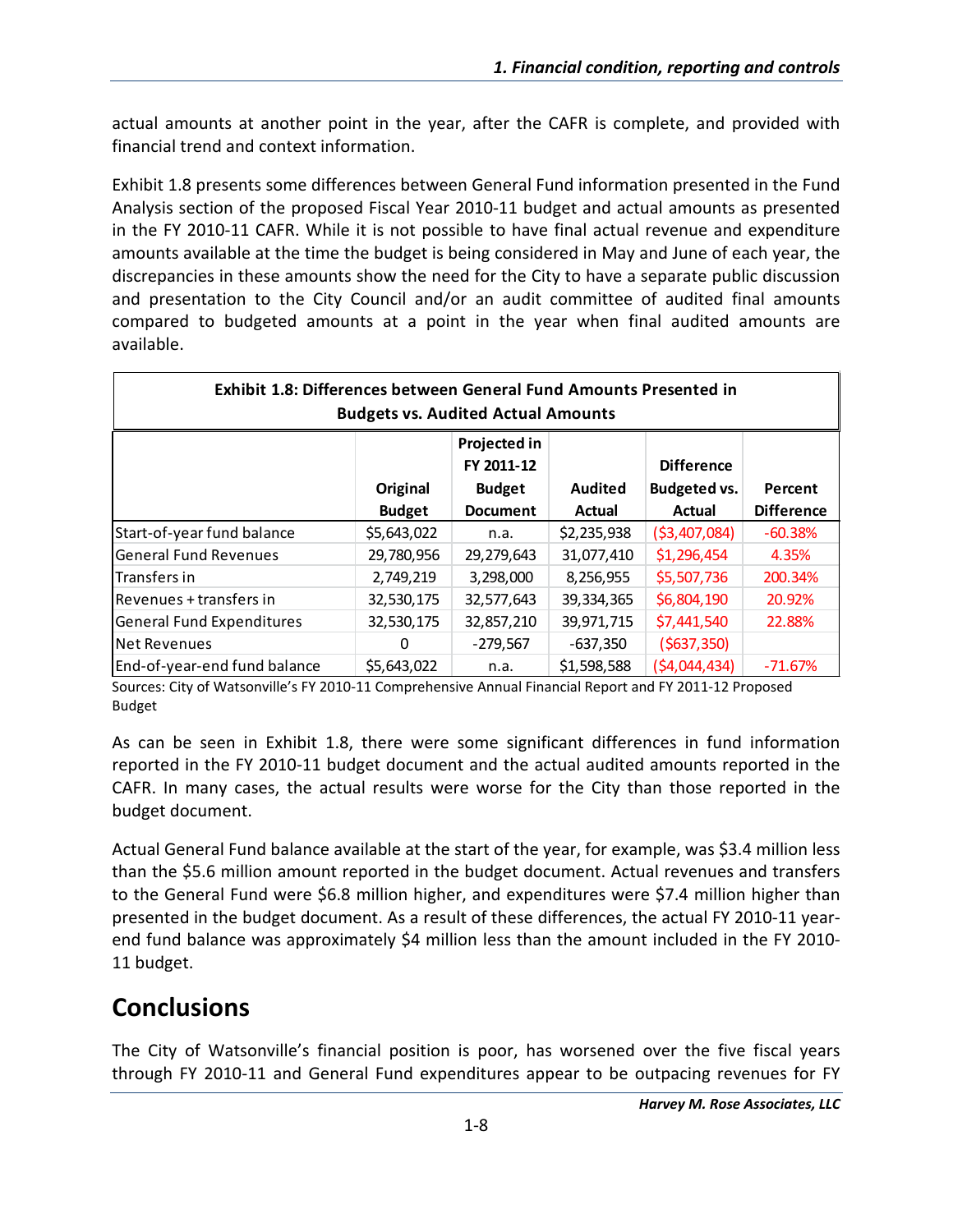actual amounts at another point in the year, after the CAFR is complete, and provided with financial trend and context information.

Exhibit 1.8 presents some differences between General Fund information presented in the Fund Analysis section of the proposed Fiscal Year 2010-11 budget and actual amounts as presented in the FY 2010-11 CAFR. While it is not possible to have final actual revenue and expenditure amounts available at the time the budget is being considered in May and June of each year, the discrepancies in these amounts show the need for the City to have a separate public discussion and presentation to the City Council and/or an audit committee of audited final amounts compared to budgeted amounts at a point in the year when final audited amounts are available.

**Exhibit 1.8: Differences between General Fund Amounts Presented in Budgets vs. Audited Actual Amounts**

| | Original Budget | Projected in FY 2011-12 Budget Document | Audited Actual | Difference Budgeted vs. Actual | Percent Difference |
|---|---|---|---|---|---|
| Start-of-year fund balance | $5,643,022 | n.a. | $2,235,938 | ($3,407,084) | -60.38% |
| General Fund Revenues | 29,780,956 | 29,279,643 | 31,077,410 | $1,296,454 | 4.35% |
| Transfers in | 2,749,219 | 3,298,000 | 8,256,955 | $5,507,736 | 200.34% |
| Revenues + transfers in | 32,530,175 | 32,577,643 | 39,334,365 | $6,804,190 | 20.92% |
| General Fund Expenditures | 32,530,175 | 32,857,210 | 39,971,715 | $7,441,540 | 22.88% |
| Net Revenues | 0 | -279,567 | -637,350 | ($637,350) | |
| End-of-year-end fund balance | $5,643,022 | n.a. | $1,598,588 | ($4,044,434) | -71.67% |

Sources: City of Watsonville's FY 2010-11 Comprehensive Annual Financial Report and FY 2011-12 Proposed Budget

As can be seen in Exhibit 1.8, there were some significant differences in fund information reported in the FY 2010-11 budget document and the actual audited amounts reported in the CAFR. In many cases, the actual results were worse for the City than those reported in the budget document.

Actual General Fund balance available at the start of the year, for example, was $3.4 million less than the $5.6 million amount reported in the budget document. Actual revenues and transfers to the General Fund were $6.8 million higher, and expenditures were $7.4 million higher than presented in the budget document. As a result of these differences, the actual FY 2010-11 year-end fund balance was approximately $4 million less than the amount included in the FY 2010-11 budget.

## Conclusions

The City of Watsonville's financial position is poor, has worsened over the five fiscal years through FY 2010-11 and General Fund expenditures appear to be outpacing revenues for FY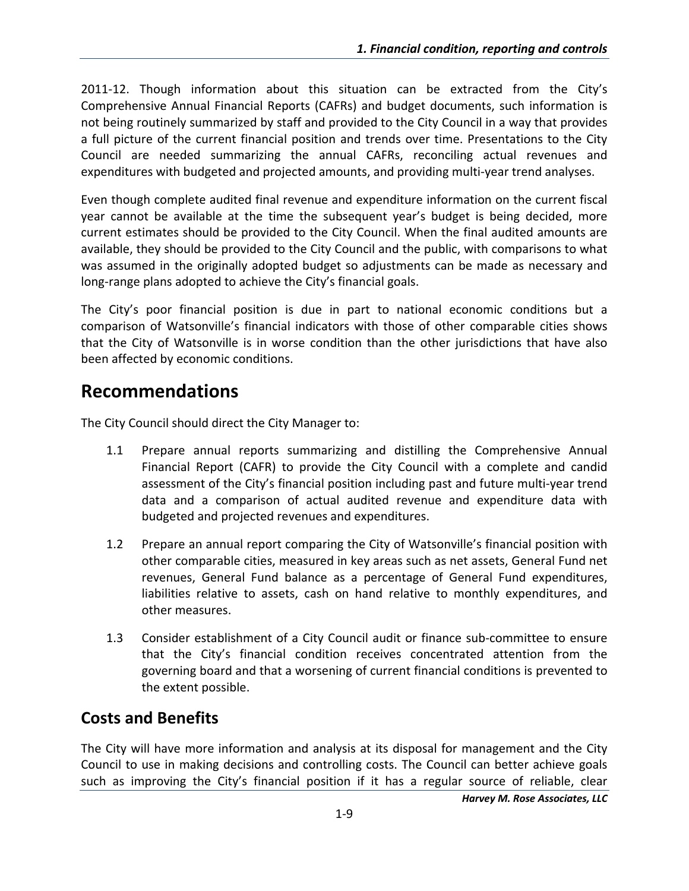2011-12. Though information about this situation can be extracted from the City's Comprehensive Annual Financial Reports (CAFRs) and budget documents, such information is not being routinely summarized by staff and provided to the City Council in a way that provides a full picture of the current financial position and trends over time. Presentations to the City Council are needed summarizing the annual CAFRs, reconciling actual revenues and expenditures with budgeted and projected amounts, and providing multi-year trend analyses.

Even though complete audited final revenue and expenditure information on the current fiscal year cannot be available at the time the subsequent year's budget is being decided, more current estimates should be provided to the City Council. When the final audited amounts are available, they should be provided to the City Council and the public, with comparisons to what was assumed in the originally adopted budget so adjustments can be made as necessary and long-range plans adopted to achieve the City's financial goals.

The City's poor financial position is due in part to national economic conditions but a comparison of Watsonville's financial indicators with those of other comparable cities shows that the City of Watsonville is in worse condition than the other jurisdictions that have also been affected by economic conditions.

# Recommendations

The City Council should direct the City Manager to:

1.1 Prepare annual reports summarizing and distilling the Comprehensive Annual Financial Report (CAFR) to provide the City Council with a complete and candid assessment of the City's financial position including past and future multi-year trend data and a comparison of actual audited revenue and expenditure data with budgeted and projected revenues and expenditures.

1.2 Prepare an annual report comparing the City of Watsonville's financial position with other comparable cities, measured in key areas such as net assets, General Fund net revenues, General Fund balance as a percentage of General Fund expenditures, liabilities relative to assets, cash on hand relative to monthly expenditures, and other measures.

1.3 Consider establishment of a City Council audit or finance sub-committee to ensure that the City's financial condition receives concentrated attention from the governing board and that a worsening of current financial conditions is prevented to the extent possible.

## Costs and Benefits

The City will have more information and analysis at its disposal for management and the City Council to use in making decisions and controlling costs. The Council can better achieve goals such as improving the City's financial position if it has a regular source of reliable, clear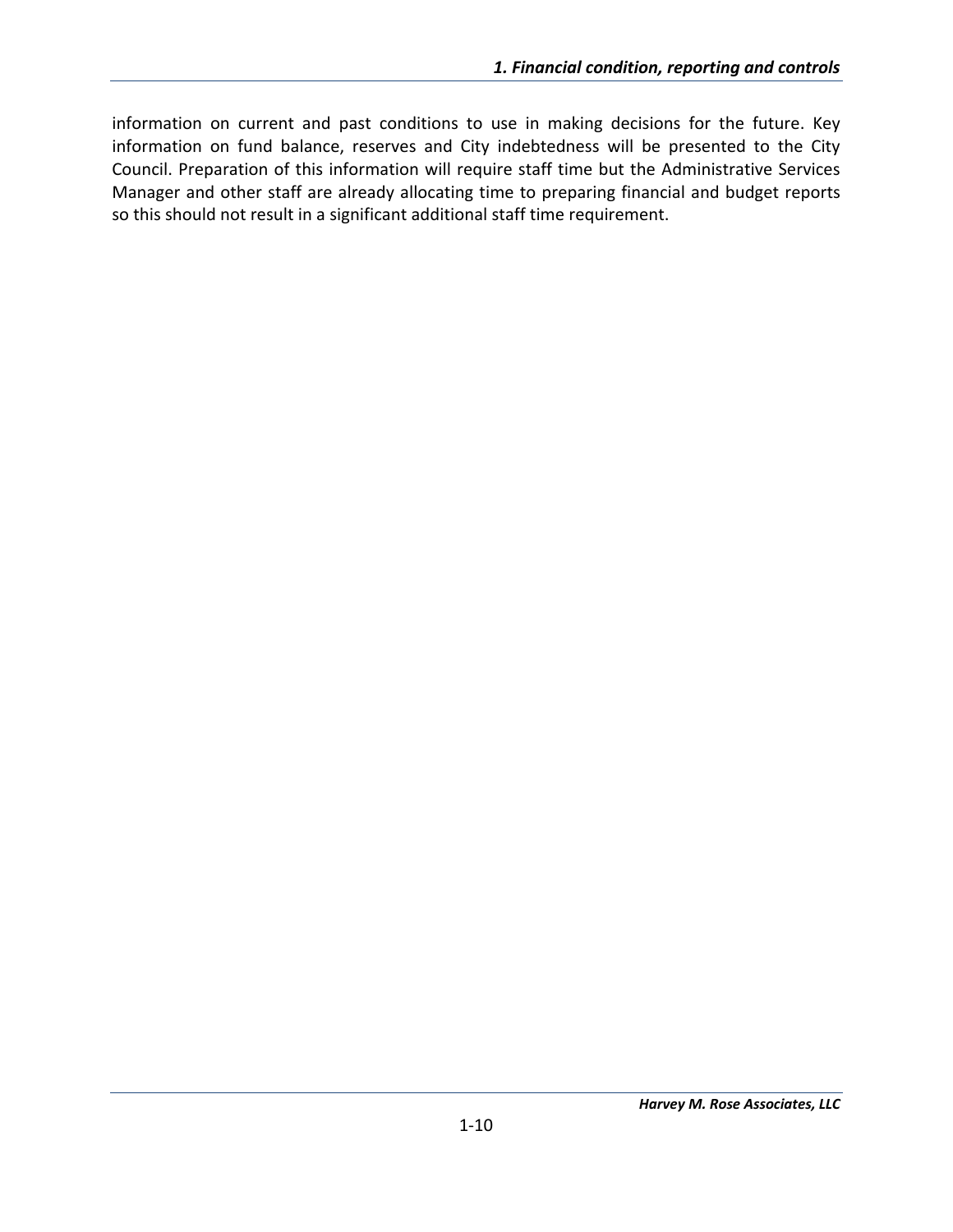information on current and past conditions to use in making decisions for the future. Key information on fund balance, reserves and City indebtedness will be presented to the City Council. Preparation of this information will require staff time but the Administrative Services Manager and other staff are already allocating time to preparing financial and budget reports so this should not result in a significant additional staff time requirement.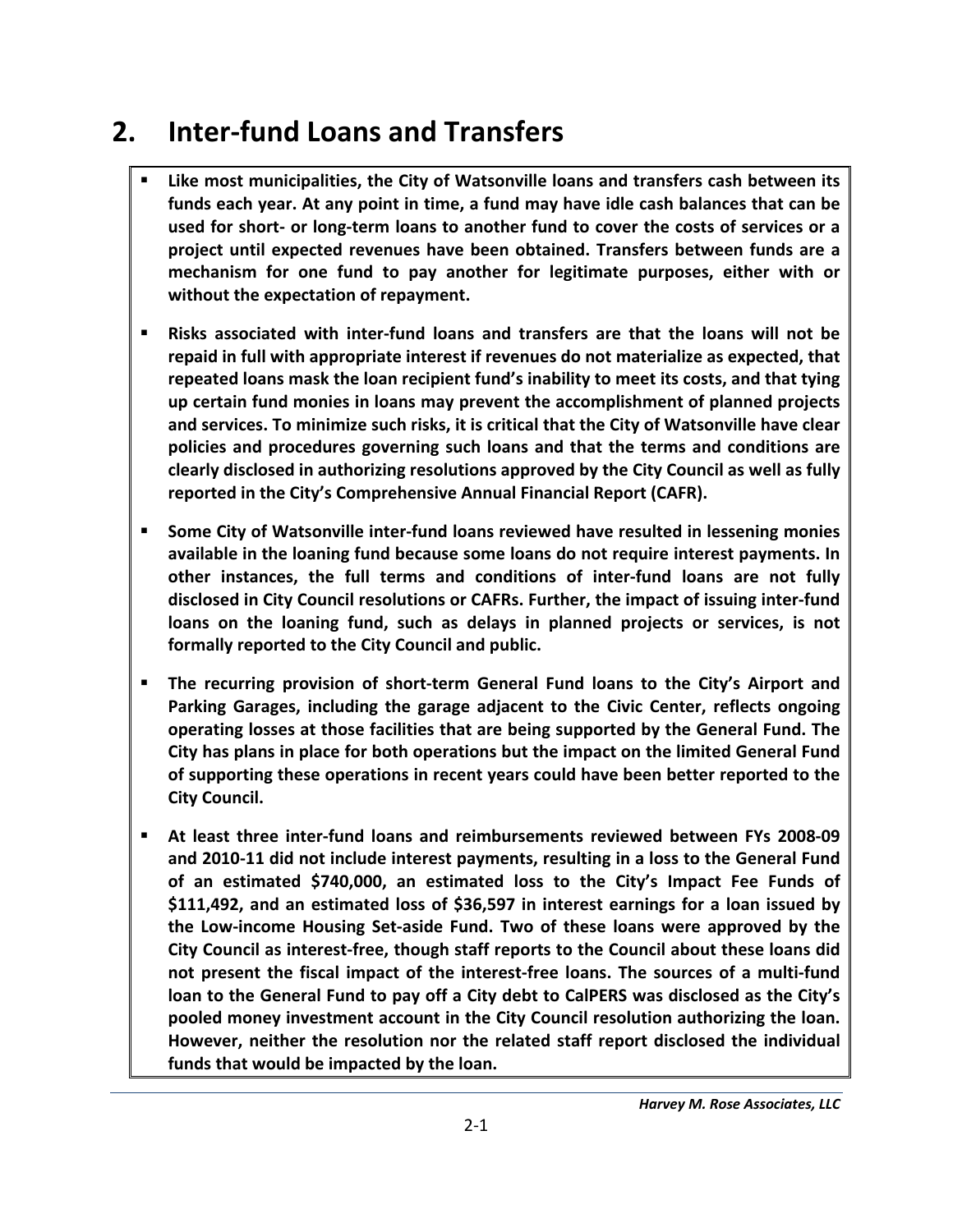# 2. Inter-fund Loans and Transfers

- **Like most municipalities, the City of Watsonville loans and transfers cash between its funds each year. At any point in time, a fund may have idle cash balances that can be used for short- or long-term loans to another fund to cover the costs of services or a project until expected revenues have been obtained. Transfers between funds are a mechanism for one fund to pay another for legitimate purposes, either with or without the expectation of repayment.**

- **Risks associated with inter-fund loans and transfers are that the loans will not be repaid in full with appropriate interest if revenues do not materialize as expected, that repeated loans mask the loan recipient fund's inability to meet its costs, and that tying up certain fund monies in loans may prevent the accomplishment of planned projects and services. To minimize such risks, it is critical that the City of Watsonville have clear policies and procedures governing such loans and that the terms and conditions are clearly disclosed in authorizing resolutions approved by the City Council as well as fully reported in the City's Comprehensive Annual Financial Report (CAFR).**

- **Some City of Watsonville inter-fund loans reviewed have resulted in lessening monies available in the loaning fund because some loans do not require interest payments. In other instances, the full terms and conditions of inter-fund loans are not fully disclosed in City Council resolutions or CAFRs. Further, the impact of issuing inter-fund loans on the loaning fund, such as delays in planned projects or services, is not formally reported to the City Council and public.**

- **The recurring provision of short-term General Fund loans to the City's Airport and Parking Garages, including the garage adjacent to the Civic Center, reflects ongoing operating losses at those facilities that are being supported by the General Fund. The City has plans in place for both operations but the impact on the limited General Fund of supporting these operations in recent years could have been better reported to the City Council.**

- **At least three inter-fund loans and reimbursements reviewed between FYs 2008-09 and 2010-11 did not include interest payments, resulting in a loss to the General Fund of an estimated $740,000, an estimated loss to the City's Impact Fee Funds of $111,492, and an estimated loss of $36,597 in interest earnings for a loan issued by the Low-income Housing Set-aside Fund. Two of these loans were approved by the City Council as interest-free, though staff reports to the Council about these loans did not present the fiscal impact of the interest-free loans. The sources of a multi-fund loan to the General Fund to pay off a City debt to CalPERS was disclosed as the City's pooled money investment account in the City Council resolution authorizing the loan. However, neither the resolution nor the related staff report disclosed the individual funds that would be impacted by the loan.**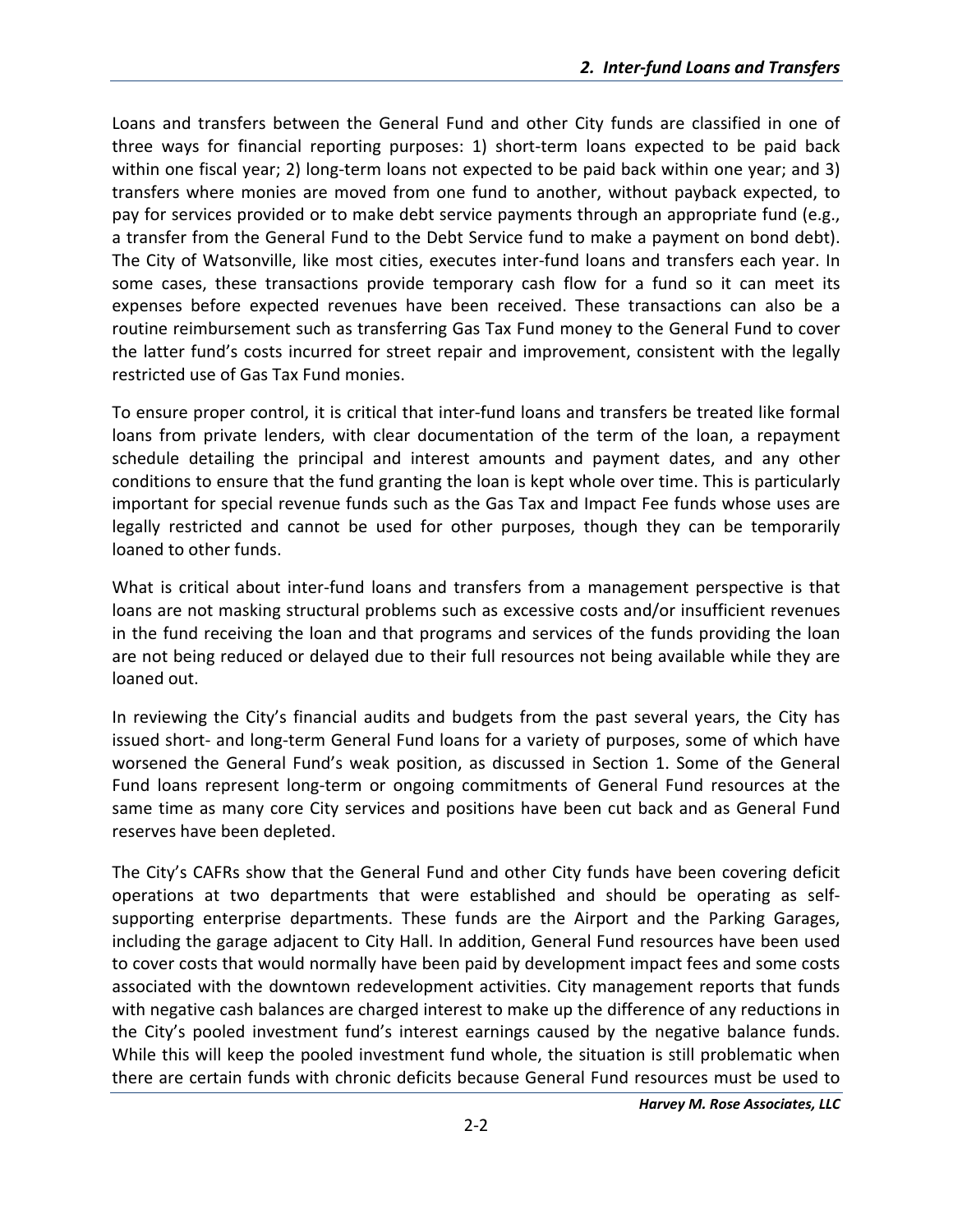Loans and transfers between the General Fund and other City funds are classified in one of three ways for financial reporting purposes: 1) short-term loans expected to be paid back within one fiscal year; 2) long-term loans not expected to be paid back within one year; and 3) transfers where monies are moved from one fund to another, without payback expected, to pay for services provided or to make debt service payments through an appropriate fund (e.g., a transfer from the General Fund to the Debt Service fund to make a payment on bond debt). The City of Watsonville, like most cities, executes inter-fund loans and transfers each year. In some cases, these transactions provide temporary cash flow for a fund so it can meet its expenses before expected revenues have been received. These transactions can also be a routine reimbursement such as transferring Gas Tax Fund money to the General Fund to cover the latter fund's costs incurred for street repair and improvement, consistent with the legally restricted use of Gas Tax Fund monies.

To ensure proper control, it is critical that inter-fund loans and transfers be treated like formal loans from private lenders, with clear documentation of the term of the loan, a repayment schedule detailing the principal and interest amounts and payment dates, and any other conditions to ensure that the fund granting the loan is kept whole over time. This is particularly important for special revenue funds such as the Gas Tax and Impact Fee funds whose uses are legally restricted and cannot be used for other purposes, though they can be temporarily loaned to other funds.

What is critical about inter-fund loans and transfers from a management perspective is that loans are not masking structural problems such as excessive costs and/or insufficient revenues in the fund receiving the loan and that programs and services of the funds providing the loan are not being reduced or delayed due to their full resources not being available while they are loaned out.

In reviewing the City's financial audits and budgets from the past several years, the City has issued short- and long-term General Fund loans for a variety of purposes, some of which have worsened the General Fund's weak position, as discussed in Section 1. Some of the General Fund loans represent long-term or ongoing commitments of General Fund resources at the same time as many core City services and positions have been cut back and as General Fund reserves have been depleted.

The City's CAFRs show that the General Fund and other City funds have been covering deficit operations at two departments that were established and should be operating as self-supporting enterprise departments. These funds are the Airport and the Parking Garages, including the garage adjacent to City Hall. In addition, General Fund resources have been used to cover costs that would normally have been paid by development impact fees and some costs associated with the downtown redevelopment activities. City management reports that funds with negative cash balances are charged interest to make up the difference of any reductions in the City's pooled investment fund's interest earnings caused by the negative balance funds. While this will keep the pooled investment fund whole, the situation is still problematic when there are certain funds with chronic deficits because General Fund resources must be used to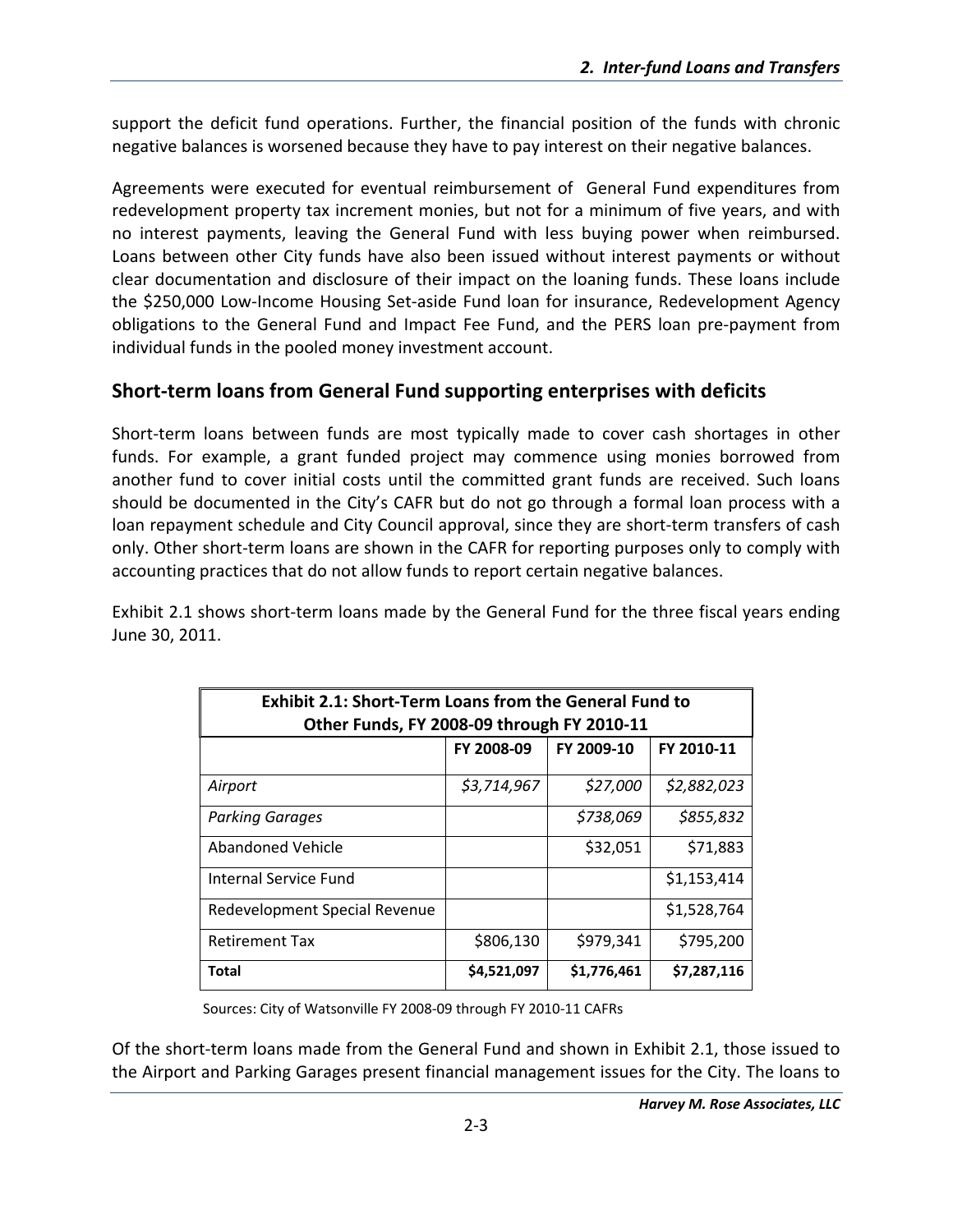support the deficit fund operations. Further, the financial position of the funds with chronic negative balances is worsened because they have to pay interest on their negative balances.

Agreements were executed for eventual reimbursement of General Fund expenditures from redevelopment property tax increment monies, but not for a minimum of five years, and with no interest payments, leaving the General Fund with less buying power when reimbursed. Loans between other City funds have also been issued without interest payments or without clear documentation and disclosure of their impact on the loaning funds. These loans include the $250,000 Low-Income Housing Set-aside Fund loan for insurance, Redevelopment Agency obligations to the General Fund and Impact Fee Fund, and the PERS loan pre-payment from individual funds in the pooled money investment account.

## Short-term loans from General Fund supporting enterprises with deficits

Short-term loans between funds are most typically made to cover cash shortages in other funds. For example, a grant funded project may commence using monies borrowed from another fund to cover initial costs until the committed grant funds are received. Such loans should be documented in the City's CAFR but do not go through a formal loan process with a loan repayment schedule and City Council approval, since they are short-term transfers of cash only. Other short-term loans are shown in the CAFR for reporting purposes only to comply with accounting practices that do not allow funds to report certain negative balances.

Exhibit 2.1 shows short-term loans made by the General Fund for the three fiscal years ending June 30, 2011.

**Exhibit 2.1: Short-Term Loans from the General Fund to Other Funds, FY 2008-09 through FY 2010-11**

| | FY 2008-09 | FY 2009-10 | FY 2010-11 |
|---|---|---|---|
| *Airport* | *$3,714,967* | *$27,000* | *$2,882,023* |
| *Parking Garages* | | *$738,069* | *$855,832* |
| Abandoned Vehicle | | $32,051 | $71,883 |
| Internal Service Fund | | | $1,153,414 |
| Redevelopment Special Revenue | | | $1,528,764 |
| Retirement Tax | $806,130 | $979,341 | $795,200 |
| **Total** | **$4,521,097** | **$1,776,461** | **$7,287,116** |

Sources: City of Watsonville FY 2008-09 through FY 2010-11 CAFRs

Of the short-term loans made from the General Fund and shown in Exhibit 2.1, those issued to the Airport and Parking Garages present financial management issues for the City. The loans to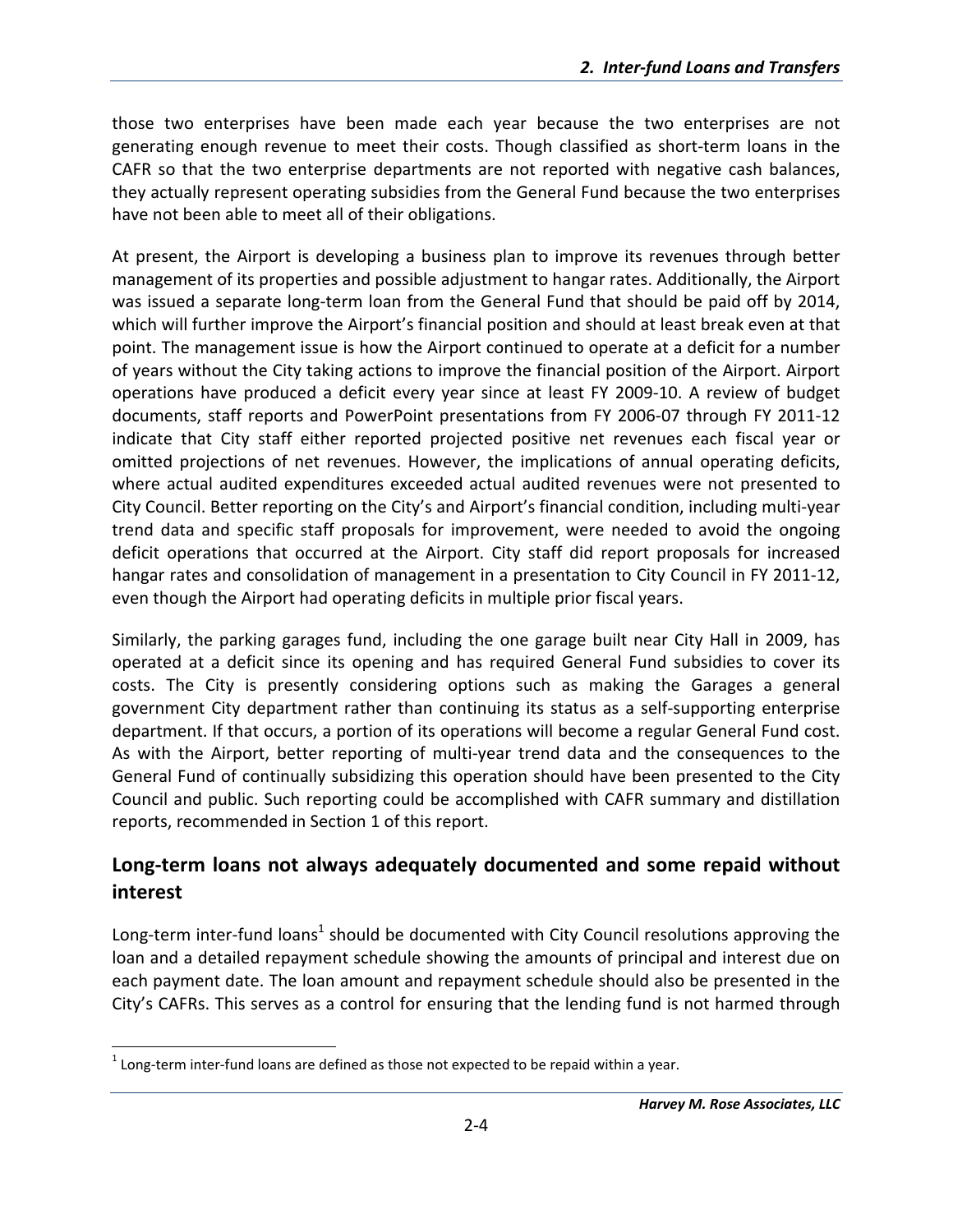those two enterprises have been made each year because the two enterprises are not generating enough revenue to meet their costs. Though classified as short-term loans in the CAFR so that the two enterprise departments are not reported with negative cash balances, they actually represent operating subsidies from the General Fund because the two enterprises have not been able to meet all of their obligations.

At present, the Airport is developing a business plan to improve its revenues through better management of its properties and possible adjustment to hangar rates. Additionally, the Airport was issued a separate long-term loan from the General Fund that should be paid off by 2014, which will further improve the Airport's financial position and should at least break even at that point. The management issue is how the Airport continued to operate at a deficit for a number of years without the City taking actions to improve the financial position of the Airport. Airport operations have produced a deficit every year since at least FY 2009-10. A review of budget documents, staff reports and PowerPoint presentations from FY 2006-07 through FY 2011-12 indicate that City staff either reported projected positive net revenues each fiscal year or omitted projections of net revenues. However, the implications of annual operating deficits, where actual audited expenditures exceeded actual audited revenues were not presented to City Council. Better reporting on the City's and Airport's financial condition, including multi-year trend data and specific staff proposals for improvement, were needed to avoid the ongoing deficit operations that occurred at the Airport. City staff did report proposals for increased hangar rates and consolidation of management in a presentation to City Council in FY 2011-12, even though the Airport had operating deficits in multiple prior fiscal years.

Similarly, the parking garages fund, including the one garage built near City Hall in 2009, has operated at a deficit since its opening and has required General Fund subsidies to cover its costs. The City is presently considering options such as making the Garages a general government City department rather than continuing its status as a self-supporting enterprise department. If that occurs, a portion of its operations will become a regular General Fund cost. As with the Airport, better reporting of multi-year trend data and the consequences to the General Fund of continually subsidizing this operation should have been presented to the City Council and public. Such reporting could be accomplished with CAFR summary and distillation reports, recommended in Section 1 of this report.

## Long-term loans not always adequately documented and some repaid without interest

Long-term inter-fund loans[1] should be documented with City Council resolutions approving the loan and a detailed repayment schedule showing the amounts of principal and interest due on each payment date. The loan amount and repayment schedule should also be presented in the City's CAFRs. This serves as a control for ensuring that the lending fund is not harmed through

[1] Long-term inter-fund loans are defined as those not expected to be repaid within a year.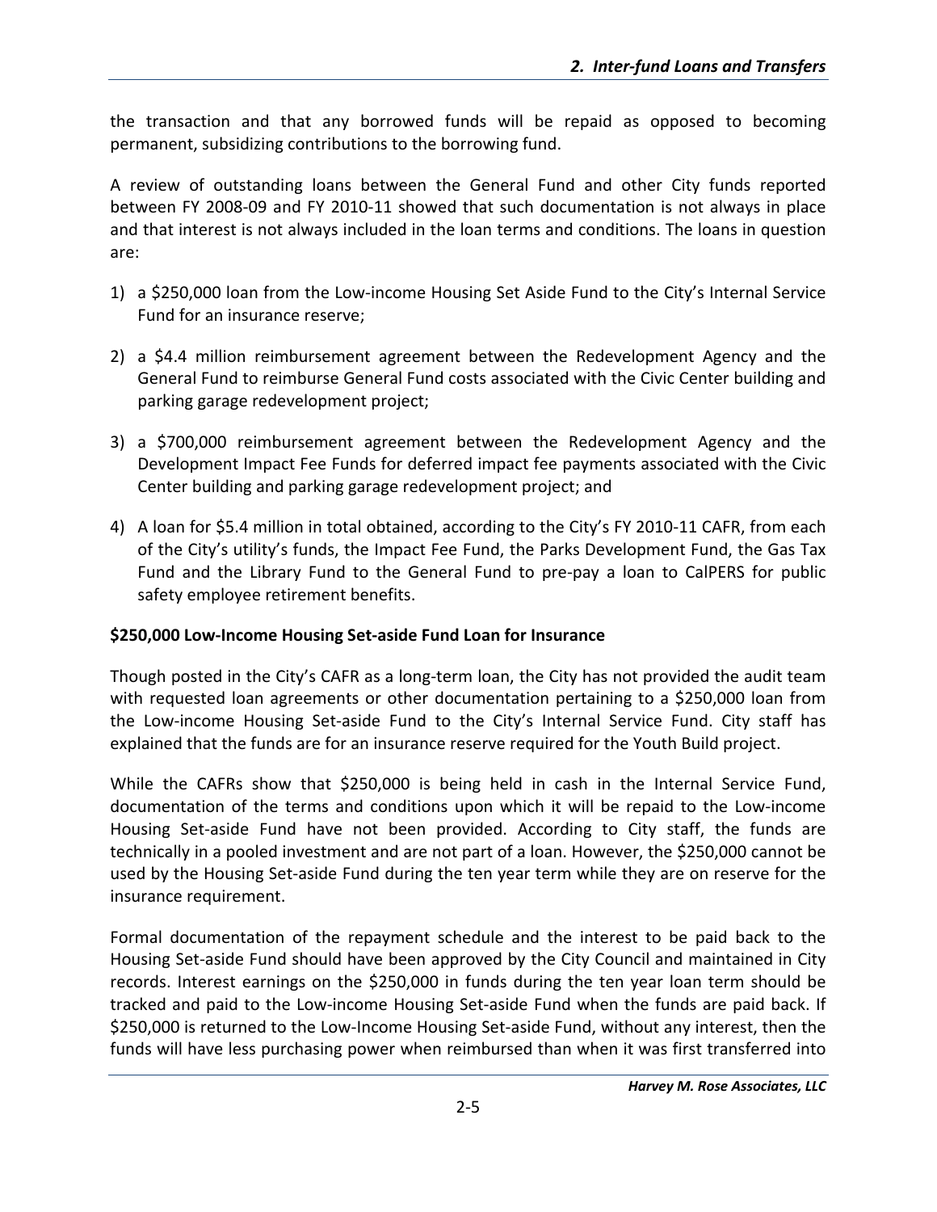the transaction and that any borrowed funds will be repaid as opposed to becoming permanent, subsidizing contributions to the borrowing fund.

A review of outstanding loans between the General Fund and other City funds reported between FY 2008-09 and FY 2010-11 showed that such documentation is not always in place and that interest is not always included in the loan terms and conditions. The loans in question are:

1) a $250,000 loan from the Low-income Housing Set Aside Fund to the City's Internal Service Fund for an insurance reserve;

2) a $4.4 million reimbursement agreement between the Redevelopment Agency and the General Fund to reimburse General Fund costs associated with the Civic Center building and parking garage redevelopment project;

3) a $700,000 reimbursement agreement between the Redevelopment Agency and the Development Impact Fee Funds for deferred impact fee payments associated with the Civic Center building and parking garage redevelopment project; and

4) A loan for $5.4 million in total obtained, according to the City's FY 2010-11 CAFR, from each of the City's utility's funds, the Impact Fee Fund, the Parks Development Fund, the Gas Tax Fund and the Library Fund to the General Fund to pre-pay a loan to CalPERS for public safety employee retirement benefits.

**$250,000 Low-Income Housing Set-aside Fund Loan for Insurance**

Though posted in the City's CAFR as a long-term loan, the City has not provided the audit team with requested loan agreements or other documentation pertaining to a $250,000 loan from the Low-income Housing Set-aside Fund to the City's Internal Service Fund. City staff has explained that the funds are for an insurance reserve required for the Youth Build project.

While the CAFRs show that $250,000 is being held in cash in the Internal Service Fund, documentation of the terms and conditions upon which it will be repaid to the Low-income Housing Set-aside Fund have not been provided. According to City staff, the funds are technically in a pooled investment and are not part of a loan. However, the $250,000 cannot be used by the Housing Set-aside Fund during the ten year term while they are on reserve for the insurance requirement.

Formal documentation of the repayment schedule and the interest to be paid back to the Housing Set-aside Fund should have been approved by the City Council and maintained in City records. Interest earnings on the $250,000 in funds during the ten year loan term should be tracked and paid to the Low-income Housing Set-aside Fund when the funds are paid back. If $250,000 is returned to the Low-Income Housing Set-aside Fund, without any interest, then the funds will have less purchasing power when reimbursed than when it was first transferred into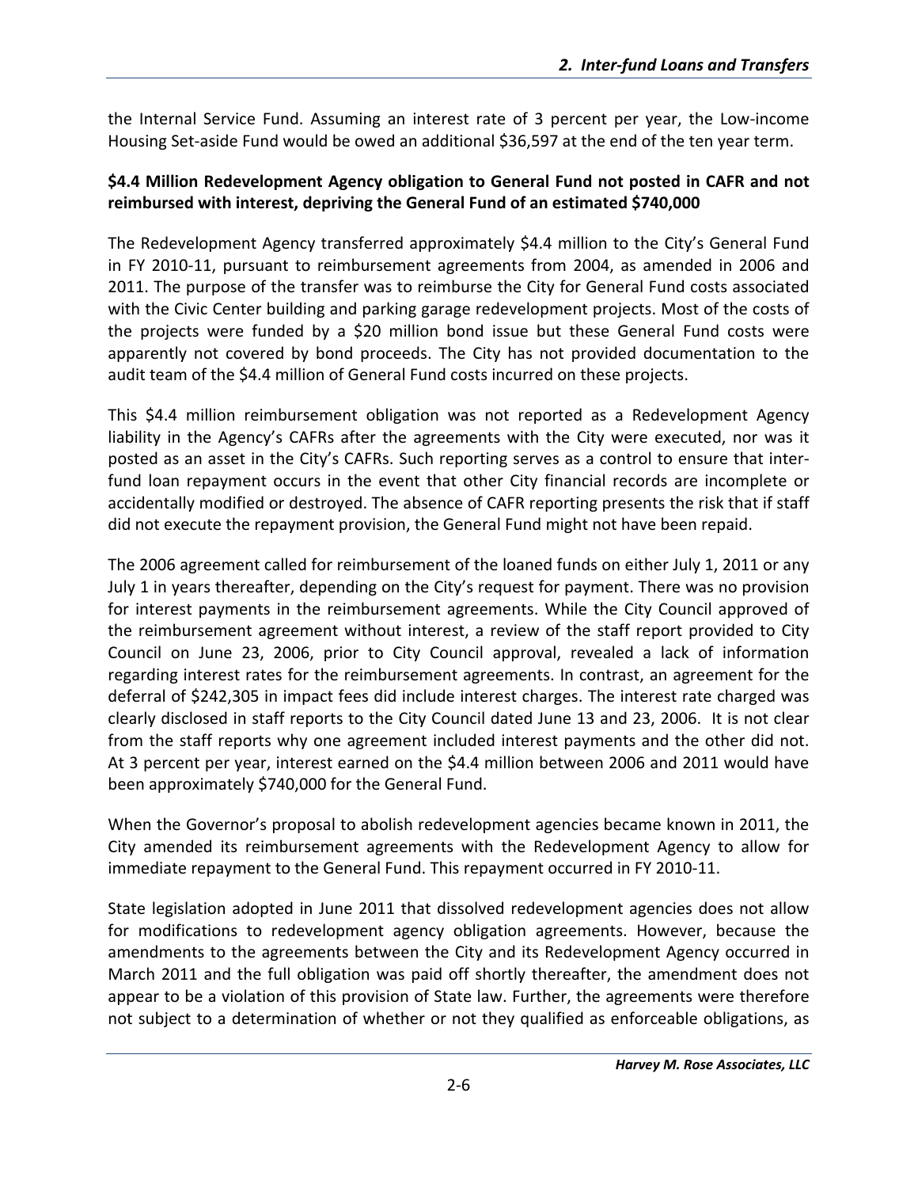the Internal Service Fund. Assuming an interest rate of 3 percent per year, the Low-income Housing Set-aside Fund would be owed an additional $36,597 at the end of the ten year term.

**$4.4 Million Redevelopment Agency obligation to General Fund not posted in CAFR and not reimbursed with interest, depriving the General Fund of an estimated $740,000**

The Redevelopment Agency transferred approximately $4.4 million to the City's General Fund in FY 2010-11, pursuant to reimbursement agreements from 2004, as amended in 2006 and 2011. The purpose of the transfer was to reimburse the City for General Fund costs associated with the Civic Center building and parking garage redevelopment projects. Most of the costs of the projects were funded by a $20 million bond issue but these General Fund costs were apparently not covered by bond proceeds. The City has not provided documentation to the audit team of the $4.4 million of General Fund costs incurred on these projects.

This $4.4 million reimbursement obligation was not reported as a Redevelopment Agency liability in the Agency's CAFRs after the agreements with the City were executed, nor was it posted as an asset in the City's CAFRs. Such reporting serves as a control to ensure that inter-fund loan repayment occurs in the event that other City financial records are incomplete or accidentally modified or destroyed. The absence of CAFR reporting presents the risk that if staff did not execute the repayment provision, the General Fund might not have been repaid.

The 2006 agreement called for reimbursement of the loaned funds on either July 1, 2011 or any July 1 in years thereafter, depending on the City's request for payment. There was no provision for interest payments in the reimbursement agreements. While the City Council approved of the reimbursement agreement without interest, a review of the staff report provided to City Council on June 23, 2006, prior to City Council approval, revealed a lack of information regarding interest rates for the reimbursement agreements. In contrast, an agreement for the deferral of $242,305 in impact fees did include interest charges. The interest rate charged was clearly disclosed in staff reports to the City Council dated June 13 and 23, 2006. It is not clear from the staff reports why one agreement included interest payments and the other did not. At 3 percent per year, interest earned on the $4.4 million between 2006 and 2011 would have been approximately $740,000 for the General Fund.

When the Governor's proposal to abolish redevelopment agencies became known in 2011, the City amended its reimbursement agreements with the Redevelopment Agency to allow for immediate repayment to the General Fund. This repayment occurred in FY 2010-11.

State legislation adopted in June 2011 that dissolved redevelopment agencies does not allow for modifications to redevelopment agency obligation agreements. However, because the amendments to the agreements between the City and its Redevelopment Agency occurred in March 2011 and the full obligation was paid off shortly thereafter, the amendment does not appear to be a violation of this provision of State law. Further, the agreements were therefore not subject to a determination of whether or not they qualified as enforceable obligations, as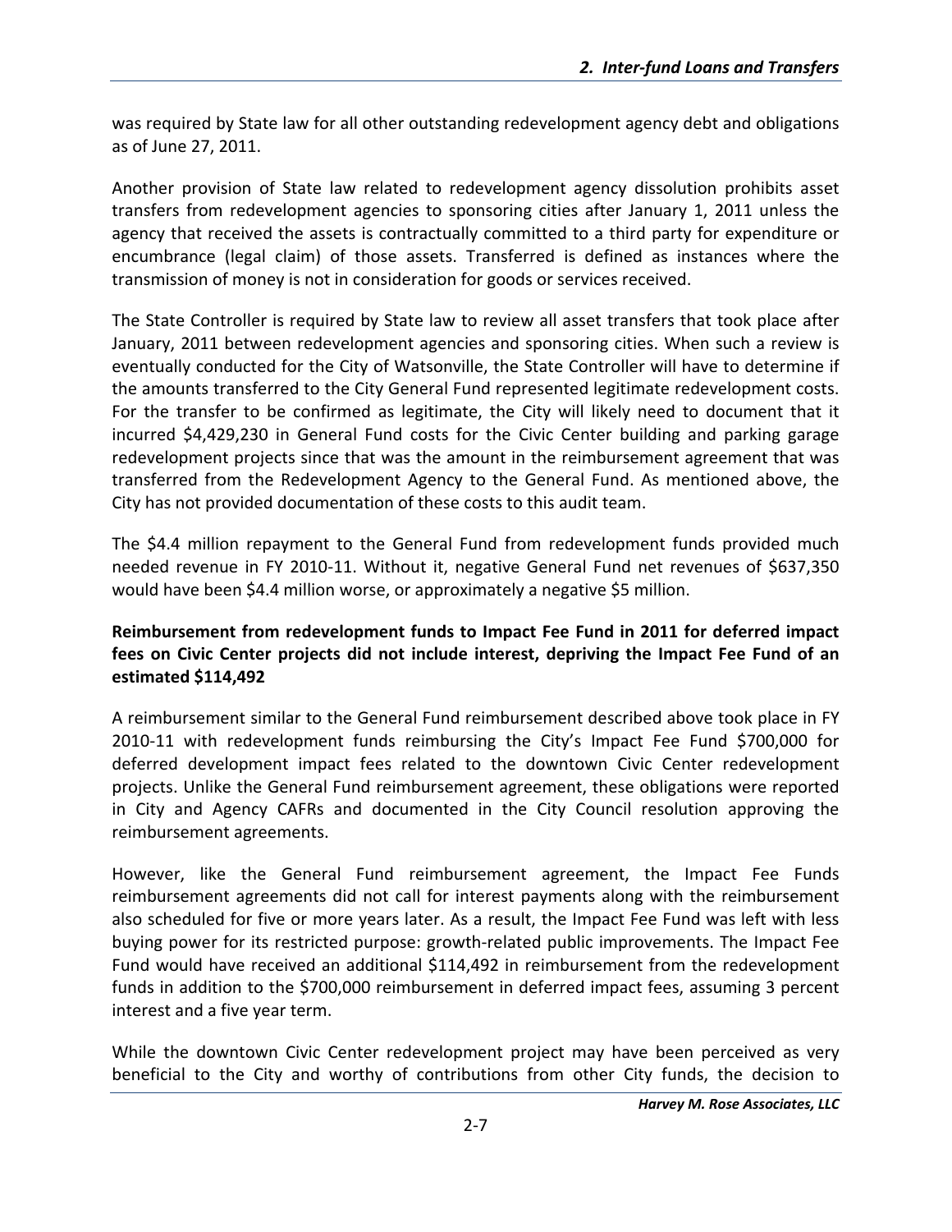was required by State law for all other outstanding redevelopment agency debt and obligations as of June 27, 2011.

Another provision of State law related to redevelopment agency dissolution prohibits asset transfers from redevelopment agencies to sponsoring cities after January 1, 2011 unless the agency that received the assets is contractually committed to a third party for expenditure or encumbrance (legal claim) of those assets. Transferred is defined as instances where the transmission of money is not in consideration for goods or services received.

The State Controller is required by State law to review all asset transfers that took place after January, 2011 between redevelopment agencies and sponsoring cities. When such a review is eventually conducted for the City of Watsonville, the State Controller will have to determine if the amounts transferred to the City General Fund represented legitimate redevelopment costs. For the transfer to be confirmed as legitimate, the City will likely need to document that it incurred $4,429,230 in General Fund costs for the Civic Center building and parking garage redevelopment projects since that was the amount in the reimbursement agreement that was transferred from the Redevelopment Agency to the General Fund. As mentioned above, the City has not provided documentation of these costs to this audit team.

The $4.4 million repayment to the General Fund from redevelopment funds provided much needed revenue in FY 2010-11. Without it, negative General Fund net revenues of $637,350 would have been $4.4 million worse, or approximately a negative $5 million.

**Reimbursement from redevelopment funds to Impact Fee Fund in 2011 for deferred impact fees on Civic Center projects did not include interest, depriving the Impact Fee Fund of an estimated $114,492**

A reimbursement similar to the General Fund reimbursement described above took place in FY 2010-11 with redevelopment funds reimbursing the City's Impact Fee Fund $700,000 for deferred development impact fees related to the downtown Civic Center redevelopment projects. Unlike the General Fund reimbursement agreement, these obligations were reported in City and Agency CAFRs and documented in the City Council resolution approving the reimbursement agreements.

However, like the General Fund reimbursement agreement, the Impact Fee Funds reimbursement agreements did not call for interest payments along with the reimbursement also scheduled for five or more years later. As a result, the Impact Fee Fund was left with less buying power for its restricted purpose: growth-related public improvements. The Impact Fee Fund would have received an additional $114,492 in reimbursement from the redevelopment funds in addition to the $700,000 reimbursement in deferred impact fees, assuming 3 percent interest and a five year term.

While the downtown Civic Center redevelopment project may have been perceived as very beneficial to the City and worthy of contributions from other City funds, the decision to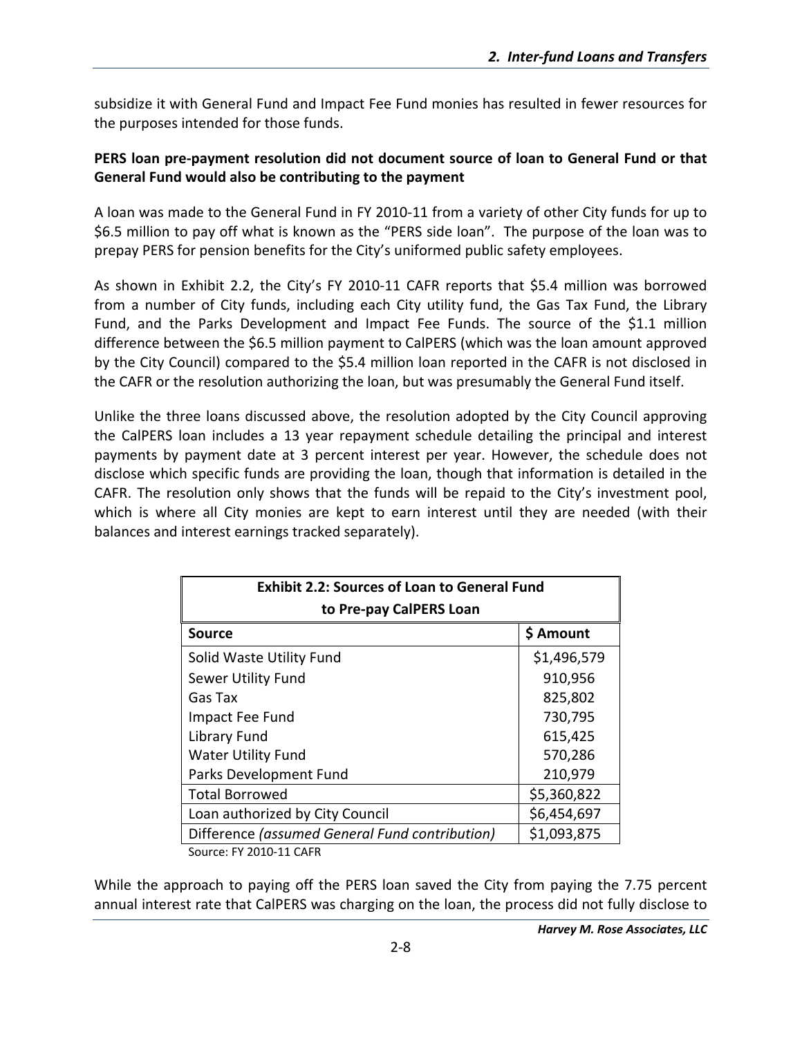subsidize it with General Fund and Impact Fee Fund monies has resulted in fewer resources for the purposes intended for those funds.

**PERS loan pre-payment resolution did not document source of loan to General Fund or that General Fund would also be contributing to the payment**

A loan was made to the General Fund in FY 2010-11 from a variety of other City funds for up to $6.5 million to pay off what is known as the "PERS side loan". The purpose of the loan was to prepay PERS for pension benefits for the City's uniformed public safety employees.

As shown in Exhibit 2.2, the City's FY 2010-11 CAFR reports that $5.4 million was borrowed from a number of City funds, including each City utility fund, the Gas Tax Fund, the Library Fund, and the Parks Development and Impact Fee Funds. The source of the $1.1 million difference between the $6.5 million payment to CalPERS (which was the loan amount approved by the City Council) compared to the $5.4 million loan reported in the CAFR is not disclosed in the CAFR or the resolution authorizing the loan, but was presumably the General Fund itself.

Unlike the three loans discussed above, the resolution adopted by the City Council approving the CalPERS loan includes a 13 year repayment schedule detailing the principal and interest payments by payment date at 3 percent interest per year. However, the schedule does not disclose which specific funds are providing the loan, though that information is detailed in the CAFR. The resolution only shows that the funds will be repaid to the City's investment pool, which is where all City monies are kept to earn interest until they are needed (with their balances and interest earnings tracked separately).

**Exhibit 2.2: Sources of Loan to General Fund to Pre-pay CalPERS Loan**

| Source | $ Amount |
|---|---|
| Solid Waste Utility Fund | $1,496,579 |
| Sewer Utility Fund | 910,956 |
| Gas Tax | 825,802 |
| Impact Fee Fund | 730,795 |
| Library Fund | 615,425 |
| Water Utility Fund | 570,286 |
| Parks Development Fund | 210,979 |
| Total Borrowed | $5,360,822 |
| Loan authorized by City Council | $6,454,697 |
| Difference *(assumed General Fund contribution)* | $1,093,875 |

Source: FY 2010-11 CAFR

While the approach to paying off the PERS loan saved the City from paying the 7.75 percent annual interest rate that CalPERS was charging on the loan, the process did not fully disclose to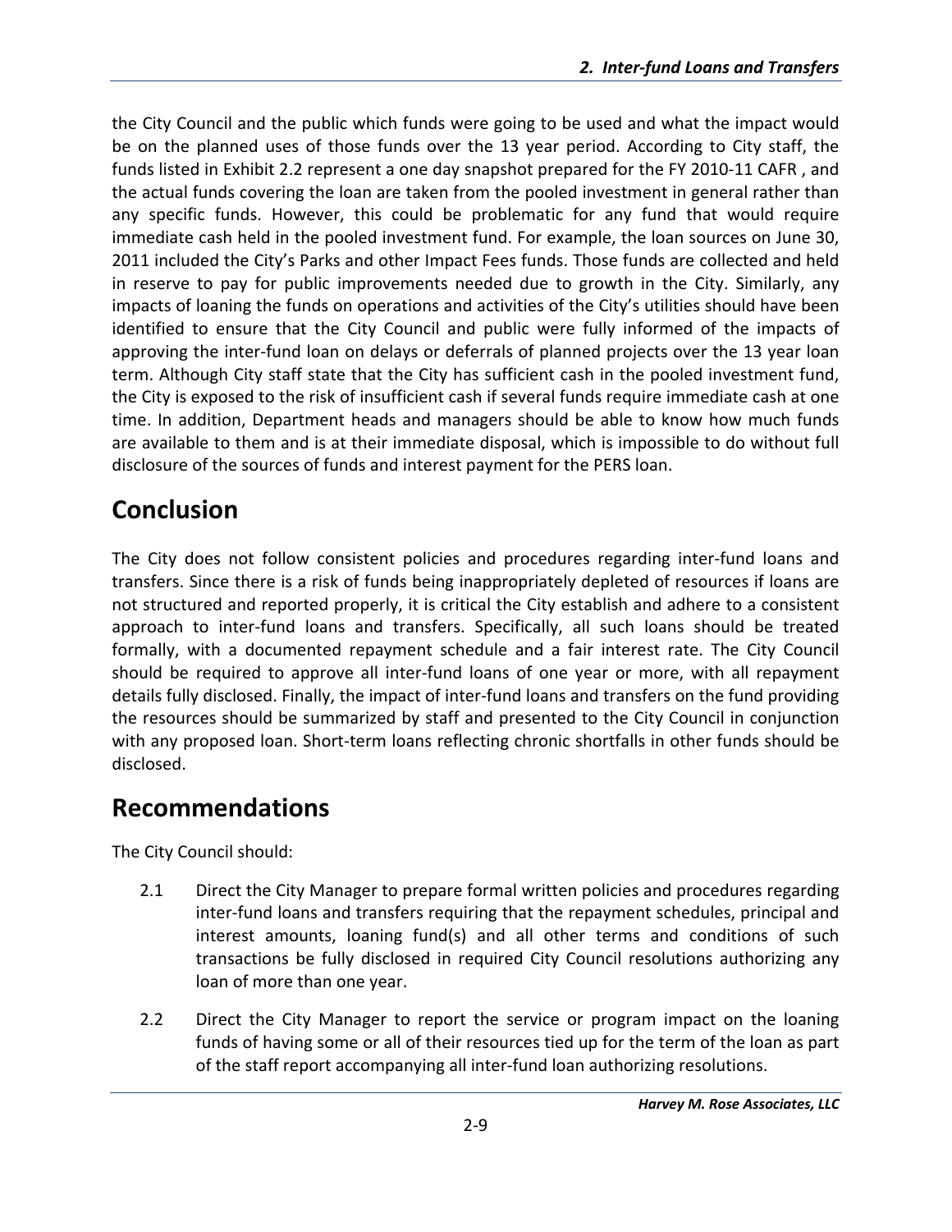the City Council and the public which funds were going to be used and what the impact would be on the planned uses of those funds over the 13 year period. According to City staff, the funds listed in Exhibit 2.2 represent a one day snapshot prepared for the FY 2010-11 CAFR , and the actual funds covering the loan are taken from the pooled investment in general rather than any specific funds. However, this could be problematic for any fund that would require immediate cash held in the pooled investment fund. For example, the loan sources on June 30, 2011 included the City's Parks and other Impact Fees funds. Those funds are collected and held in reserve to pay for public improvements needed due to growth in the City. Similarly, any impacts of loaning the funds on operations and activities of the City's utilities should have been identified to ensure that the City Council and public were fully informed of the impacts of approving the inter-fund loan on delays or deferrals of planned projects over the 13 year loan term. Although City staff state that the City has sufficient cash in the pooled investment fund, the City is exposed to the risk of insufficient cash if several funds require immediate cash at one time. In addition, Department heads and managers should be able to know how much funds are available to them and is at their immediate disposal, which is impossible to do without full disclosure of the sources of funds and interest payment for the PERS loan.

# Conclusion

The City does not follow consistent policies and procedures regarding inter-fund loans and transfers. Since there is a risk of funds being inappropriately depleted of resources if loans are not structured and reported properly, it is critical the City establish and adhere to a consistent approach to inter-fund loans and transfers. Specifically, all such loans should be treated formally, with a documented repayment schedule and a fair interest rate. The City Council should be required to approve all inter-fund loans of one year or more, with all repayment details fully disclosed. Finally, the impact of inter-fund loans and transfers on the fund providing the resources should be summarized by staff and presented to the City Council in conjunction with any proposed loan. Short-term loans reflecting chronic shortfalls in other funds should be disclosed.

# Recommendations

The City Council should:

2.1 Direct the City Manager to prepare formal written policies and procedures regarding inter-fund loans and transfers requiring that the repayment schedules, principal and interest amounts, loaning fund(s) and all other terms and conditions of such transactions be fully disclosed in required City Council resolutions authorizing any loan of more than one year.

2.2 Direct the City Manager to report the service or program impact on the loaning funds of having some or all of their resources tied up for the term of the loan as part of the staff report accompanying all inter-fund loan authorizing resolutions.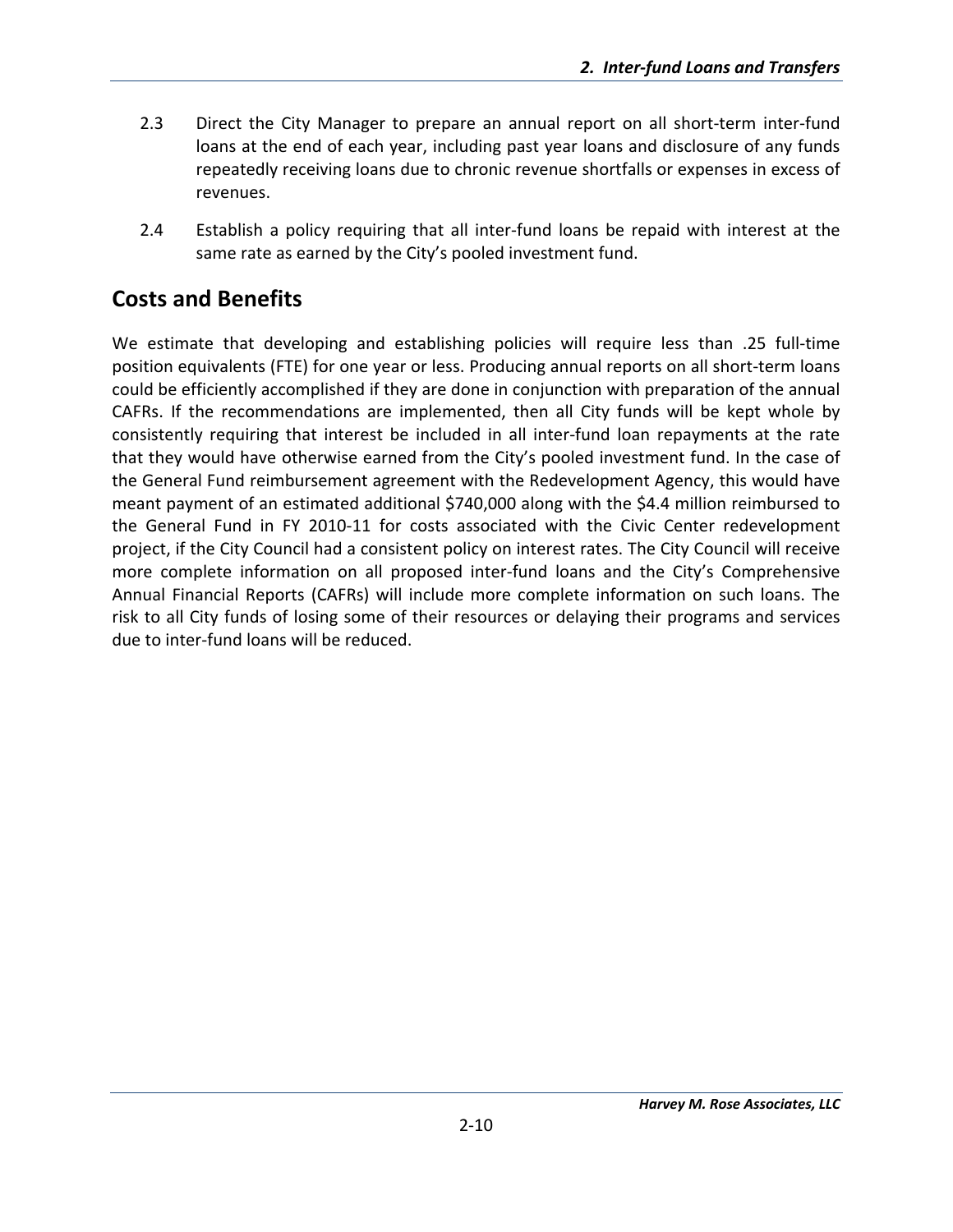2.3 Direct the City Manager to prepare an annual report on all short-term inter-fund loans at the end of each year, including past year loans and disclosure of any funds repeatedly receiving loans due to chronic revenue shortfalls or expenses in excess of revenues.

2.4 Establish a policy requiring that all inter-fund loans be repaid with interest at the same rate as earned by the City's pooled investment fund.

## Costs and Benefits

We estimate that developing and establishing policies will require less than .25 full-time position equivalents (FTE) for one year or less. Producing annual reports on all short-term loans could be efficiently accomplished if they are done in conjunction with preparation of the annual CAFRs. If the recommendations are implemented, then all City funds will be kept whole by consistently requiring that interest be included in all inter-fund loan repayments at the rate that they would have otherwise earned from the City's pooled investment fund. In the case of the General Fund reimbursement agreement with the Redevelopment Agency, this would have meant payment of an estimated additional $740,000 along with the $4.4 million reimbursed to the General Fund in FY 2010-11 for costs associated with the Civic Center redevelopment project, if the City Council had a consistent policy on interest rates. The City Council will receive more complete information on all proposed inter-fund loans and the City's Comprehensive Annual Financial Reports (CAFRs) will include more complete information on such loans. The risk to all City funds of losing some of their resources or delaying their programs and services due to inter-fund loans will be reduced.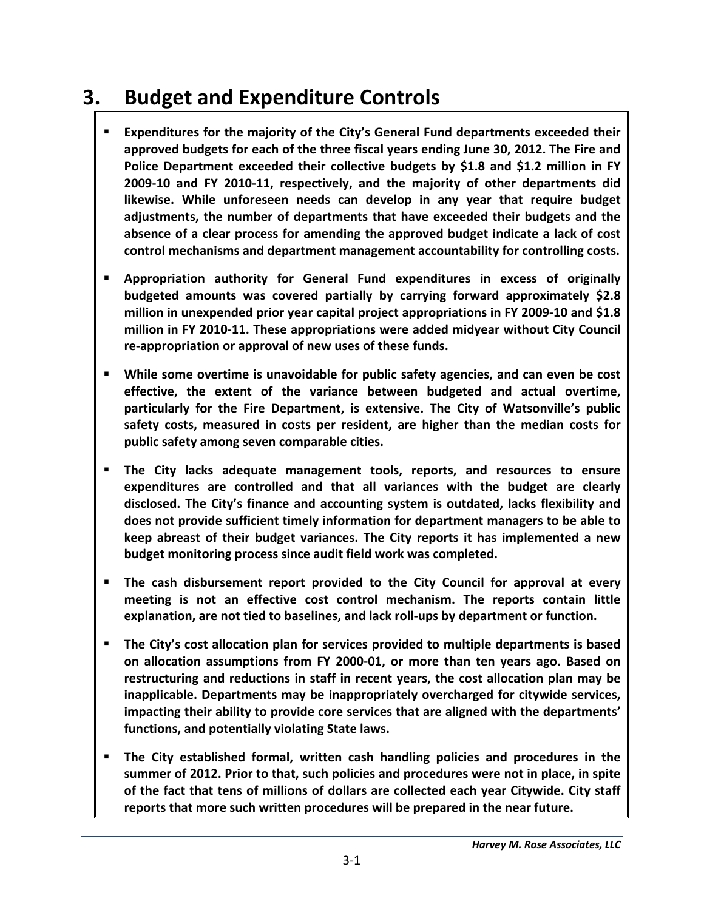# 3. Budget and Expenditure Controls

- **Expenditures for the majority of the City's General Fund departments exceeded their approved budgets for each of the three fiscal years ending June 30, 2012. The Fire and Police Department exceeded their collective budgets by $1.8 and $1.2 million in FY 2009-10 and FY 2010-11, respectively, and the majority of other departments did likewise. While unforeseen needs can develop in any year that require budget adjustments, the number of departments that have exceeded their budgets and the absence of a clear process for amending the approved budget indicate a lack of cost control mechanisms and department management accountability for controlling costs.**

- **Appropriation authority for General Fund expenditures in excess of originally budgeted amounts was covered partially by carrying forward approximately $2.8 million in unexpended prior year capital project appropriations in FY 2009-10 and $1.8 million in FY 2010-11. These appropriations were added midyear without City Council re-appropriation or approval of new uses of these funds.**

- **While some overtime is unavoidable for public safety agencies, and can even be cost effective, the extent of the variance between budgeted and actual overtime, particularly for the Fire Department, is extensive. The City of Watsonville's public safety costs, measured in costs per resident, are higher than the median costs for public safety among seven comparable cities.**

- **The City lacks adequate management tools, reports, and resources to ensure expenditures are controlled and that all variances with the budget are clearly disclosed. The City's finance and accounting system is outdated, lacks flexibility and does not provide sufficient timely information for department managers to be able to keep abreast of their budget variances. The City reports it has implemented a new budget monitoring process since audit field work was completed.**

- **The cash disbursement report provided to the City Council for approval at every meeting is not an effective cost control mechanism. The reports contain little explanation, are not tied to baselines, and lack roll-ups by department or function.**

- **The City's cost allocation plan for services provided to multiple departments is based on allocation assumptions from FY 2000-01, or more than ten years ago. Based on restructuring and reductions in staff in recent years, the cost allocation plan may be inapplicable. Departments may be inappropriately overcharged for citywide services, impacting their ability to provide core services that are aligned with the departments' functions, and potentially violating State laws.**

- **The City established formal, written cash handling policies and procedures in the summer of 2012. Prior to that, such policies and procedures were not in place, in spite of the fact that tens of millions of dollars are collected each year Citywide. City staff reports that more such written procedures will be prepared in the near future.**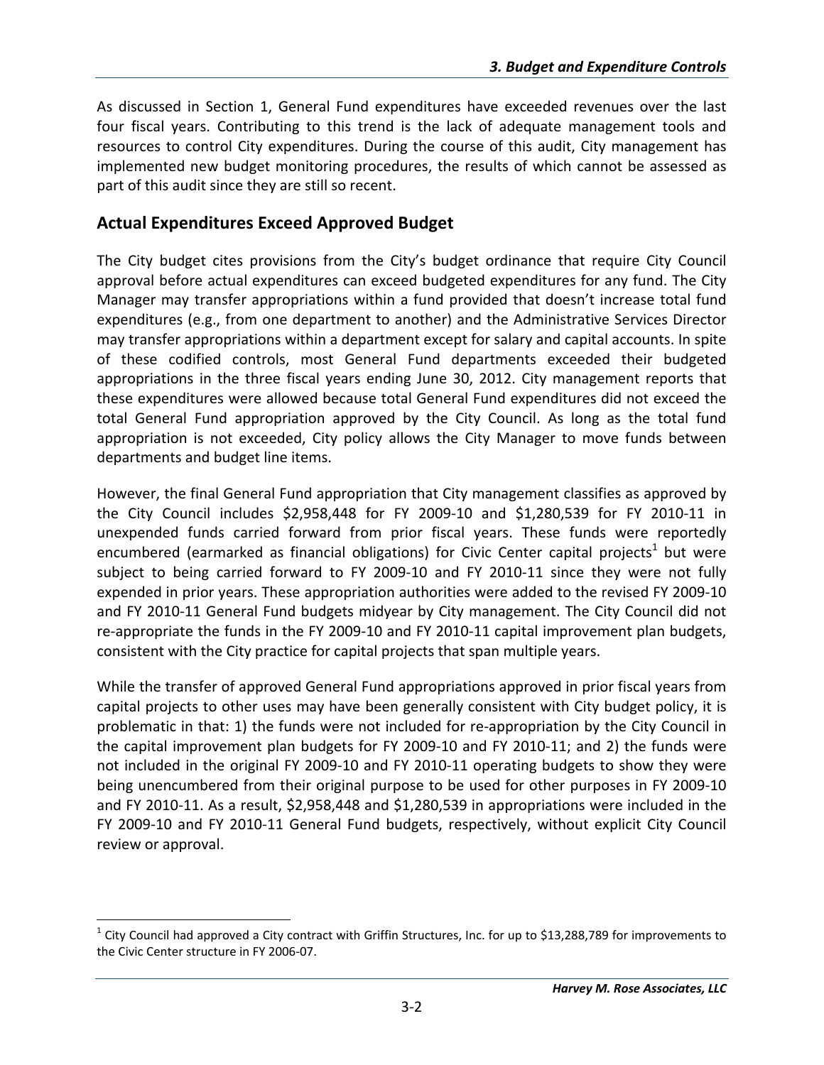As discussed in Section 1, General Fund expenditures have exceeded revenues over the last four fiscal years. Contributing to this trend is the lack of adequate management tools and resources to control City expenditures. During the course of this audit, City management has implemented new budget monitoring procedures, the results of which cannot be assessed as part of this audit since they are still so recent.

## Actual Expenditures Exceed Approved Budget

The City budget cites provisions from the City's budget ordinance that require City Council approval before actual expenditures can exceed budgeted expenditures for any fund. The City Manager may transfer appropriations within a fund provided that doesn't increase total fund expenditures (e.g., from one department to another) and the Administrative Services Director may transfer appropriations within a department except for salary and capital accounts. In spite of these codified controls, most General Fund departments exceeded their budgeted appropriations in the three fiscal years ending June 30, 2012. City management reports that these expenditures were allowed because total General Fund expenditures did not exceed the total General Fund appropriation approved by the City Council. As long as the total fund appropriation is not exceeded, City policy allows the City Manager to move funds between departments and budget line items.

However, the final General Fund appropriation that City management classifies as approved by the City Council includes $2,958,448 for FY 2009-10 and $1,280,539 for FY 2010-11 in unexpended funds carried forward from prior fiscal years. These funds were reportedly encumbered (earmarked as financial obligations) for Civic Center capital projects[1] but were subject to being carried forward to FY 2009-10 and FY 2010-11 since they were not fully expended in prior years. These appropriation authorities were added to the revised FY 2009-10 and FY 2010-11 General Fund budgets midyear by City management. The City Council did not re-appropriate the funds in the FY 2009-10 and FY 2010-11 capital improvement plan budgets, consistent with the City practice for capital projects that span multiple years.

While the transfer of approved General Fund appropriations approved in prior fiscal years from capital projects to other uses may have been generally consistent with City budget policy, it is problematic in that: 1) the funds were not included for re-appropriation by the City Council in the capital improvement plan budgets for FY 2009-10 and FY 2010-11; and 2) the funds were not included in the original FY 2009-10 and FY 2010-11 operating budgets to show they were being unencumbered from their original purpose to be used for other purposes in FY 2009-10 and FY 2010-11. As a result, $2,958,448 and $1,280,539 in appropriations were included in the FY 2009-10 and FY 2010-11 General Fund budgets, respectively, without explicit City Council review or approval.

[1] City Council had approved a City contract with Griffin Structures, Inc. for up to $13,288,789 for improvements to the Civic Center structure in FY 2006-07.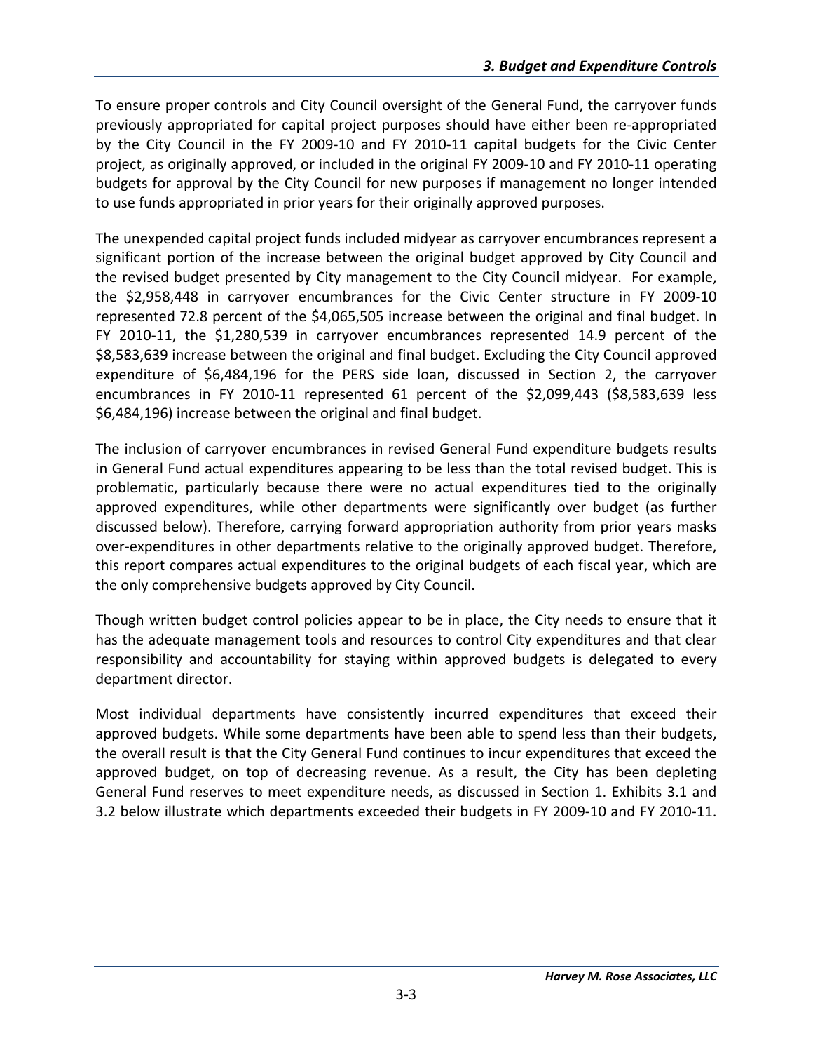To ensure proper controls and City Council oversight of the General Fund, the carryover funds previously appropriated for capital project purposes should have either been re-appropriated by the City Council in the FY 2009-10 and FY 2010-11 capital budgets for the Civic Center project, as originally approved, or included in the original FY 2009-10 and FY 2010-11 operating budgets for approval by the City Council for new purposes if management no longer intended to use funds appropriated in prior years for their originally approved purposes.

The unexpended capital project funds included midyear as carryover encumbrances represent a significant portion of the increase between the original budget approved by City Council and the revised budget presented by City management to the City Council midyear. For example, the $2,958,448 in carryover encumbrances for the Civic Center structure in FY 2009-10 represented 72.8 percent of the $4,065,505 increase between the original and final budget. In FY 2010-11, the $1,280,539 in carryover encumbrances represented 14.9 percent of the $8,583,639 increase between the original and final budget. Excluding the City Council approved expenditure of $6,484,196 for the PERS side loan, discussed in Section 2, the carryover encumbrances in FY 2010-11 represented 61 percent of the $2,099,443 ($8,583,639 less $6,484,196) increase between the original and final budget.

The inclusion of carryover encumbrances in revised General Fund expenditure budgets results in General Fund actual expenditures appearing to be less than the total revised budget. This is problematic, particularly because there were no actual expenditures tied to the originally approved expenditures, while other departments were significantly over budget (as further discussed below). Therefore, carrying forward appropriation authority from prior years masks over-expenditures in other departments relative to the originally approved budget. Therefore, this report compares actual expenditures to the original budgets of each fiscal year, which are the only comprehensive budgets approved by City Council.

Though written budget control policies appear to be in place, the City needs to ensure that it has the adequate management tools and resources to control City expenditures and that clear responsibility and accountability for staying within approved budgets is delegated to every department director.

Most individual departments have consistently incurred expenditures that exceed their approved budgets. While some departments have been able to spend less than their budgets, the overall result is that the City General Fund continues to incur expenditures that exceed the approved budget, on top of decreasing revenue. As a result, the City has been depleting General Fund reserves to meet expenditure needs, as discussed in Section 1. Exhibits 3.1 and 3.2 below illustrate which departments exceeded their budgets in FY 2009-10 and FY 2010-11.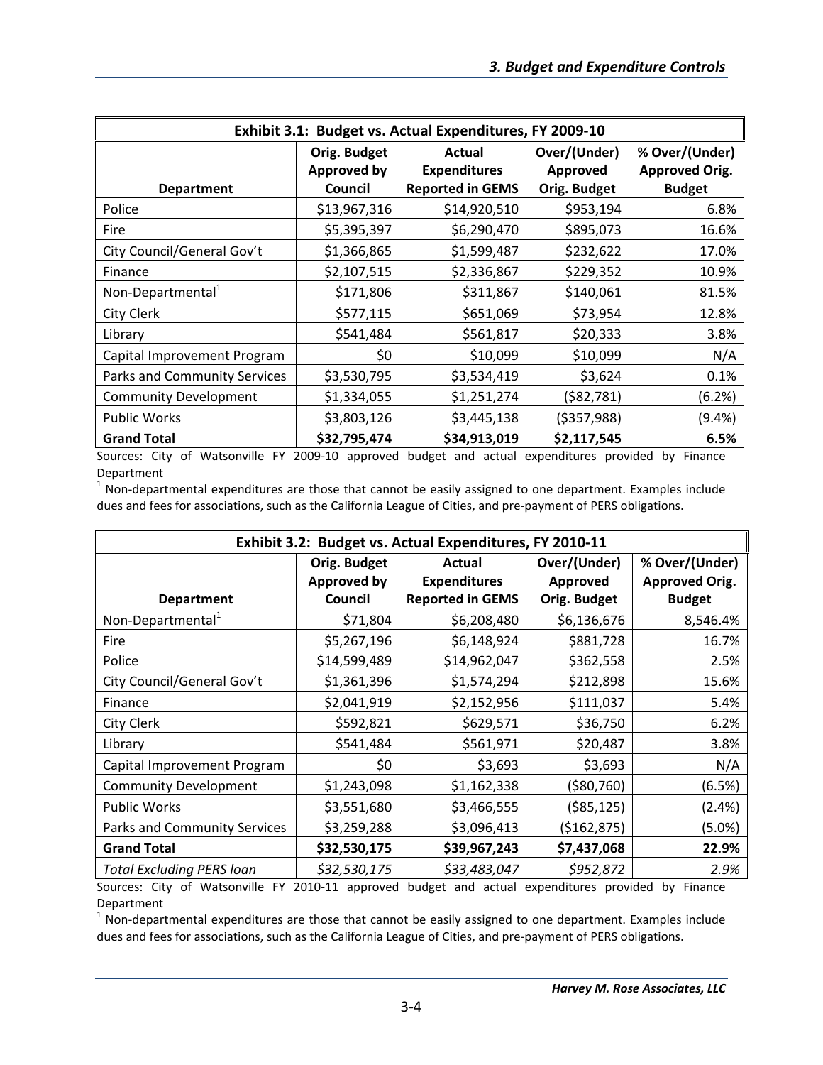| Exhibit 3.1: Budget vs. Actual Expenditures, FY 2009-10 | | | | |
|---|---|---|---|---|
| Department | Orig. Budget Approved by Council | Actual Expenditures Reported in GEMS | Over/(Under) Approved Orig. Budget | % Over/(Under) Approved Orig. Budget |
| Police | $13,967,316 | $14,920,510 | $953,194 | 6.8% |
| Fire | $5,395,397 | $6,290,470 | $895,073 | 16.6% |
| City Council/General Gov't | $1,366,865 | $1,599,487 | $232,622 | 17.0% |
| Finance | $2,107,515 | $2,336,867 | $229,352 | 10.9% |
| Non-Departmental[1] | $171,806 | $311,867 | $140,061 | 81.5% |
| City Clerk | $577,115 | $651,069 | $73,954 | 12.8% |
| Library | $541,484 | $561,817 | $20,333 | 3.8% |
| Capital Improvement Program | $0 | $10,099 | $10,099 | N/A |
| Parks and Community Services | $3,530,795 | $3,534,419 | $3,624 | 0.1% |
| Community Development | $1,334,055 | $1,251,274 | ($82,781) | (6.2%) |
| Public Works | $3,803,126 | $3,445,138 | ($357,988) | (9.4%) |
| **Grand Total** | **$32,795,474** | **$34,913,019** | **$2,117,545** | **6.5%** |

Sources: City of Watsonville FY 2009-10 approved budget and actual expenditures provided by Finance Department

[1] Non-departmental expenditures are those that cannot be easily assigned to one department. Examples include dues and fees for associations, such as the California League of Cities, and pre-payment of PERS obligations.

| Exhibit 3.2: Budget vs. Actual Expenditures, FY 2010-11 | | | | |
|---|---|---|---|---|
| Department | Orig. Budget Approved by Council | Actual Expenditures Reported in GEMS | Over/(Under) Approved Orig. Budget | % Over/(Under) Approved Orig. Budget |
| Non-Departmental[1] | $71,804 | $6,208,480 | $6,136,676 | 8,546.4% |
| Fire | $5,267,196 | $6,148,924 | $881,728 | 16.7% |
| Police | $14,599,489 | $14,962,047 | $362,558 | 2.5% |
| City Council/General Gov't | $1,361,396 | $1,574,294 | $212,898 | 15.6% |
| Finance | $2,041,919 | $2,152,956 | $111,037 | 5.4% |
| City Clerk | $592,821 | $629,571 | $36,750 | 6.2% |
| Library | $541,484 | $561,971 | $20,487 | 3.8% |
| Capital Improvement Program | $0 | $3,693 | $3,693 | N/A |
| Community Development | $1,243,098 | $1,162,338 | ($80,760) | (6.5%) |
| Public Works | $3,551,680 | $3,466,555 | ($85,125) | (2.4%) |
| Parks and Community Services | $3,259,288 | $3,096,413 | ($162,875) | (5.0%) |
| **Grand Total** | **$32,530,175** | **$39,967,243** | **$7,437,068** | **22.9%** |
| *Total Excluding PERS loan* | *$32,530,175* | *$33,483,047* | *$952,872* | *2.9%* |

Sources: City of Watsonville FY 2010-11 approved budget and actual expenditures provided by Finance Department

[1] Non-departmental expenditures are those that cannot be easily assigned to one department. Examples include dues and fees for associations, such as the California League of Cities, and pre-payment of PERS obligations.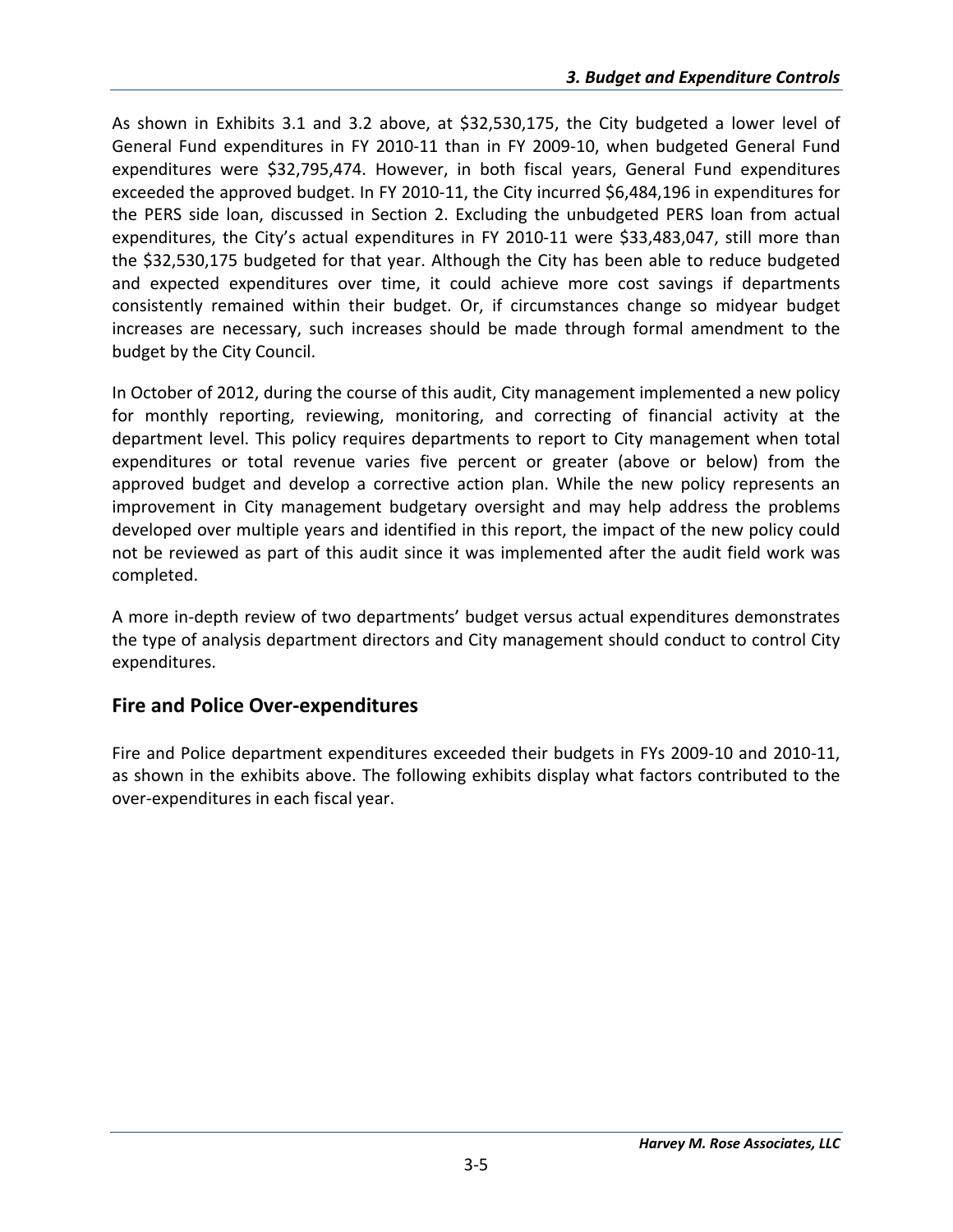As shown in Exhibits 3.1 and 3.2 above, at $32,530,175, the City budgeted a lower level of General Fund expenditures in FY 2010-11 than in FY 2009-10, when budgeted General Fund expenditures were $32,795,474. However, in both fiscal years, General Fund expenditures exceeded the approved budget. In FY 2010-11, the City incurred $6,484,196 in expenditures for the PERS side loan, discussed in Section 2. Excluding the unbudgeted PERS loan from actual expenditures, the City's actual expenditures in FY 2010-11 were $33,483,047, still more than the $32,530,175 budgeted for that year. Although the City has been able to reduce budgeted and expected expenditures over time, it could achieve more cost savings if departments consistently remained within their budget. Or, if circumstances change so midyear budget increases are necessary, such increases should be made through formal amendment to the budget by the City Council.

In October of 2012, during the course of this audit, City management implemented a new policy for monthly reporting, reviewing, monitoring, and correcting of financial activity at the department level. This policy requires departments to report to City management when total expenditures or total revenue varies five percent or greater (above or below) from the approved budget and develop a corrective action plan. While the new policy represents an improvement in City management budgetary oversight and may help address the problems developed over multiple years and identified in this report, the impact of the new policy could not be reviewed as part of this audit since it was implemented after the audit field work was completed.

A more in-depth review of two departments' budget versus actual expenditures demonstrates the type of analysis department directors and City management should conduct to control City expenditures.

## Fire and Police Over-expenditures

Fire and Police department expenditures exceeded their budgets in FYs 2009-10 and 2010-11, as shown in the exhibits above. The following exhibits display what factors contributed to the over-expenditures in each fiscal year.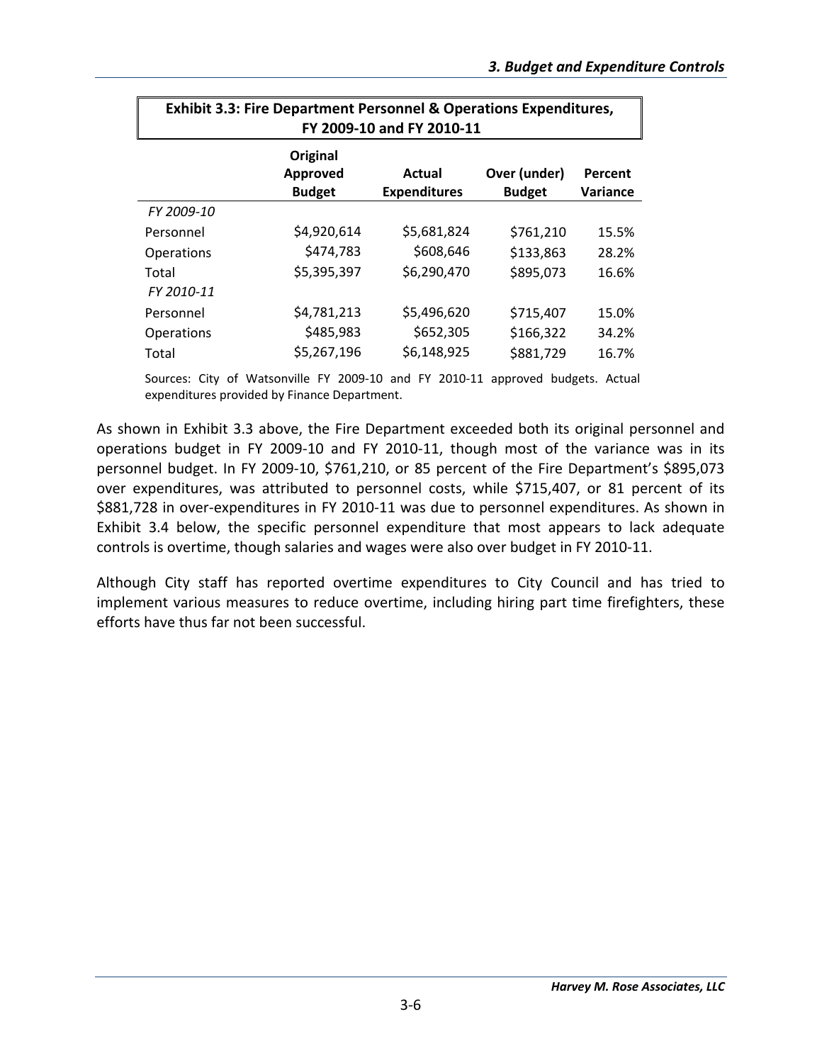**Exhibit 3.3: Fire Department Personnel & Operations Expenditures, FY 2009-10 and FY 2010-11**

| | Original Approved Budget | Actual Expenditures | Over (under) Budget | Percent Variance |
|---|---|---|---|---|
| *FY 2009-10* | | | | |
| Personnel | $4,920,614 | $5,681,824 | $761,210 | 15.5% |
| Operations | $474,783 | $608,646 | $133,863 | 28.2% |
| Total | $5,395,397 | $6,290,470 | $895,073 | 16.6% |
| *FY 2010-11* | | | | |
| Personnel | $4,781,213 | $5,496,620 | $715,407 | 15.0% |
| Operations | $485,983 | $652,305 | $166,322 | 34.2% |
| Total | $5,267,196 | $6,148,925 | $881,729 | 16.7% |

Sources: City of Watsonville FY 2009-10 and FY 2010-11 approved budgets. Actual expenditures provided by Finance Department.

As shown in Exhibit 3.3 above, the Fire Department exceeded both its original personnel and operations budget in FY 2009-10 and FY 2010-11, though most of the variance was in its personnel budget. In FY 2009-10, $761,210, or 85 percent of the Fire Department's $895,073 over expenditures, was attributed to personnel costs, while $715,407, or 81 percent of its $881,728 in over-expenditures in FY 2010-11 was due to personnel expenditures. As shown in Exhibit 3.4 below, the specific personnel expenditure that most appears to lack adequate controls is overtime, though salaries and wages were also over budget in FY 2010-11.

Although City staff has reported overtime expenditures to City Council and has tried to implement various measures to reduce overtime, including hiring part time firefighters, these efforts have thus far not been successful.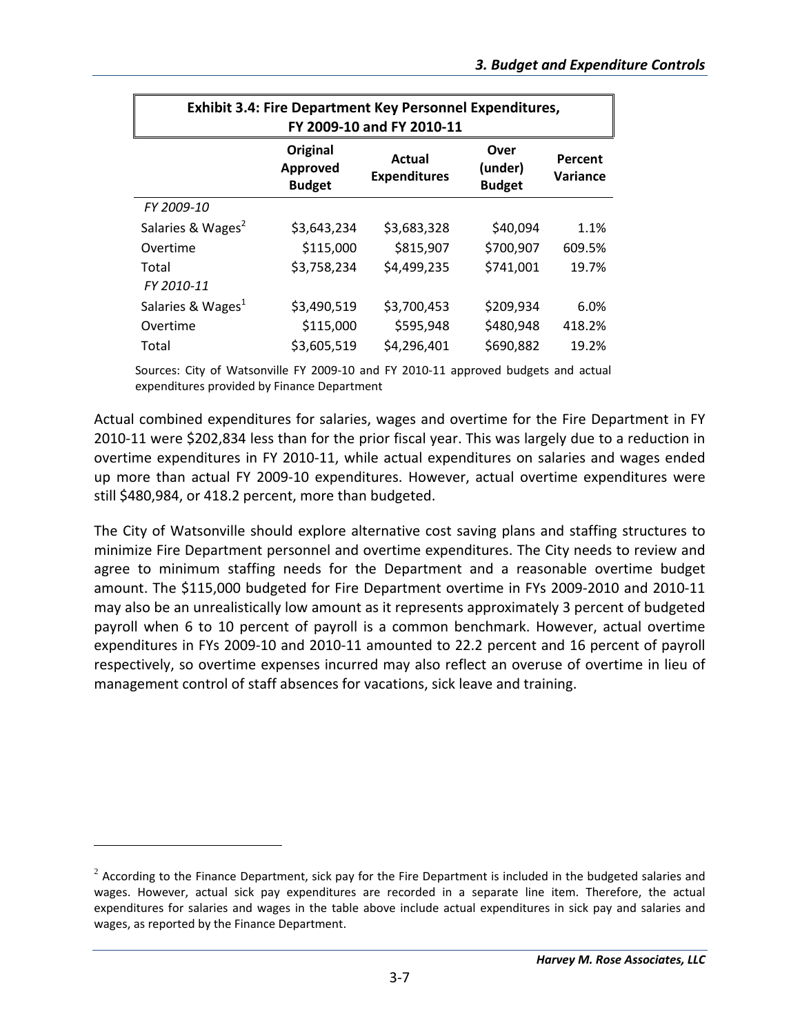**Exhibit 3.4: Fire Department Key Personnel Expenditures, FY 2009-10 and FY 2010-11**

| | Original Approved Budget | Actual Expenditures | Over (under) Budget | Percent Variance |
|---|---|---|---|---|
| *FY 2009-10* | | | | |
| Salaries & Wages[2] | $3,643,234 | $3,683,328 | $40,094 | 1.1% |
| Overtime | $115,000 | $815,907 | $700,907 | 609.5% |
| Total | $3,758,234 | $4,499,235 | $741,001 | 19.7% |
| *FY 2010-11* | | | | |
| Salaries & Wages[1] | $3,490,519 | $3,700,453 | $209,934 | 6.0% |
| Overtime | $115,000 | $595,948 | $480,948 | 418.2% |
| Total | $3,605,519 | $4,296,401 | $690,882 | 19.2% |

Sources: City of Watsonville FY 2009-10 and FY 2010-11 approved budgets and actual expenditures provided by Finance Department

Actual combined expenditures for salaries, wages and overtime for the Fire Department in FY 2010-11 were $202,834 less than for the prior fiscal year. This was largely due to a reduction in overtime expenditures in FY 2010-11, while actual expenditures on salaries and wages ended up more than actual FY 2009-10 expenditures. However, actual overtime expenditures were still $480,984, or 418.2 percent, more than budgeted.

The City of Watsonville should explore alternative cost saving plans and staffing structures to minimize Fire Department personnel and overtime expenditures. The City needs to review and agree to minimum staffing needs for the Department and a reasonable overtime budget amount. The $115,000 budgeted for Fire Department overtime in FYs 2009-2010 and 2010-11 may also be an unrealistically low amount as it represents approximately 3 percent of budgeted payroll when 6 to 10 percent of payroll is a common benchmark. However, actual overtime expenditures in FYs 2009-10 and 2010-11 amounted to 22.2 percent and 16 percent of payroll respectively, so overtime expenses incurred may also reflect an overuse of overtime in lieu of management control of staff absences for vacations, sick leave and training.

---

[2] According to the Finance Department, sick pay for the Fire Department is included in the budgeted salaries and wages. However, actual sick pay expenditures are recorded in a separate line item. Therefore, the actual expenditures for salaries and wages in the table above include actual expenditures in sick pay and salaries and wages, as reported by the Finance Department.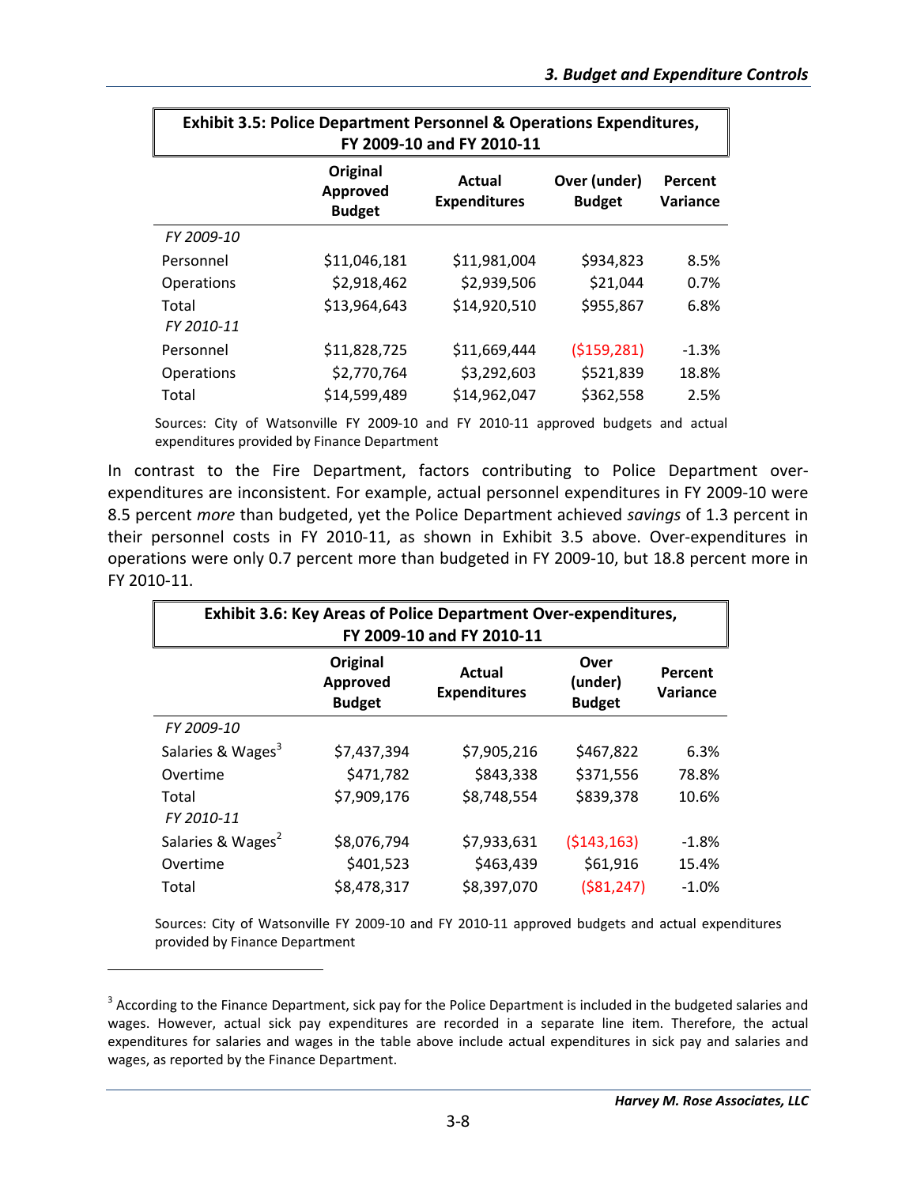**Exhibit 3.5: Police Department Personnel & Operations Expenditures, FY 2009-10 and FY 2010-11**

| | Original Approved Budget | Actual Expenditures | Over (under) Budget | Percent Variance |
|---|---|---|---|---|
| *FY 2009-10* | | | | |
| Personnel | $11,046,181 | $11,981,004 | $934,823 | 8.5% |
| Operations | $2,918,462 | $2,939,506 | $21,044 | 0.7% |
| Total | $13,964,643 | $14,920,510 | $955,867 | 6.8% |
| *FY 2010-11* | | | | |
| Personnel | $11,828,725 | $11,669,444 | ($159,281) | -1.3% |
| Operations | $2,770,764 | $3,292,603 | $521,839 | 18.8% |
| Total | $14,599,489 | $14,962,047 | $362,558 | 2.5% |

Sources: City of Watsonville FY 2009-10 and FY 2010-11 approved budgets and actual expenditures provided by Finance Department

In contrast to the Fire Department, factors contributing to Police Department over-expenditures are inconsistent. For example, actual personnel expenditures in FY 2009-10 were 8.5 percent *more* than budgeted, yet the Police Department achieved *savings* of 1.3 percent in their personnel costs in FY 2010-11, as shown in Exhibit 3.5 above. Over-expenditures in operations were only 0.7 percent more than budgeted in FY 2009-10, but 18.8 percent more in FY 2010-11.

**Exhibit 3.6: Key Areas of Police Department Over-expenditures, FY 2009-10 and FY 2010-11**

| | Original Approved Budget | Actual Expenditures | Over (under) Budget | Percent Variance |
|---|---|---|---|---|
| *FY 2009-10* | | | | |
| Salaries & Wages[3] | $7,437,394 | $7,905,216 | $467,822 | 6.3% |
| Overtime | $471,782 | $843,338 | $371,556 | 78.8% |
| Total | $7,909,176 | $8,748,554 | $839,378 | 10.6% |
| *FY 2010-11* | | | | |
| Salaries & Wages[2] | $8,076,794 | $7,933,631 | ($143,163) | -1.8% |
| Overtime | $401,523 | $463,439 | $61,916 | 15.4% |
| Total | $8,478,317 | $8,397,070 | ($81,247) | -1.0% |

Sources: City of Watsonville FY 2009-10 and FY 2010-11 approved budgets and actual expenditures provided by Finance Department

[3] According to the Finance Department, sick pay for the Police Department is included in the budgeted salaries and wages. However, actual sick pay expenditures are recorded in a separate line item. Therefore, the actual expenditures for salaries and wages in the table above include actual expenditures in sick pay and salaries and wages, as reported by the Finance Department.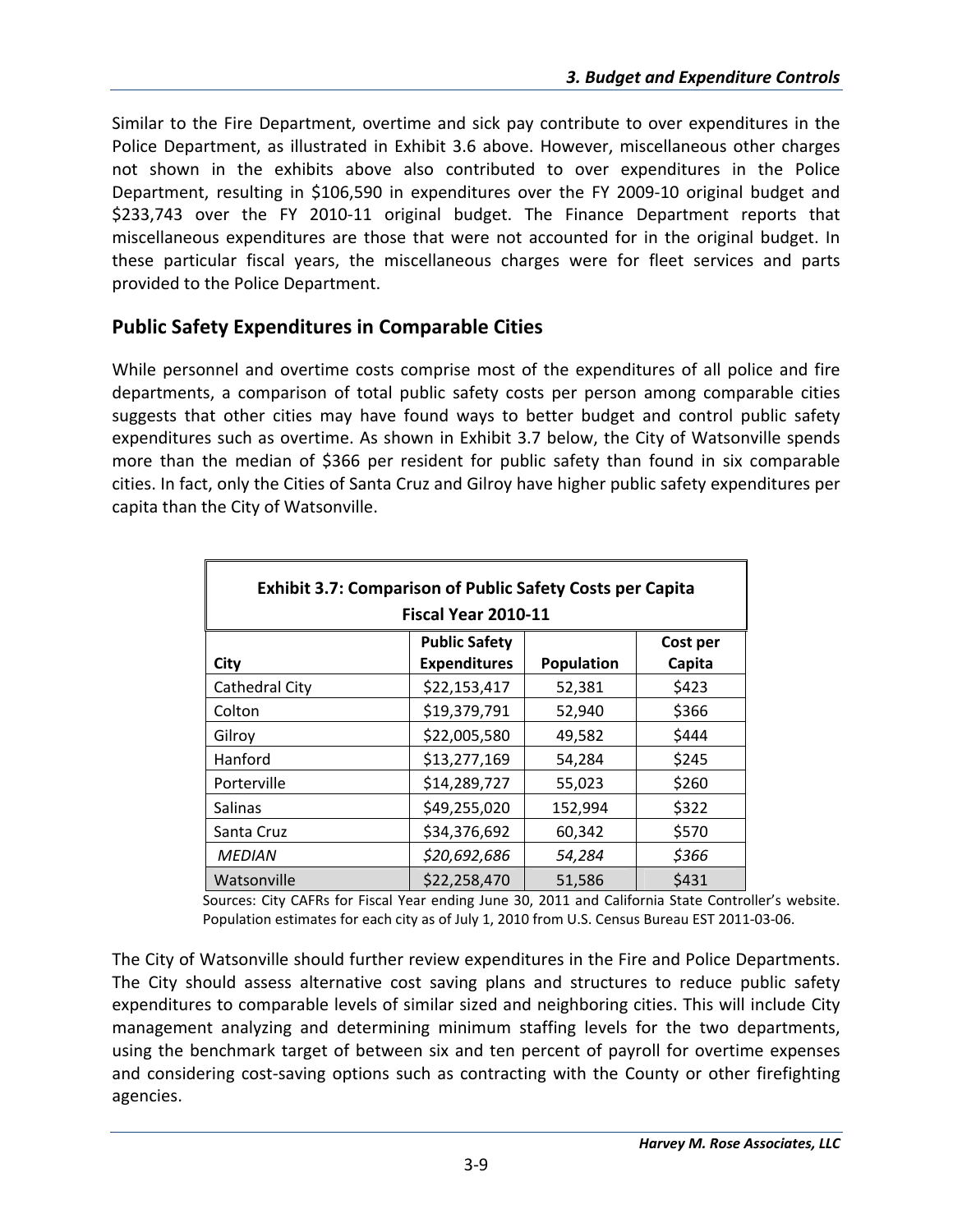Similar to the Fire Department, overtime and sick pay contribute to over expenditures in the Police Department, as illustrated in Exhibit 3.6 above. However, miscellaneous other charges not shown in the exhibits above also contributed to over expenditures in the Police Department, resulting in $106,590 in expenditures over the FY 2009-10 original budget and $233,743 over the FY 2010-11 original budget. The Finance Department reports that miscellaneous expenditures are those that were not accounted for in the original budget. In these particular fiscal years, the miscellaneous charges were for fleet services and parts provided to the Police Department.

## Public Safety Expenditures in Comparable Cities

While personnel and overtime costs comprise most of the expenditures of all police and fire departments, a comparison of total public safety costs per person among comparable cities suggests that other cities may have found ways to better budget and control public safety expenditures such as overtime. As shown in Exhibit 3.7 below, the City of Watsonville spends more than the median of $366 per resident for public safety than found in six comparable cities. In fact, only the Cities of Santa Cruz and Gilroy have higher public safety expenditures per capita than the City of Watsonville.

**Exhibit 3.7: Comparison of Public Safety Costs per Capita Fiscal Year 2010-11**

| City | Public Safety Expenditures | Population | Cost per Capita |
|---|---|---|---|
| Cathedral City | $22,153,417 | 52,381 | $423 |
| Colton | $19,379,791 | 52,940 | $366 |
| Gilroy | $22,005,580 | 49,582 | $444 |
| Hanford | $13,277,169 | 54,284 | $245 |
| Porterville | $14,289,727 | 55,023 | $260 |
| Salinas | $49,255,020 | 152,994 | $322 |
| Santa Cruz | $34,376,692 | 60,342 | $570 |
| *MEDIAN* | *$20,692,686* | *54,284* | *$366* |
| Watsonville | $22,258,470 | 51,586 | $431 |

Sources: City CAFRs for Fiscal Year ending June 30, 2011 and California State Controller's website. Population estimates for each city as of July 1, 2010 from U.S. Census Bureau EST 2011-03-06.

The City of Watsonville should further review expenditures in the Fire and Police Departments. The City should assess alternative cost saving plans and structures to reduce public safety expenditures to comparable levels of similar sized and neighboring cities. This will include City management analyzing and determining minimum staffing levels for the two departments, using the benchmark target of between six and ten percent of payroll for overtime expenses and considering cost-saving options such as contracting with the County or other firefighting agencies.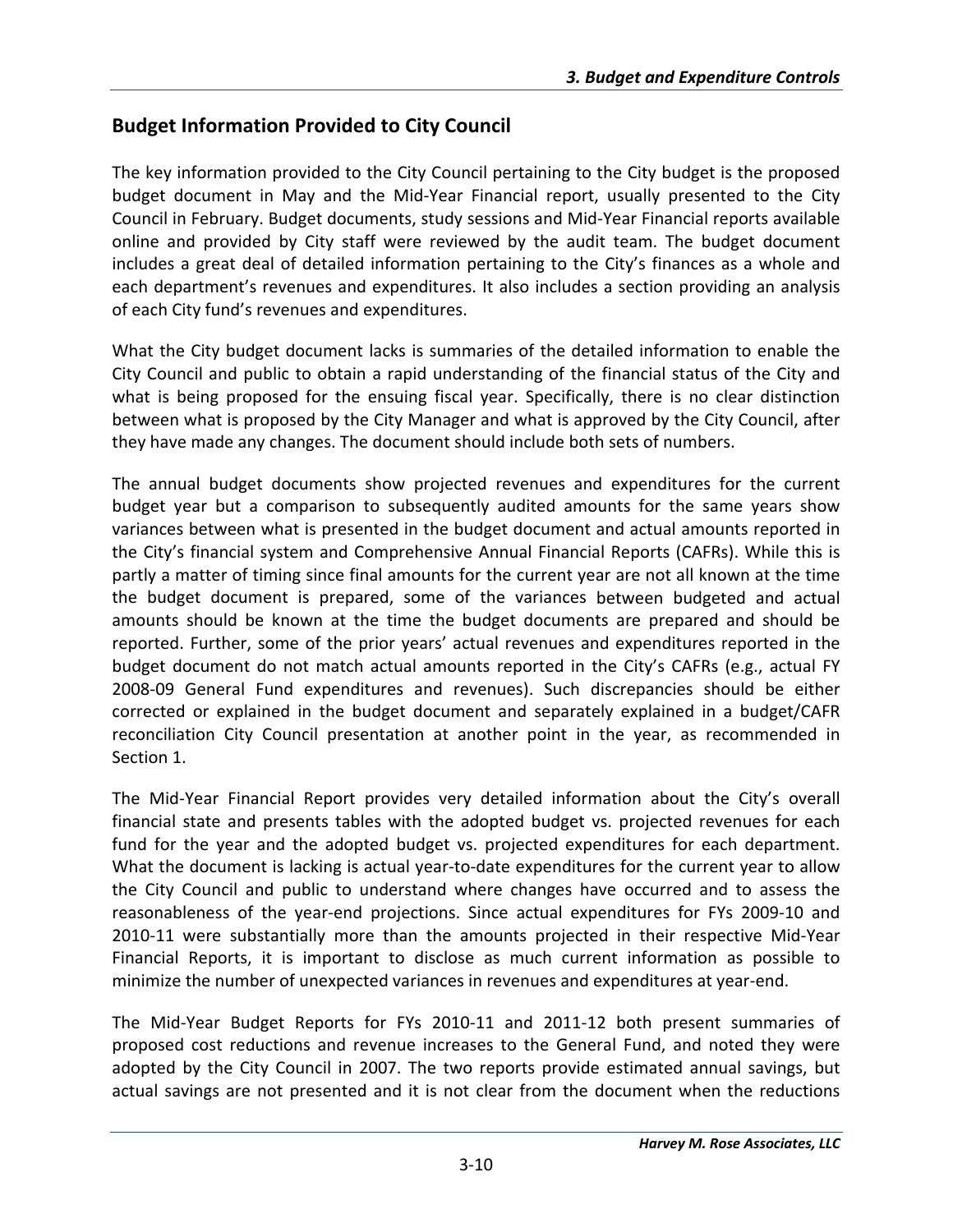## Budget Information Provided to City Council

The key information provided to the City Council pertaining to the City budget is the proposed budget document in May and the Mid-Year Financial report, usually presented to the City Council in February. Budget documents, study sessions and Mid-Year Financial reports available online and provided by City staff were reviewed by the audit team. The budget document includes a great deal of detailed information pertaining to the City's finances as a whole and each department's revenues and expenditures. It also includes a section providing an analysis of each City fund's revenues and expenditures.

What the City budget document lacks is summaries of the detailed information to enable the City Council and public to obtain a rapid understanding of the financial status of the City and what is being proposed for the ensuing fiscal year. Specifically, there is no clear distinction between what is proposed by the City Manager and what is approved by the City Council, after they have made any changes. The document should include both sets of numbers.

The annual budget documents show projected revenues and expenditures for the current budget year but a comparison to subsequently audited amounts for the same years show variances between what is presented in the budget document and actual amounts reported in the City's financial system and Comprehensive Annual Financial Reports (CAFRs). While this is partly a matter of timing since final amounts for the current year are not all known at the time the budget document is prepared, some of the variances between budgeted and actual amounts should be known at the time the budget documents are prepared and should be reported. Further, some of the prior years' actual revenues and expenditures reported in the budget document do not match actual amounts reported in the City's CAFRs (e.g., actual FY 2008-09 General Fund expenditures and revenues). Such discrepancies should be either corrected or explained in the budget document and separately explained in a budget/CAFR reconciliation City Council presentation at another point in the year, as recommended in Section 1.

The Mid-Year Financial Report provides very detailed information about the City's overall financial state and presents tables with the adopted budget vs. projected revenues for each fund for the year and the adopted budget vs. projected expenditures for each department. What the document is lacking is actual year-to-date expenditures for the current year to allow the City Council and public to understand where changes have occurred and to assess the reasonableness of the year-end projections. Since actual expenditures for FYs 2009-10 and 2010-11 were substantially more than the amounts projected in their respective Mid-Year Financial Reports, it is important to disclose as much current information as possible to minimize the number of unexpected variances in revenues and expenditures at year-end.

The Mid-Year Budget Reports for FYs 2010-11 and 2011-12 both present summaries of proposed cost reductions and revenue increases to the General Fund, and noted they were adopted by the City Council in 2007. The two reports provide estimated annual savings, but actual savings are not presented and it is not clear from the document when the reductions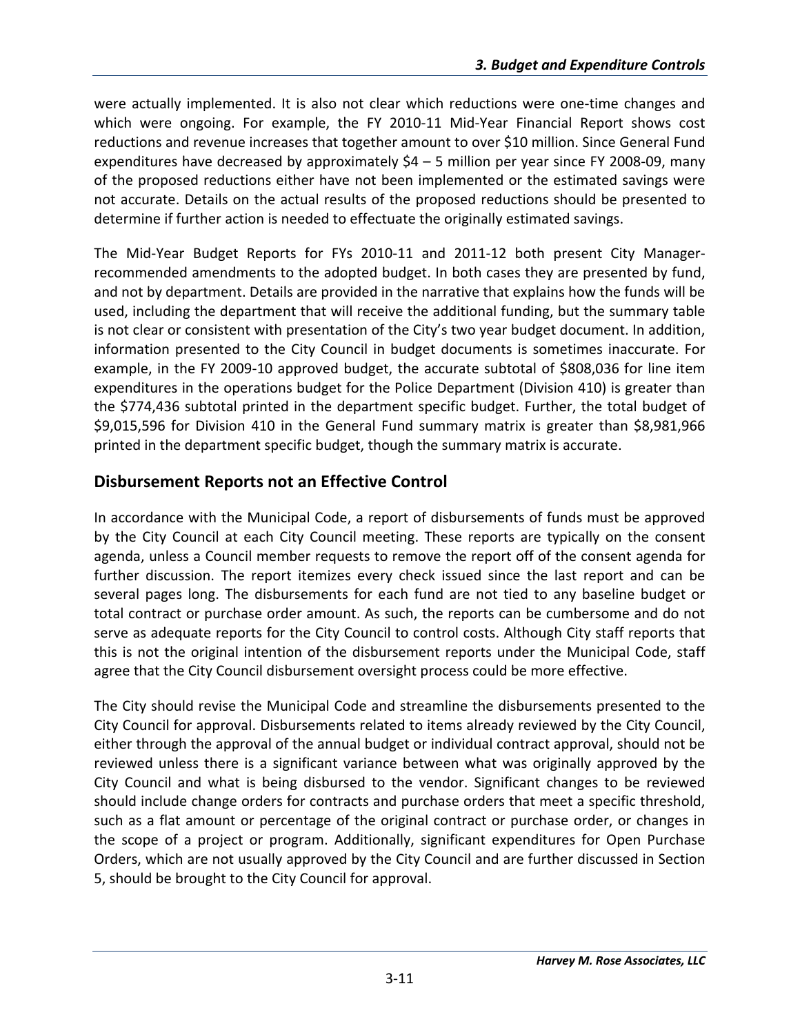were actually implemented. It is also not clear which reductions were one-time changes and which were ongoing. For example, the FY 2010-11 Mid-Year Financial Report shows cost reductions and revenue increases that together amount to over $10 million. Since General Fund expenditures have decreased by approximately $4 – 5 million per year since FY 2008-09, many of the proposed reductions either have not been implemented or the estimated savings were not accurate. Details on the actual results of the proposed reductions should be presented to determine if further action is needed to effectuate the originally estimated savings.

The Mid-Year Budget Reports for FYs 2010-11 and 2011-12 both present City Manager-recommended amendments to the adopted budget. In both cases they are presented by fund, and not by department. Details are provided in the narrative that explains how the funds will be used, including the department that will receive the additional funding, but the summary table is not clear or consistent with presentation of the City's two year budget document. In addition, information presented to the City Council in budget documents is sometimes inaccurate. For example, in the FY 2009-10 approved budget, the accurate subtotal of $808,036 for line item expenditures in the operations budget for the Police Department (Division 410) is greater than the $774,436 subtotal printed in the department specific budget. Further, the total budget of $9,015,596 for Division 410 in the General Fund summary matrix is greater than $8,981,966 printed in the department specific budget, though the summary matrix is accurate.

## Disbursement Reports not an Effective Control

In accordance with the Municipal Code, a report of disbursements of funds must be approved by the City Council at each City Council meeting. These reports are typically on the consent agenda, unless a Council member requests to remove the report off of the consent agenda for further discussion. The report itemizes every check issued since the last report and can be several pages long. The disbursements for each fund are not tied to any baseline budget or total contract or purchase order amount. As such, the reports can be cumbersome and do not serve as adequate reports for the City Council to control costs. Although City staff reports that this is not the original intention of the disbursement reports under the Municipal Code, staff agree that the City Council disbursement oversight process could be more effective.

The City should revise the Municipal Code and streamline the disbursements presented to the City Council for approval. Disbursements related to items already reviewed by the City Council, either through the approval of the annual budget or individual contract approval, should not be reviewed unless there is a significant variance between what was originally approved by the City Council and what is being disbursed to the vendor. Significant changes to be reviewed should include change orders for contracts and purchase orders that meet a specific threshold, such as a flat amount or percentage of the original contract or purchase order, or changes in the scope of a project or program. Additionally, significant expenditures for Open Purchase Orders, which are not usually approved by the City Council and are further discussed in Section 5, should be brought to the City Council for approval.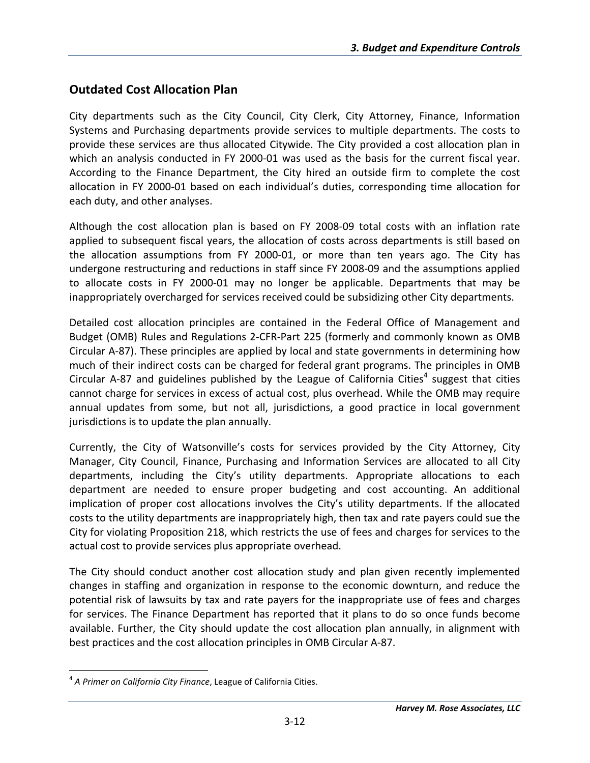## Outdated Cost Allocation Plan

City departments such as the City Council, City Clerk, City Attorney, Finance, Information Systems and Purchasing departments provide services to multiple departments. The costs to provide these services are thus allocated Citywide. The City provided a cost allocation plan in which an analysis conducted in FY 2000-01 was used as the basis for the current fiscal year. According to the Finance Department, the City hired an outside firm to complete the cost allocation in FY 2000-01 based on each individual's duties, corresponding time allocation for each duty, and other analyses.

Although the cost allocation plan is based on FY 2008-09 total costs with an inflation rate applied to subsequent fiscal years, the allocation of costs across departments is still based on the allocation assumptions from FY 2000-01, or more than ten years ago. The City has undergone restructuring and reductions in staff since FY 2008-09 and the assumptions applied to allocate costs in FY 2000-01 may no longer be applicable. Departments that may be inappropriately overcharged for services received could be subsidizing other City departments.

Detailed cost allocation principles are contained in the Federal Office of Management and Budget (OMB) Rules and Regulations 2-CFR-Part 225 (formerly and commonly known as OMB Circular A-87). These principles are applied by local and state governments in determining how much of their indirect costs can be charged for federal grant programs. The principles in OMB Circular A-87 and guidelines published by the League of California Cities[4] suggest that cities cannot charge for services in excess of actual cost, plus overhead. While the OMB may require annual updates from some, but not all, jurisdictions, a good practice in local government jurisdictions is to update the plan annually.

Currently, the City of Watsonville's costs for services provided by the City Attorney, City Manager, City Council, Finance, Purchasing and Information Services are allocated to all City departments, including the City's utility departments. Appropriate allocations to each department are needed to ensure proper budgeting and cost accounting. An additional implication of proper cost allocations involves the City's utility departments. If the allocated costs to the utility departments are inappropriately high, then tax and rate payers could sue the City for violating Proposition 218, which restricts the use of fees and charges for services to the actual cost to provide services plus appropriate overhead.

The City should conduct another cost allocation study and plan given recently implemented changes in staffing and organization in response to the economic downturn, and reduce the potential risk of lawsuits by tax and rate payers for the inappropriate use of fees and charges for services. The Finance Department has reported that it plans to do so once funds become available. Further, the City should update the cost allocation plan annually, in alignment with best practices and the cost allocation principles in OMB Circular A-87.

---

[4] *A Primer on California City Finance*, League of California Cities.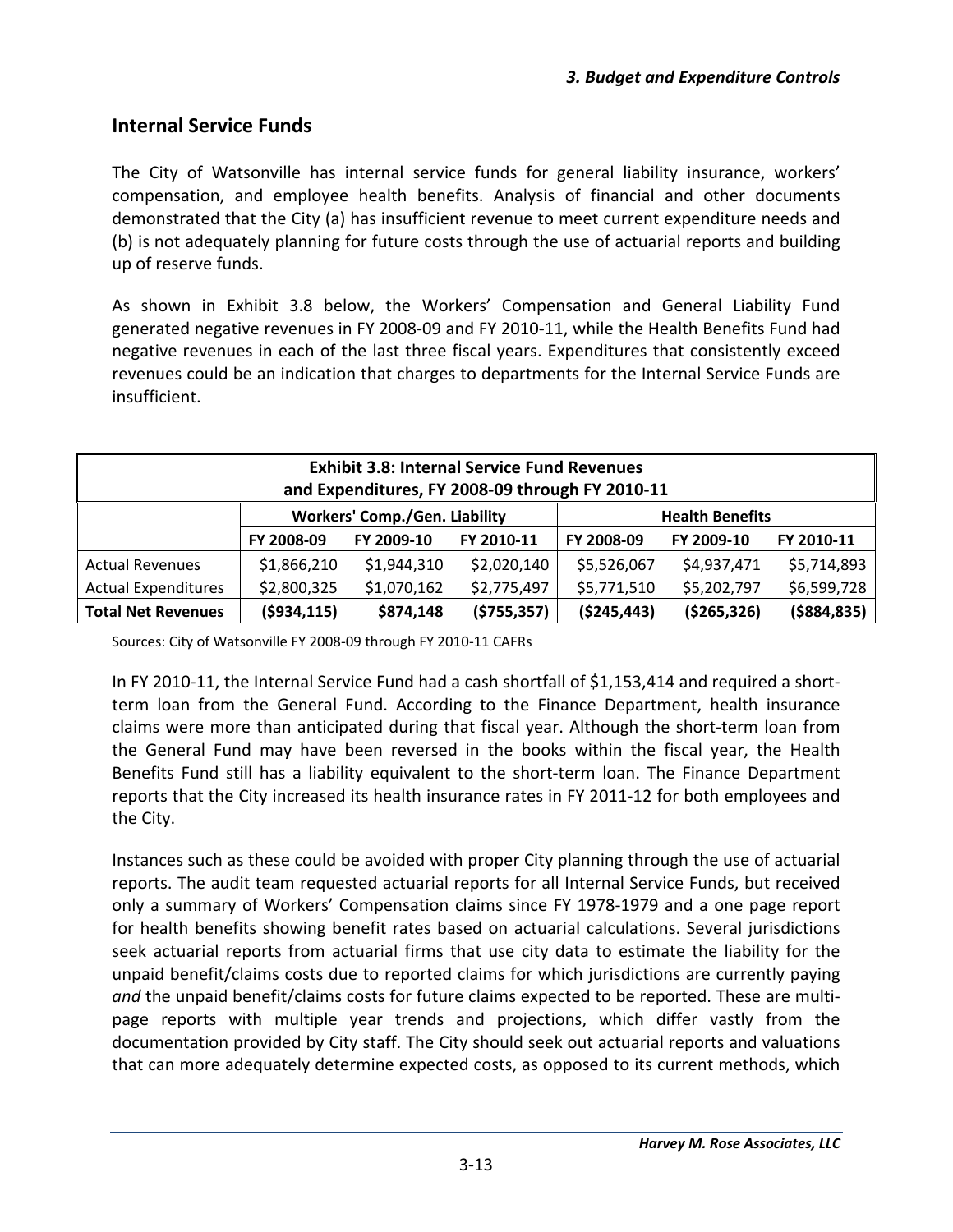## Internal Service Funds

The City of Watsonville has internal service funds for general liability insurance, workers' compensation, and employee health benefits. Analysis of financial and other documents demonstrated that the City (a) has insufficient revenue to meet current expenditure needs and (b) is not adequately planning for future costs through the use of actuarial reports and building up of reserve funds.

As shown in Exhibit 3.8 below, the Workers' Compensation and General Liability Fund generated negative revenues in FY 2008-09 and FY 2010-11, while the Health Benefits Fund had negative revenues in each of the last three fiscal years. Expenditures that consistently exceed revenues could be an indication that charges to departments for the Internal Service Funds are insufficient.

**Exhibit 3.8: Internal Service Fund Revenues and Expenditures, FY 2008-09 through FY 2010-11**

| | Workers' Comp./Gen. Liability | | | Health Benefits | | |
|---|---|---|---|---|---|---|
| | FY 2008-09 | FY 2009-10 | FY 2010-11 | FY 2008-09 | FY 2009-10 | FY 2010-11 |
| Actual Revenues | $1,866,210 | $1,944,310 | $2,020,140 | $5,526,067 | $4,937,471 | $5,714,893 |
| Actual Expenditures | $2,800,325 | $1,070,162 | $2,775,497 | $5,771,510 | $5,202,797 | $6,599,728 |
| **Total Net Revenues** | **($934,115)** | **$874,148** | **($755,357)** | **($245,443)** | **($265,326)** | **($884,835)** |

Sources: City of Watsonville FY 2008-09 through FY 2010-11 CAFRs

In FY 2010-11, the Internal Service Fund had a cash shortfall of $1,153,414 and required a short-term loan from the General Fund. According to the Finance Department, health insurance claims were more than anticipated during that fiscal year. Although the short-term loan from the General Fund may have been reversed in the books within the fiscal year, the Health Benefits Fund still has a liability equivalent to the short-term loan. The Finance Department reports that the City increased its health insurance rates in FY 2011-12 for both employees and the City.

Instances such as these could be avoided with proper City planning through the use of actuarial reports. The audit team requested actuarial reports for all Internal Service Funds, but received only a summary of Workers' Compensation claims since FY 1978-1979 and a one page report for health benefits showing benefit rates based on actuarial calculations. Several jurisdictions seek actuarial reports from actuarial firms that use city data to estimate the liability for the unpaid benefit/claims costs due to reported claims for which jurisdictions are currently paying *and* the unpaid benefit/claims costs for future claims expected to be reported. These are multi-page reports with multiple year trends and projections, which differ vastly from the documentation provided by City staff. The City should seek out actuarial reports and valuations that can more adequately determine expected costs, as opposed to its current methods, which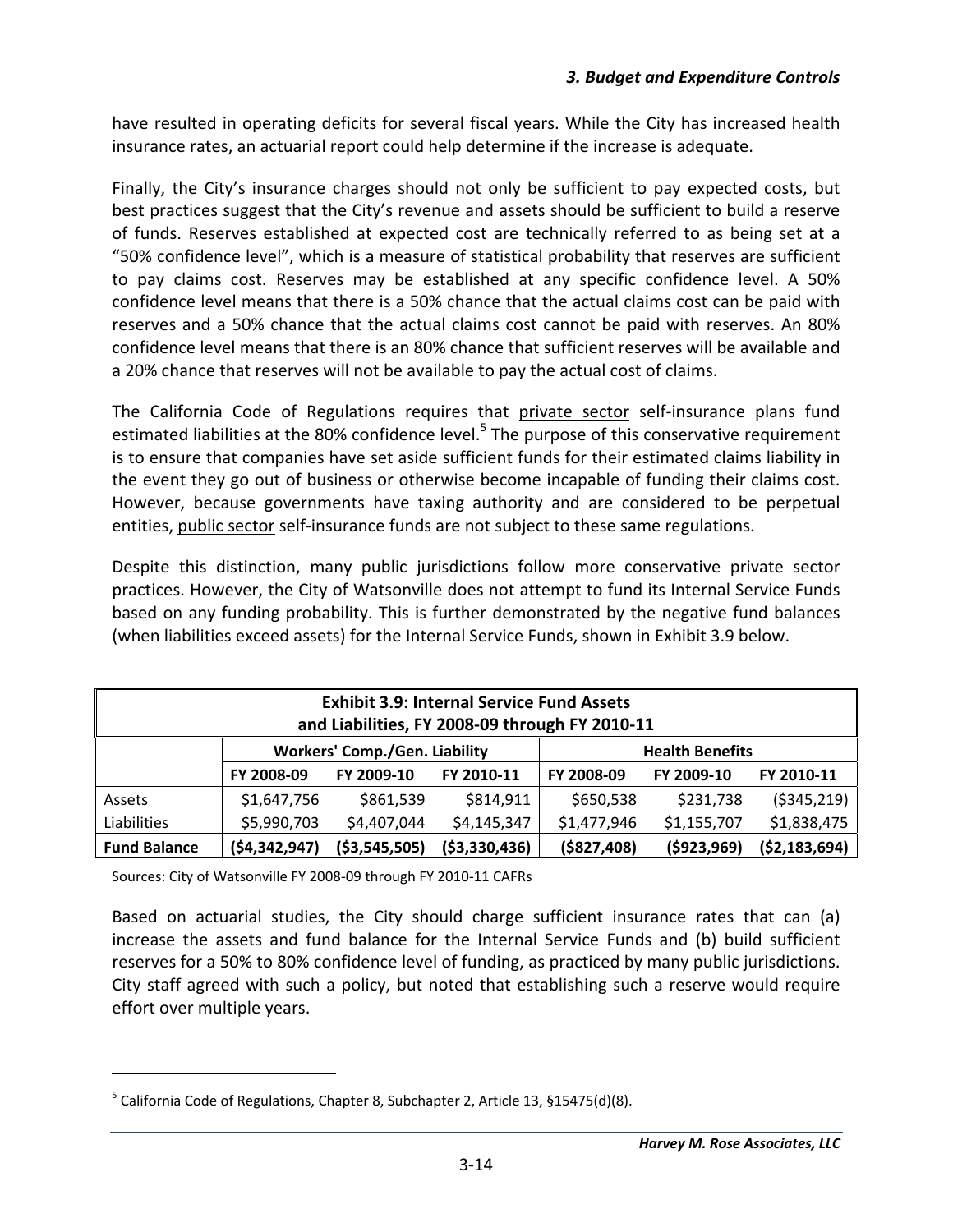have resulted in operating deficits for several fiscal years. While the City has increased health insurance rates, an actuarial report could help determine if the increase is adequate.

Finally, the City's insurance charges should not only be sufficient to pay expected costs, but best practices suggest that the City's revenue and assets should be sufficient to build a reserve of funds. Reserves established at expected cost are technically referred to as being set at a "50% confidence level", which is a measure of statistical probability that reserves are sufficient to pay claims cost. Reserves may be established at any specific confidence level. A 50% confidence level means that there is a 50% chance that the actual claims cost can be paid with reserves and a 50% chance that the actual claims cost cannot be paid with reserves. An 80% confidence level means that there is an 80% chance that sufficient reserves will be available and a 20% chance that reserves will not be available to pay the actual cost of claims.

The California Code of Regulations requires that <u>private sector</u> self-insurance plans fund estimated liabilities at the 80% confidence level.[5] The purpose of this conservative requirement is to ensure that companies have set aside sufficient funds for their estimated claims liability in the event they go out of business or otherwise become incapable of funding their claims cost. However, because governments have taxing authority and are considered to be perpetual entities, <u>public sector</u> self-insurance funds are not subject to these same regulations.

Despite this distinction, many public jurisdictions follow more conservative private sector practices. However, the City of Watsonville does not attempt to fund its Internal Service Funds based on any funding probability. This is further demonstrated by the negative fund balances (when liabilities exceed assets) for the Internal Service Funds, shown in Exhibit 3.9 below.

**Exhibit 3.9: Internal Service Fund Assets and Liabilities, FY 2008-09 through FY 2010-11**

| | Workers' Comp./Gen. Liability | | | Health Benefits | | |
|---|---|---|---|---|---|---|
| | FY 2008-09 | FY 2009-10 | FY 2010-11 | FY 2008-09 | FY 2009-10 | FY 2010-11 |
| Assets | $1,647,756 | $861,539 | $814,911 | $650,538 | $231,738 | ($345,219) |
| Liabilities | $5,990,703 | $4,407,044 | $4,145,347 | $1,477,946 | $1,155,707 | $1,838,475 |
| **Fund Balance** | **($4,342,947)** | **($3,545,505)** | **($3,330,436)** | **($827,408)** | **($923,969)** | **($2,183,694)** |

Sources: City of Watsonville FY 2008-09 through FY 2010-11 CAFRs

Based on actuarial studies, the City should charge sufficient insurance rates that can (a) increase the assets and fund balance for the Internal Service Funds and (b) build sufficient reserves for a 50% to 80% confidence level of funding, as practiced by many public jurisdictions. City staff agreed with such a policy, but noted that establishing such a reserve would require effort over multiple years.

[5] California Code of Regulations, Chapter 8, Subchapter 2, Article 13, §15475(d)(8).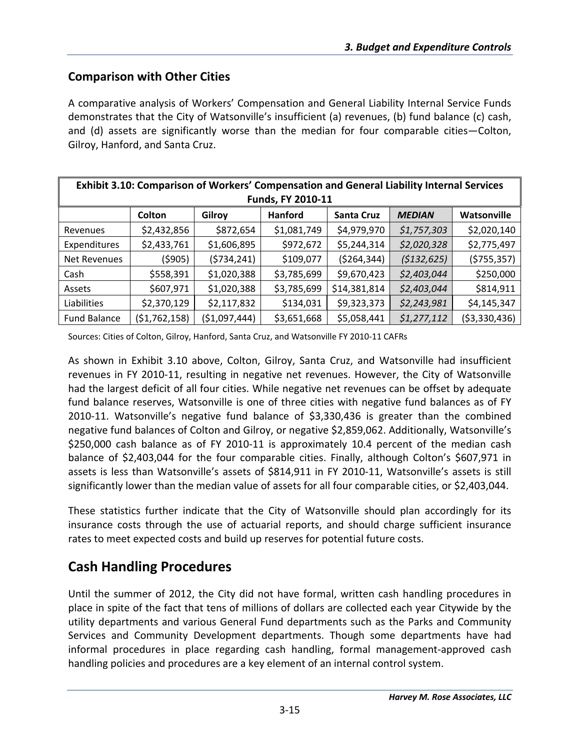## Comparison with Other Cities

A comparative analysis of Workers' Compensation and General Liability Internal Service Funds demonstrates that the City of Watsonville's insufficient (a) revenues, (b) fund balance (c) cash, and (d) assets are significantly worse than the median for four comparable cities—Colton, Gilroy, Hanford, and Santa Cruz.

**Exhibit 3.10: Comparison of Workers' Compensation and General Liability Internal Services Funds, FY 2010-11**

| | Colton | Gilroy | Hanford | Santa Cruz | *MEDIAN* | Watsonville |
|---|---|---|---|---|---|---|
| Revenues | $2,432,856 | $872,654 | $1,081,749 | $4,979,970 | *$1,757,303* | $2,020,140 |
| Expenditures | $2,433,761 | $1,606,895 | $972,672 | $5,244,314 | *$2,020,328* | $2,775,497 |
| Net Revenues | ($905) | ($734,241) | $109,077 | ($264,344) | *($132,625)* | ($755,357) |
| Cash | $558,391 | $1,020,388 | $3,785,699 | $9,670,423 | *$2,403,044* | $250,000 |
| Assets | $607,971 | $1,020,388 | $3,785,699 | $14,381,814 | *$2,403,044* | $814,911 |
| Liabilities | $2,370,129 | $2,117,832 | $134,031 | $9,323,373 | *$2,243,981* | $4,145,347 |
| Fund Balance | ($1,762,158) | ($1,097,444) | $3,651,668 | $5,058,441 | *$1,277,112* | ($3,330,436) |

Sources: Cities of Colton, Gilroy, Hanford, Santa Cruz, and Watsonville FY 2010-11 CAFRs

As shown in Exhibit 3.10 above, Colton, Gilroy, Santa Cruz, and Watsonville had insufficient revenues in FY 2010-11, resulting in negative net revenues. However, the City of Watsonville had the largest deficit of all four cities. While negative net revenues can be offset by adequate fund balance reserves, Watsonville is one of three cities with negative fund balances as of FY 2010-11. Watsonville's negative fund balance of $3,330,436 is greater than the combined negative fund balances of Colton and Gilroy, or negative $2,859,062. Additionally, Watsonville's $250,000 cash balance as of FY 2010-11 is approximately 10.4 percent of the median cash balance of $2,403,044 for the four comparable cities. Finally, although Colton's $607,971 in assets is less than Watsonville's assets of $814,911 in FY 2010-11, Watsonville's assets is still significantly lower than the median value of assets for all four comparable cities, or $2,403,044.

These statistics further indicate that the City of Watsonville should plan accordingly for its insurance costs through the use of actuarial reports, and should charge sufficient insurance rates to meet expected costs and build up reserves for potential future costs.

# Cash Handling Procedures

Until the summer of 2012, the City did not have formal, written cash handling procedures in place in spite of the fact that tens of millions of dollars are collected each year Citywide by the utility departments and various General Fund departments such as the Parks and Community Services and Community Development departments. Though some departments have had informal procedures in place regarding cash handling, formal management-approved cash handling policies and procedures are a key element of an internal control system.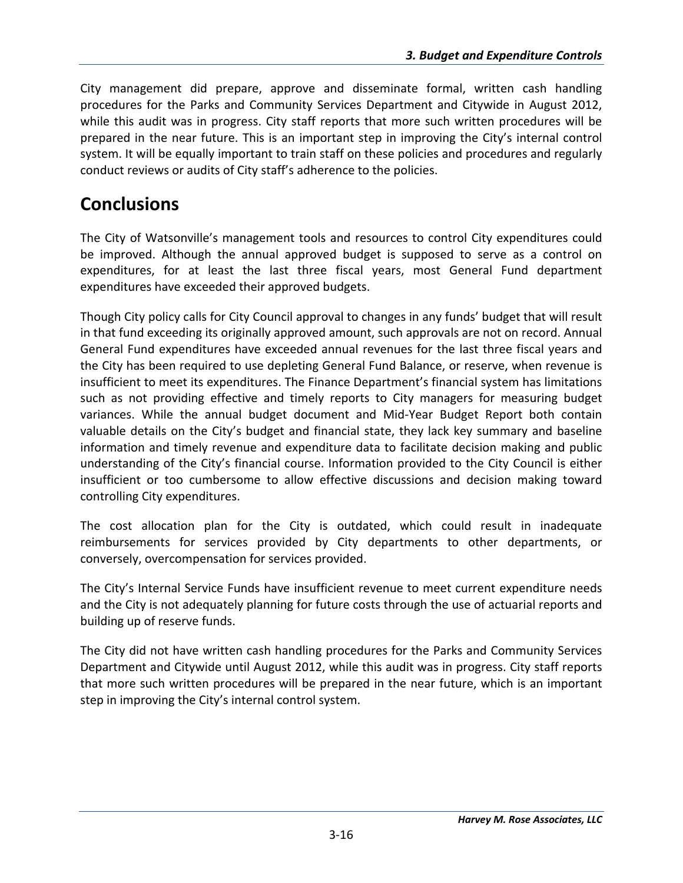City management did prepare, approve and disseminate formal, written cash handling procedures for the Parks and Community Services Department and Citywide in August 2012, while this audit was in progress. City staff reports that more such written procedures will be prepared in the near future. This is an important step in improving the City's internal control system. It will be equally important to train staff on these policies and procedures and regularly conduct reviews or audits of City staff's adherence to the policies.

## Conclusions

The City of Watsonville's management tools and resources to control City expenditures could be improved. Although the annual approved budget is supposed to serve as a control on expenditures, for at least the last three fiscal years, most General Fund department expenditures have exceeded their approved budgets.

Though City policy calls for City Council approval to changes in any funds' budget that will result in that fund exceeding its originally approved amount, such approvals are not on record. Annual General Fund expenditures have exceeded annual revenues for the last three fiscal years and the City has been required to use depleting General Fund Balance, or reserve, when revenue is insufficient to meet its expenditures. The Finance Department's financial system has limitations such as not providing effective and timely reports to City managers for measuring budget variances. While the annual budget document and Mid-Year Budget Report both contain valuable details on the City's budget and financial state, they lack key summary and baseline information and timely revenue and expenditure data to facilitate decision making and public understanding of the City's financial course. Information provided to the City Council is either insufficient or too cumbersome to allow effective discussions and decision making toward controlling City expenditures.

The cost allocation plan for the City is outdated, which could result in inadequate reimbursements for services provided by City departments to other departments, or conversely, overcompensation for services provided.

The City's Internal Service Funds have insufficient revenue to meet current expenditure needs and the City is not adequately planning for future costs through the use of actuarial reports and building up of reserve funds.

The City did not have written cash handling procedures for the Parks and Community Services Department and Citywide until August 2012, while this audit was in progress. City staff reports that more such written procedures will be prepared in the near future, which is an important step in improving the City's internal control system.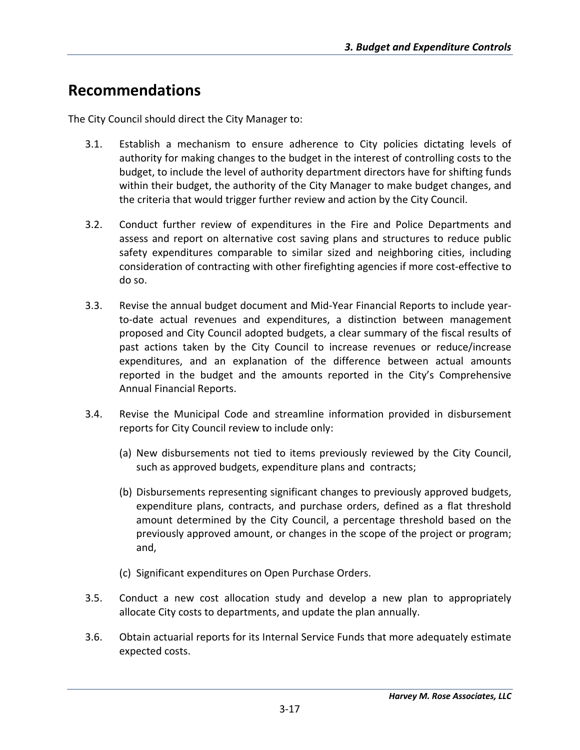## Recommendations

The City Council should direct the City Manager to:

3.1. Establish a mechanism to ensure adherence to City policies dictating levels of authority for making changes to the budget in the interest of controlling costs to the budget, to include the level of authority department directors have for shifting funds within their budget, the authority of the City Manager to make budget changes, and the criteria that would trigger further review and action by the City Council.

3.2. Conduct further review of expenditures in the Fire and Police Departments and assess and report on alternative cost saving plans and structures to reduce public safety expenditures comparable to similar sized and neighboring cities, including consideration of contracting with other firefighting agencies if more cost-effective to do so.

3.3. Revise the annual budget document and Mid-Year Financial Reports to include year-to-date actual revenues and expenditures, a distinction between management proposed and City Council adopted budgets, a clear summary of the fiscal results of past actions taken by the City Council to increase revenues or reduce/increase expenditures, and an explanation of the difference between actual amounts reported in the budget and the amounts reported in the City's Comprehensive Annual Financial Reports.

3.4. Revise the Municipal Code and streamline information provided in disbursement reports for City Council review to include only:

   (a) New disbursements not tied to items previously reviewed by the City Council, such as approved budgets, expenditure plans and contracts;

   (b) Disbursements representing significant changes to previously approved budgets, expenditure plans, contracts, and purchase orders, defined as a flat threshold amount determined by the City Council, a percentage threshold based on the previously approved amount, or changes in the scope of the project or program; and,

   (c) Significant expenditures on Open Purchase Orders.

3.5. Conduct a new cost allocation study and develop a new plan to appropriately allocate City costs to departments, and update the plan annually.

3.6. Obtain actuarial reports for its Internal Service Funds that more adequately estimate expected costs.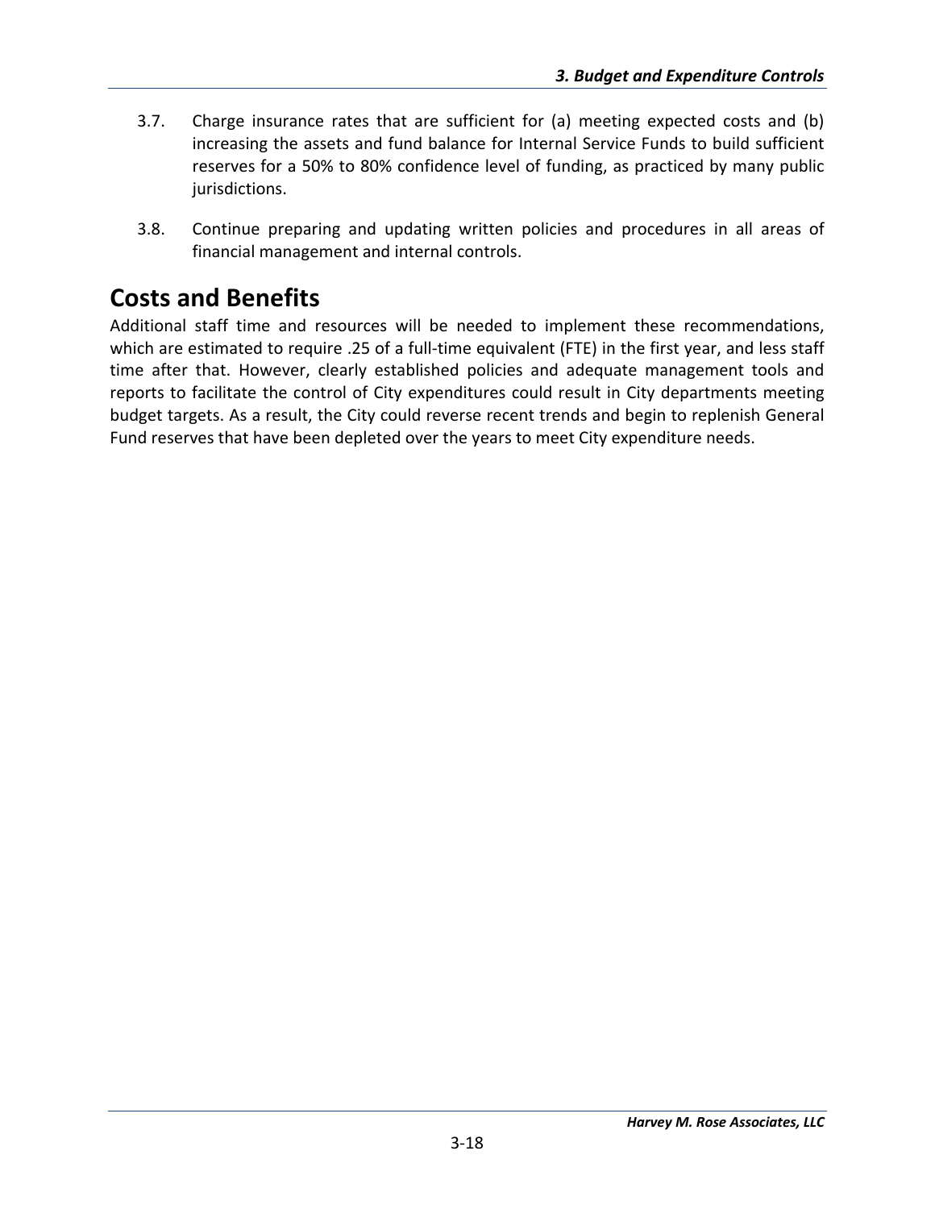3.7. Charge insurance rates that are sufficient for (a) meeting expected costs and (b) increasing the assets and fund balance for Internal Service Funds to build sufficient reserves for a 50% to 80% confidence level of funding, as practiced by many public jurisdictions.

3.8. Continue preparing and updating written policies and procedures in all areas of financial management and internal controls.

## Costs and Benefits

Additional staff time and resources will be needed to implement these recommendations, which are estimated to require .25 of a full-time equivalent (FTE) in the first year, and less staff time after that. However, clearly established policies and adequate management tools and reports to facilitate the control of City expenditures could result in City departments meeting budget targets. As a result, the City could reverse recent trends and begin to replenish General Fund reserves that have been depleted over the years to meet City expenditure needs.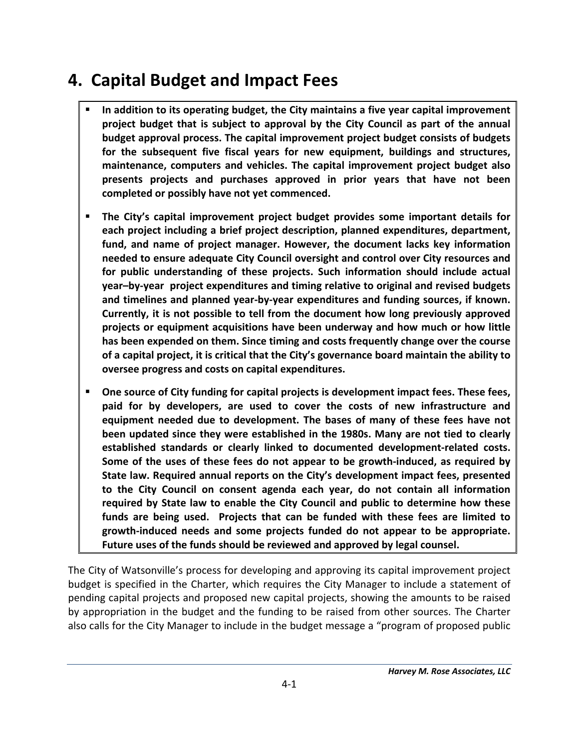# 4. Capital Budget and Impact Fees

- **In addition to its operating budget, the City maintains a five year capital improvement project budget that is subject to approval by the City Council as part of the annual budget approval process. The capital improvement project budget consists of budgets for the subsequent five fiscal years for new equipment, buildings and structures, maintenance, computers and vehicles. The capital improvement project budget also presents projects and purchases approved in prior years that have not been completed or possibly have not yet commenced.**
- **The City's capital improvement project budget provides some important details for each project including a brief project description, planned expenditures, department, fund, and name of project manager. However, the document lacks key information needed to ensure adequate City Council oversight and control over City resources and for public understanding of these projects. Such information should include actual year–by-year project expenditures and timing relative to original and revised budgets and timelines and planned year-by-year expenditures and funding sources, if known. Currently, it is not possible to tell from the document how long previously approved projects or equipment acquisitions have been underway and how much or how little has been expended on them. Since timing and costs frequently change over the course of a capital project, it is critical that the City's governance board maintain the ability to oversee progress and costs on capital expenditures.**
- **One source of City funding for capital projects is development impact fees. These fees, paid for by developers, are used to cover the costs of new infrastructure and equipment needed due to development. The bases of many of these fees have not been updated since they were established in the 1980s. Many are not tied to clearly established standards or clearly linked to documented development-related costs. Some of the uses of these fees do not appear to be growth-induced, as required by State law. Required annual reports on the City's development impact fees, presented to the City Council on consent agenda each year, do not contain all information required by State law to enable the City Council and public to determine how these funds are being used. Projects that can be funded with these fees are limited to growth-induced needs and some projects funded do not appear to be appropriate. Future uses of the funds should be reviewed and approved by legal counsel.**

The City of Watsonville's process for developing and approving its capital improvement project budget is specified in the Charter, which requires the City Manager to include a statement of pending capital projects and proposed new capital projects, showing the amounts to be raised by appropriation in the budget and the funding to be raised from other sources. The Charter also calls for the City Manager to include in the budget message a "program of proposed public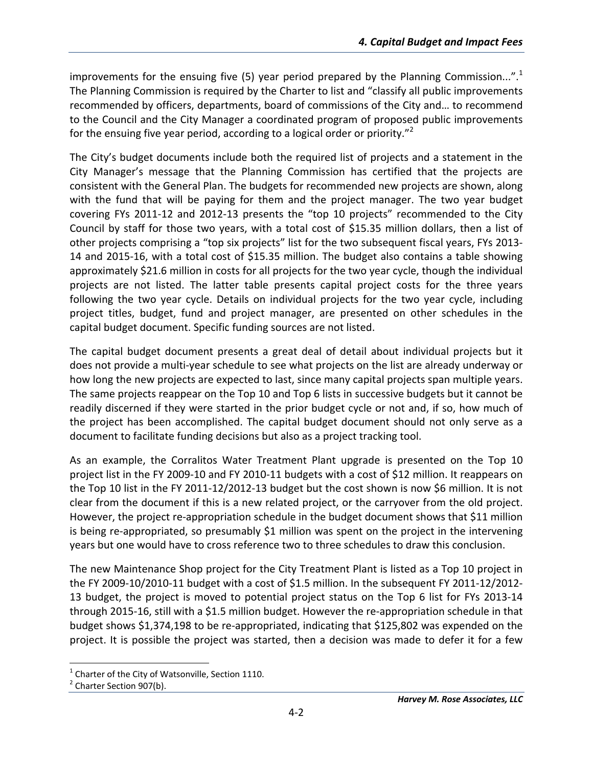improvements for the ensuing five (5) year period prepared by the Planning Commission...".[1] The Planning Commission is required by the Charter to list and "classify all public improvements recommended by officers, departments, board of commissions of the City and… to recommend to the Council and the City Manager a coordinated program of proposed public improvements for the ensuing five year period, according to a logical order or priority."[2]

The City's budget documents include both the required list of projects and a statement in the City Manager's message that the Planning Commission has certified that the projects are consistent with the General Plan. The budgets for recommended new projects are shown, along with the fund that will be paying for them and the project manager. The two year budget covering FYs 2011-12 and 2012-13 presents the "top 10 projects" recommended to the City Council by staff for those two years, with a total cost of $15.35 million dollars, then a list of other projects comprising a "top six projects" list for the two subsequent fiscal years, FYs 2013-14 and 2015-16, with a total cost of $15.35 million. The budget also contains a table showing approximately $21.6 million in costs for all projects for the two year cycle, though the individual projects are not listed. The latter table presents capital project costs for the three years following the two year cycle. Details on individual projects for the two year cycle, including project titles, budget, fund and project manager, are presented on other schedules in the capital budget document. Specific funding sources are not listed.

The capital budget document presents a great deal of detail about individual projects but it does not provide a multi-year schedule to see what projects on the list are already underway or how long the new projects are expected to last, since many capital projects span multiple years. The same projects reappear on the Top 10 and Top 6 lists in successive budgets but it cannot be readily discerned if they were started in the prior budget cycle or not and, if so, how much of the project has been accomplished. The capital budget document should not only serve as a document to facilitate funding decisions but also as a project tracking tool.

As an example, the Corralitos Water Treatment Plant upgrade is presented on the Top 10 project list in the FY 2009-10 and FY 2010-11 budgets with a cost of $12 million. It reappears on the Top 10 list in the FY 2011-12/2012-13 budget but the cost shown is now $6 million. It is not clear from the document if this is a new related project, or the carryover from the old project. However, the project re-appropriation schedule in the budget document shows that $11 million is being re-appropriated, so presumably $1 million was spent on the project in the intervening years but one would have to cross reference two to three schedules to draw this conclusion.

The new Maintenance Shop project for the City Treatment Plant is listed as a Top 10 project in the FY 2009-10/2010-11 budget with a cost of $1.5 million. In the subsequent FY 2011-12/2012-13 budget, the project is moved to potential project status on the Top 6 list for FYs 2013-14 through 2015-16, still with a $1.5 million budget. However the re-appropriation schedule in that budget shows $1,374,198 to be re-appropriated, indicating that $125,802 was expended on the project. It is possible the project was started, then a decision was made to defer it for a few

---

[1] Charter of the City of Watsonville, Section 1110.

[2] Charter Section 907(b).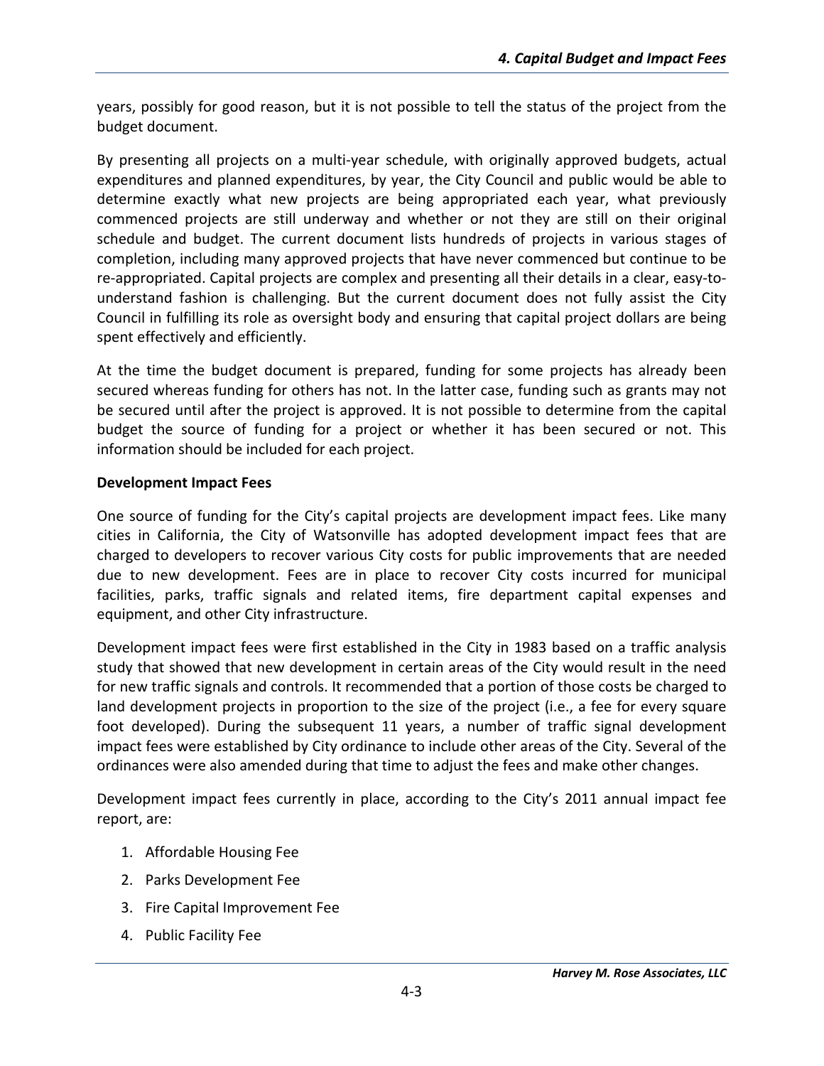years, possibly for good reason, but it is not possible to tell the status of the project from the budget document.

By presenting all projects on a multi-year schedule, with originally approved budgets, actual expenditures and planned expenditures, by year, the City Council and public would be able to determine exactly what new projects are being appropriated each year, what previously commenced projects are still underway and whether or not they are still on their original schedule and budget. The current document lists hundreds of projects in various stages of completion, including many approved projects that have never commenced but continue to be re-appropriated. Capital projects are complex and presenting all their details in a clear, easy-to-understand fashion is challenging. But the current document does not fully assist the City Council in fulfilling its role as oversight body and ensuring that capital project dollars are being spent effectively and efficiently.

At the time the budget document is prepared, funding for some projects has already been secured whereas funding for others has not. In the latter case, funding such as grants may not be secured until after the project is approved. It is not possible to determine from the capital budget the source of funding for a project or whether it has been secured or not. This information should be included for each project.

**Development Impact Fees**

One source of funding for the City's capital projects are development impact fees. Like many cities in California, the City of Watsonville has adopted development impact fees that are charged to developers to recover various City costs for public improvements that are needed due to new development. Fees are in place to recover City costs incurred for municipal facilities, parks, traffic signals and related items, fire department capital expenses and equipment, and other City infrastructure.

Development impact fees were first established in the City in 1983 based on a traffic analysis study that showed that new development in certain areas of the City would result in the need for new traffic signals and controls. It recommended that a portion of those costs be charged to land development projects in proportion to the size of the project (i.e., a fee for every square foot developed). During the subsequent 11 years, a number of traffic signal development impact fees were established by City ordinance to include other areas of the City. Several of the ordinances were also amended during that time to adjust the fees and make other changes.

Development impact fees currently in place, according to the City's 2011 annual impact fee report, are:

1. Affordable Housing Fee
2. Parks Development Fee
3. Fire Capital Improvement Fee
4. Public Facility Fee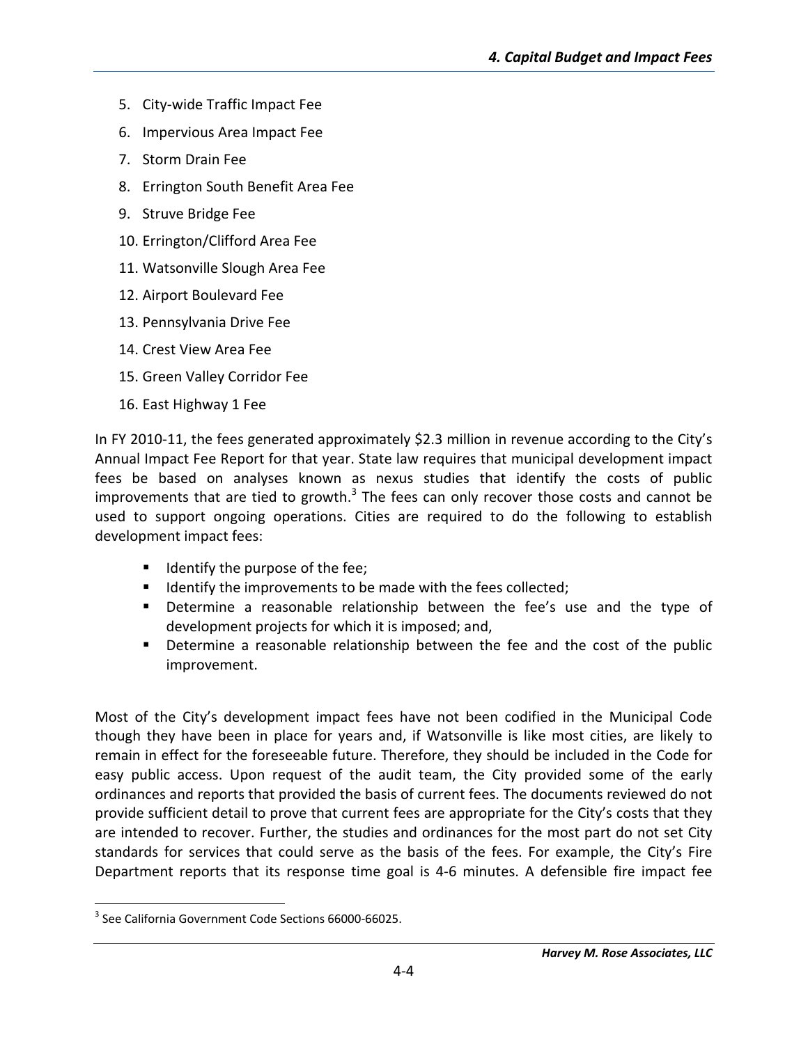5. City-wide Traffic Impact Fee
6. Impervious Area Impact Fee
7. Storm Drain Fee
8. Errington South Benefit Area Fee
9. Struve Bridge Fee
10. Errington/Clifford Area Fee
11. Watsonville Slough Area Fee
12. Airport Boulevard Fee
13. Pennsylvania Drive Fee
14. Crest View Area Fee
15. Green Valley Corridor Fee
16. East Highway 1 Fee

In FY 2010-11, the fees generated approximately $2.3 million in revenue according to the City's Annual Impact Fee Report for that year. State law requires that municipal development impact fees be based on analyses known as nexus studies that identify the costs of public improvements that are tied to growth.[3] The fees can only recover those costs and cannot be used to support ongoing operations. Cities are required to do the following to establish development impact fees:

- Identify the purpose of the fee;
- Identify the improvements to be made with the fees collected;
- Determine a reasonable relationship between the fee's use and the type of development projects for which it is imposed; and,
- Determine a reasonable relationship between the fee and the cost of the public improvement.

Most of the City's development impact fees have not been codified in the Municipal Code though they have been in place for years and, if Watsonville is like most cities, are likely to remain in effect for the foreseeable future. Therefore, they should be included in the Code for easy public access. Upon request of the audit team, the City provided some of the early ordinances and reports that provided the basis of current fees. The documents reviewed do not provide sufficient detail to prove that current fees are appropriate for the City's costs that they are intended to recover. Further, the studies and ordinances for the most part do not set City standards for services that could serve as the basis of the fees. For example, the City's Fire Department reports that its response time goal is 4-6 minutes. A defensible fire impact fee

[3] See California Government Code Sections 66000-66025.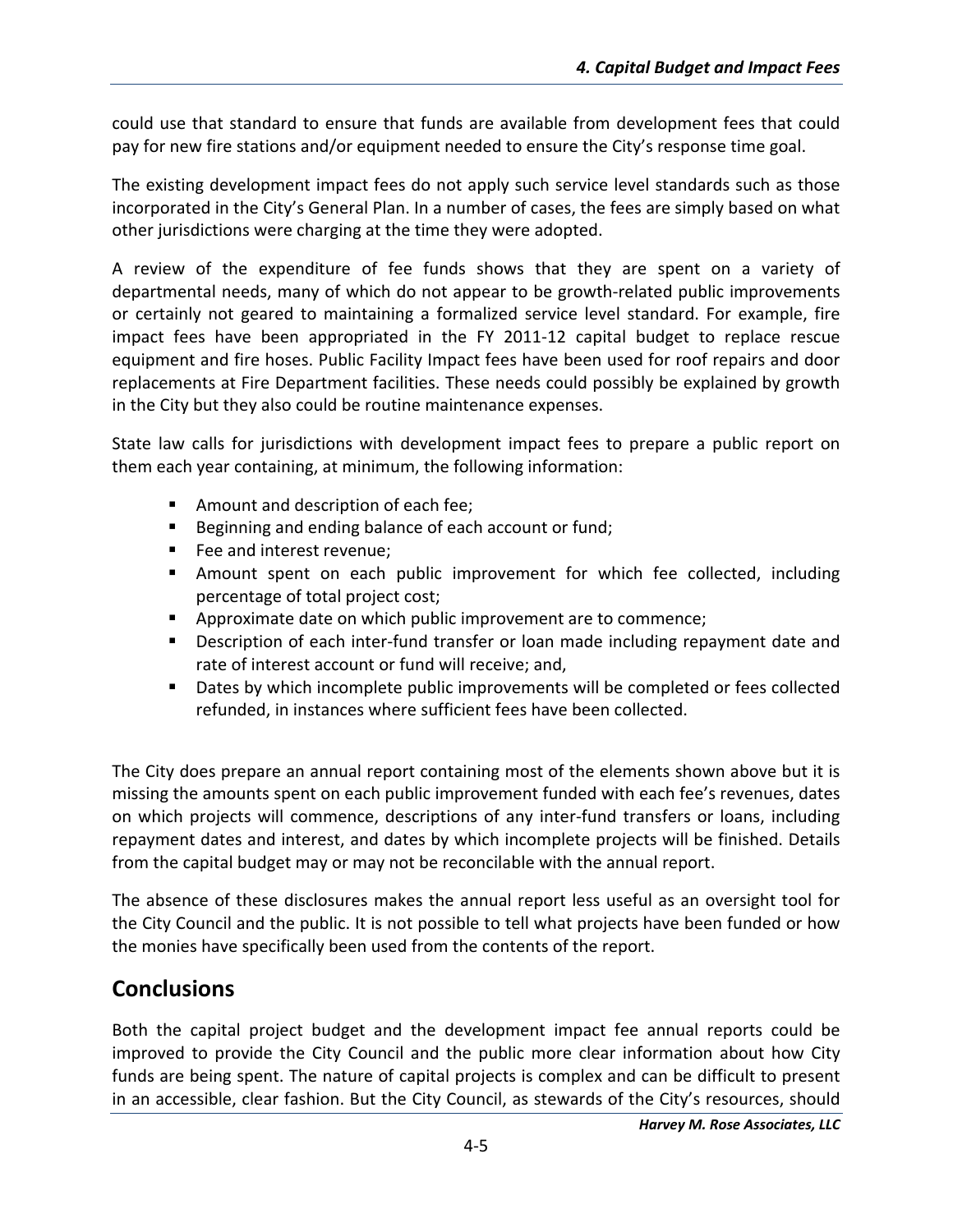could use that standard to ensure that funds are available from development fees that could pay for new fire stations and/or equipment needed to ensure the City's response time goal.

The existing development impact fees do not apply such service level standards such as those incorporated in the City's General Plan. In a number of cases, the fees are simply based on what other jurisdictions were charging at the time they were adopted.

A review of the expenditure of fee funds shows that they are spent on a variety of departmental needs, many of which do not appear to be growth-related public improvements or certainly not geared to maintaining a formalized service level standard. For example, fire impact fees have been appropriated in the FY 2011-12 capital budget to replace rescue equipment and fire hoses. Public Facility Impact fees have been used for roof repairs and door replacements at Fire Department facilities. These needs could possibly be explained by growth in the City but they also could be routine maintenance expenses.

State law calls for jurisdictions with development impact fees to prepare a public report on them each year containing, at minimum, the following information:

- Amount and description of each fee;
- Beginning and ending balance of each account or fund;
- Fee and interest revenue;
- Amount spent on each public improvement for which fee collected, including percentage of total project cost;
- Approximate date on which public improvement are to commence;
- Description of each inter-fund transfer or loan made including repayment date and rate of interest account or fund will receive; and,
- Dates by which incomplete public improvements will be completed or fees collected refunded, in instances where sufficient fees have been collected.

The City does prepare an annual report containing most of the elements shown above but it is missing the amounts spent on each public improvement funded with each fee's revenues, dates on which projects will commence, descriptions of any inter-fund transfers or loans, including repayment dates and interest, and dates by which incomplete projects will be finished. Details from the capital budget may or may not be reconcilable with the annual report.

The absence of these disclosures makes the annual report less useful as an oversight tool for the City Council and the public. It is not possible to tell what projects have been funded or how the monies have specifically been used from the contents of the report.

## Conclusions

Both the capital project budget and the development impact fee annual reports could be improved to provide the City Council and the public more clear information about how City funds are being spent. The nature of capital projects is complex and can be difficult to present in an accessible, clear fashion. But the City Council, as stewards of the City's resources, should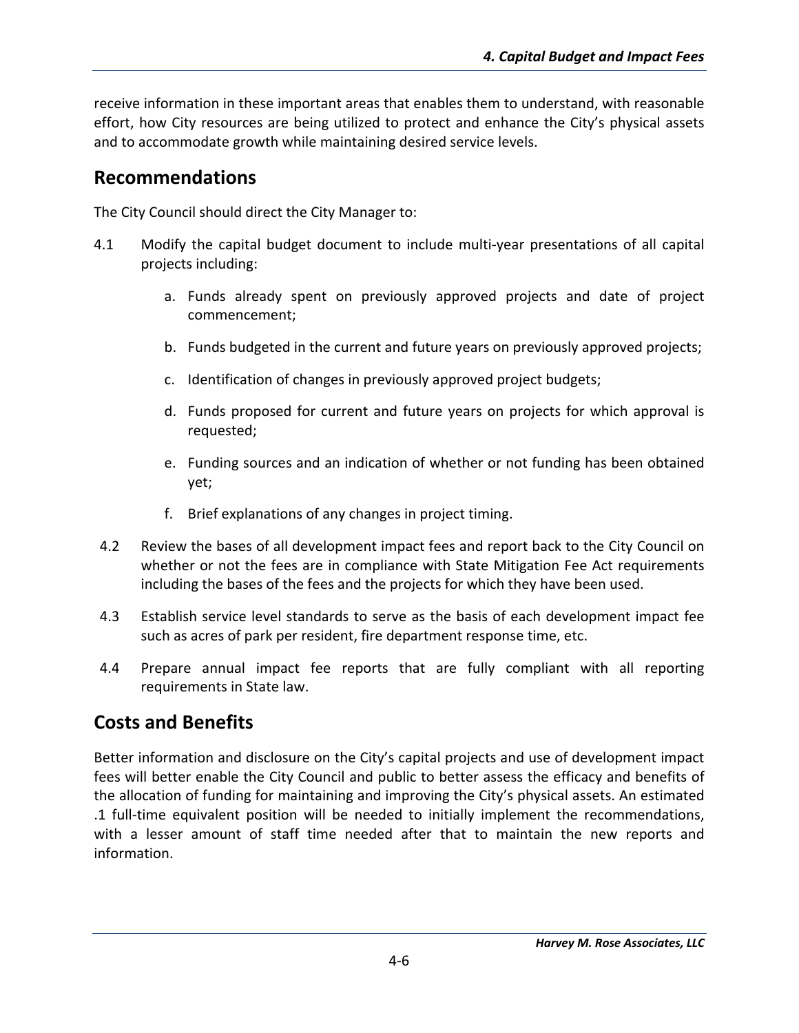receive information in these important areas that enables them to understand, with reasonable effort, how City resources are being utilized to protect and enhance the City's physical assets and to accommodate growth while maintaining desired service levels.

## Recommendations

The City Council should direct the City Manager to:

4.1 Modify the capital budget document to include multi-year presentations of all capital projects including:

   a. Funds already spent on previously approved projects and date of project commencement;

   b. Funds budgeted in the current and future years on previously approved projects;

   c. Identification of changes in previously approved project budgets;

   d. Funds proposed for current and future years on projects for which approval is requested;

   e. Funding sources and an indication of whether or not funding has been obtained yet;

   f. Brief explanations of any changes in project timing.

4.2 Review the bases of all development impact fees and report back to the City Council on whether or not the fees are in compliance with State Mitigation Fee Act requirements including the bases of the fees and the projects for which they have been used.

4.3 Establish service level standards to serve as the basis of each development impact fee such as acres of park per resident, fire department response time, etc.

4.4 Prepare annual impact fee reports that are fully compliant with all reporting requirements in State law.

## Costs and Benefits

Better information and disclosure on the City's capital projects and use of development impact fees will better enable the City Council and public to better assess the efficacy and benefits of the allocation of funding for maintaining and improving the City's physical assets. An estimated .1 full-time equivalent position will be needed to initially implement the recommendations, with a lesser amount of staff time needed after that to maintain the new reports and information.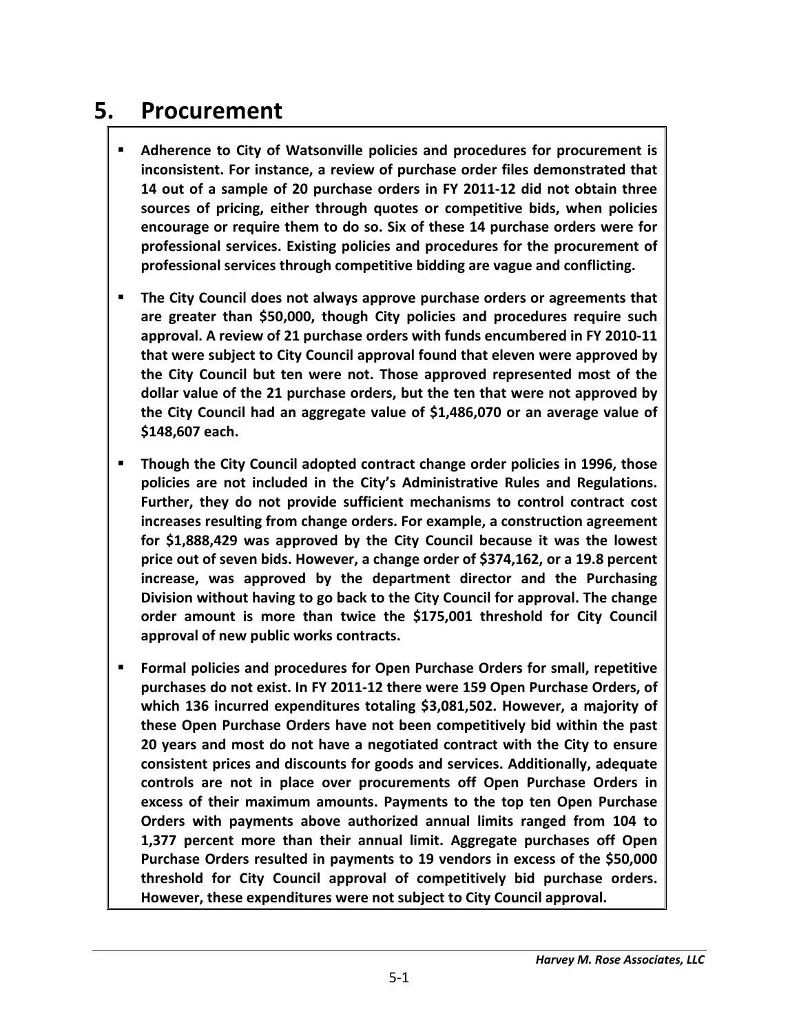# 5. Procurement

- **Adherence to City of Watsonville policies and procedures for procurement is inconsistent. For instance, a review of purchase order files demonstrated that 14 out of a sample of 20 purchase orders in FY 2011-12 did not obtain three sources of pricing, either through quotes or competitive bids, when policies encourage or require them to do so. Six of these 14 purchase orders were for professional services. Existing policies and procedures for the procurement of professional services through competitive bidding are vague and conflicting.**

- **The City Council does not always approve purchase orders or agreements that are greater than $50,000, though City policies and procedures require such approval. A review of 21 purchase orders with funds encumbered in FY 2010-11 that were subject to City Council approval found that eleven were approved by the City Council but ten were not. Those approved represented most of the dollar value of the 21 purchase orders, but the ten that were not approved by the City Council had an aggregate value of $1,486,070 or an average value of $148,607 each.**

- **Though the City Council adopted contract change order policies in 1996, those policies are not included in the City's Administrative Rules and Regulations. Further, they do not provide sufficient mechanisms to control contract cost increases resulting from change orders. For example, a construction agreement for $1,888,429 was approved by the City Council because it was the lowest price out of seven bids. However, a change order of $374,162, or a 19.8 percent increase, was approved by the department director and the Purchasing Division without having to go back to the City Council for approval. The change order amount is more than twice the $175,001 threshold for City Council approval of new public works contracts.**

- **Formal policies and procedures for Open Purchase Orders for small, repetitive purchases do not exist. In FY 2011-12 there were 159 Open Purchase Orders, of which 136 incurred expenditures totaling $3,081,502. However, a majority of these Open Purchase Orders have not been competitively bid within the past 20 years and most do not have a negotiated contract with the City to ensure consistent prices and discounts for goods and services. Additionally, adequate controls are not in place over procurements off Open Purchase Orders in excess of their maximum amounts. Payments to the top ten Open Purchase Orders with payments above authorized annual limits ranged from 104 to 1,377 percent more than their annual limit. Aggregate purchases off Open Purchase Orders resulted in payments to 19 vendors in excess of the $50,000 threshold for City Council approval of competitively bid purchase orders. However, these expenditures were not subject to City Council approval.**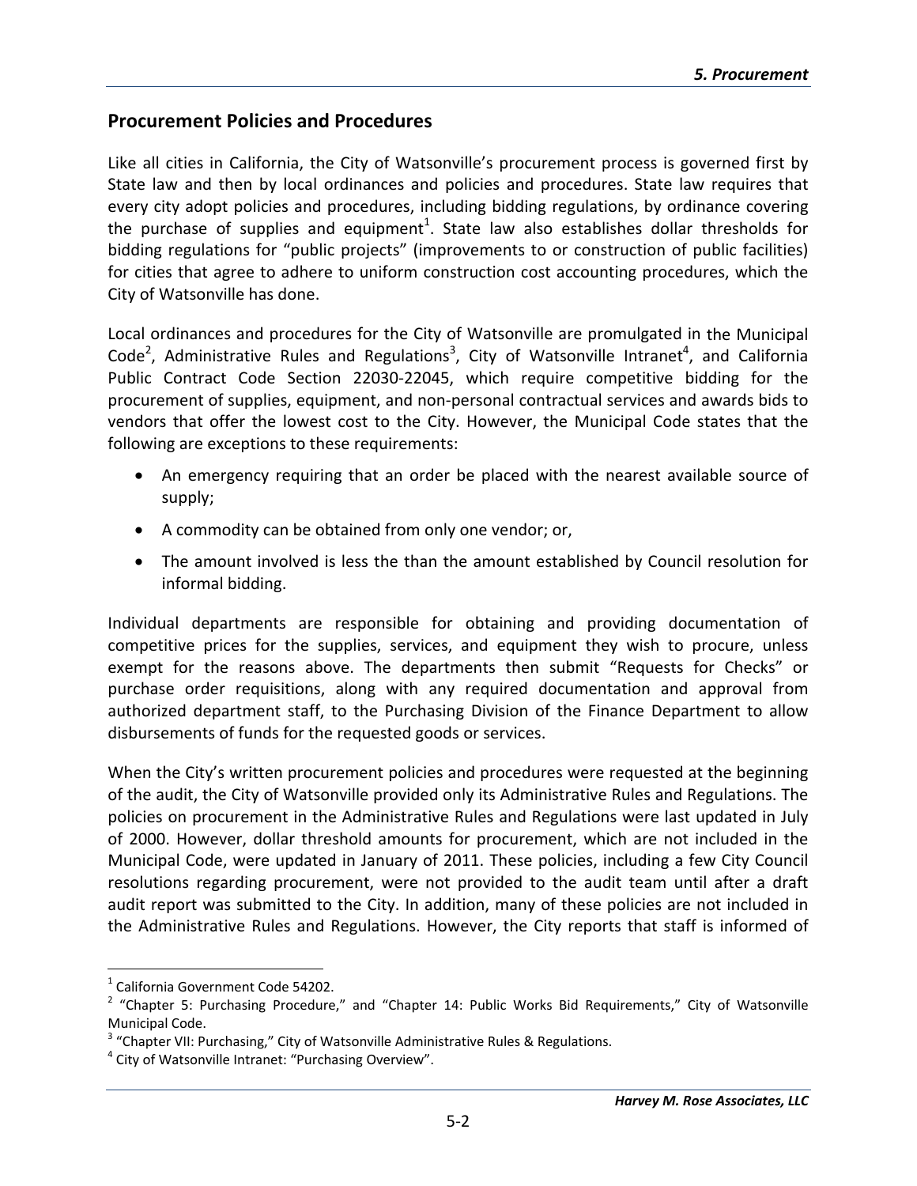## Procurement Policies and Procedures

Like all cities in California, the City of Watsonville's procurement process is governed first by State law and then by local ordinances and policies and procedures. State law requires that every city adopt policies and procedures, including bidding regulations, by ordinance covering the purchase of supplies and equipment[1]. State law also establishes dollar thresholds for bidding regulations for "public projects" (improvements to or construction of public facilities) for cities that agree to adhere to uniform construction cost accounting procedures, which the City of Watsonville has done.

Local ordinances and procedures for the City of Watsonville are promulgated in the Municipal Code[2], Administrative Rules and Regulations[3], City of Watsonville Intranet[4], and California Public Contract Code Section 22030-22045, which require competitive bidding for the procurement of supplies, equipment, and non-personal contractual services and awards bids to vendors that offer the lowest cost to the City. However, the Municipal Code states that the following are exceptions to these requirements:

- An emergency requiring that an order be placed with the nearest available source of supply;
- A commodity can be obtained from only one vendor; or,
- The amount involved is less the than the amount established by Council resolution for informal bidding.

Individual departments are responsible for obtaining and providing documentation of competitive prices for the supplies, services, and equipment they wish to procure, unless exempt for the reasons above. The departments then submit "Requests for Checks" or purchase order requisitions, along with any required documentation and approval from authorized department staff, to the Purchasing Division of the Finance Department to allow disbursements of funds for the requested goods or services.

When the City's written procurement policies and procedures were requested at the beginning of the audit, the City of Watsonville provided only its Administrative Rules and Regulations. The policies on procurement in the Administrative Rules and Regulations were last updated in July of 2000. However, dollar threshold amounts for procurement, which are not included in the Municipal Code, were updated in January of 2011. These policies, including a few City Council resolutions regarding procurement, were not provided to the audit team until after a draft audit report was submitted to the City. In addition, many of these policies are not included in the Administrative Rules and Regulations. However, the City reports that staff is informed of

---

[1] California Government Code 54202.

[2] "Chapter 5: Purchasing Procedure," and "Chapter 14: Public Works Bid Requirements," City of Watsonville Municipal Code.

[3] "Chapter VII: Purchasing," City of Watsonville Administrative Rules & Regulations.

[4] City of Watsonville Intranet: "Purchasing Overview".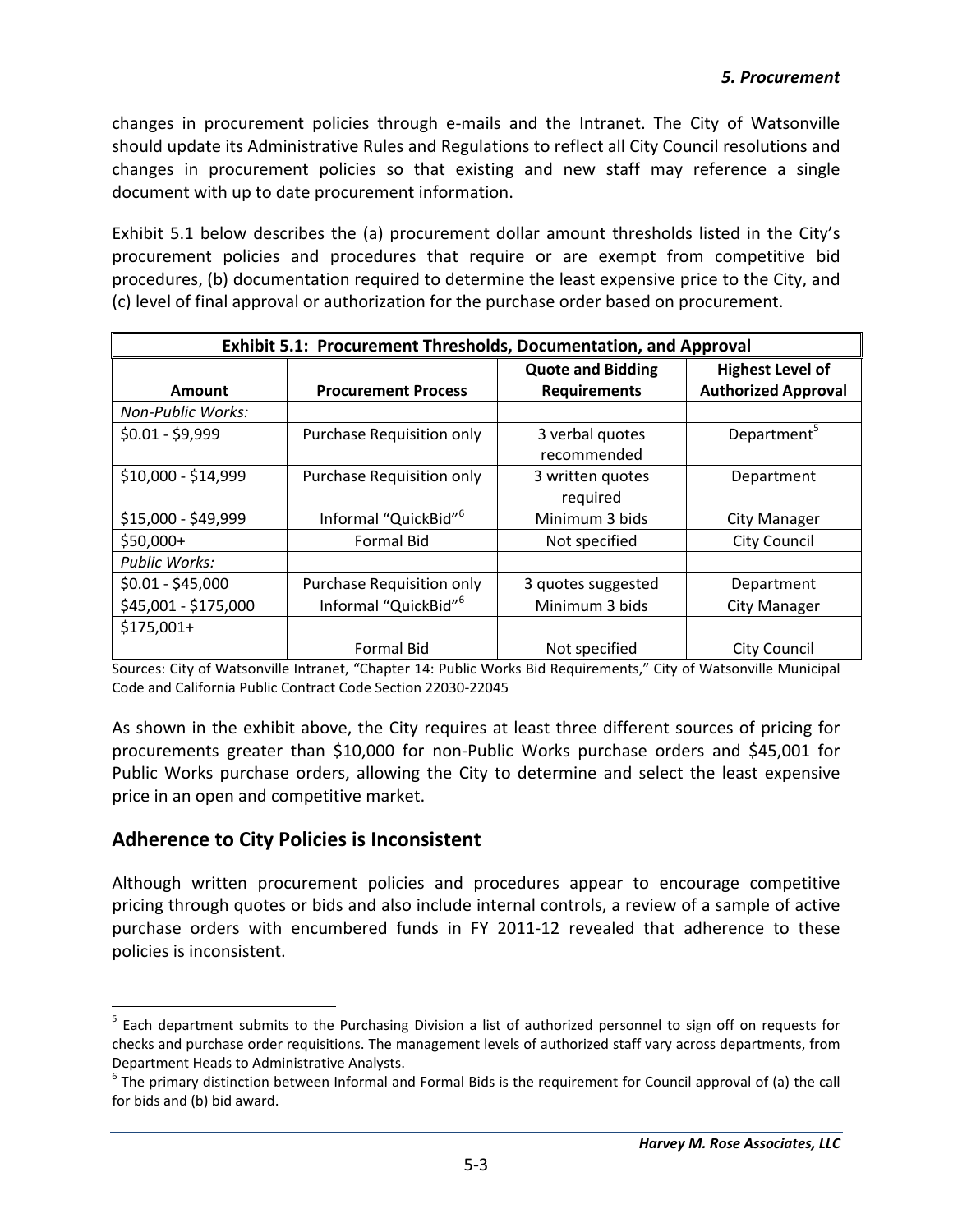changes in procurement policies through e-mails and the Intranet. The City of Watsonville should update its Administrative Rules and Regulations to reflect all City Council resolutions and changes in procurement policies so that existing and new staff may reference a single document with up to date procurement information.

Exhibit 5.1 below describes the (a) procurement dollar amount thresholds listed in the City's procurement policies and procedures that require or are exempt from competitive bid procedures, (b) documentation required to determine the least expensive price to the City, and (c) level of final approval or authorization for the purchase order based on procurement.

**Exhibit 5.1: Procurement Thresholds, Documentation, and Approval**

| Amount | Procurement Process | Quote and Bidding Requirements | Highest Level of Authorized Approval |
|---|---|---|---|
| *Non-Public Works:* | | | |
| $0.01 - $9,999 | Purchase Requisition only | 3 verbal quotes recommended | Department[5] |
| $10,000 - $14,999 | Purchase Requisition only | 3 written quotes required | Department |
| $15,000 - $49,999 | Informal "QuickBid"[6] | Minimum 3 bids | City Manager |
| $50,000+ | Formal Bid | Not specified | City Council |
| *Public Works:* | | | |
| $0.01 - $45,000 | Purchase Requisition only | 3 quotes suggested | Department |
| $45,001 - $175,000 | Informal "QuickBid"[6] | Minimum 3 bids | City Manager |
| $175,001+ | Formal Bid | Not specified | City Council |

Sources: City of Watsonville Intranet, "Chapter 14: Public Works Bid Requirements," City of Watsonville Municipal Code and California Public Contract Code Section 22030-22045

As shown in the exhibit above, the City requires at least three different sources of pricing for procurements greater than $10,000 for non-Public Works purchase orders and $45,001 for Public Works purchase orders, allowing the City to determine and select the least expensive price in an open and competitive market.

## Adherence to City Policies is Inconsistent

Although written procurement policies and procedures appear to encourage competitive pricing through quotes or bids and also include internal controls, a review of a sample of active purchase orders with encumbered funds in FY 2011-12 revealed that adherence to these policies is inconsistent.

---

[5] Each department submits to the Purchasing Division a list of authorized personnel to sign off on requests for checks and purchase order requisitions. The management levels of authorized staff vary across departments, from Department Heads to Administrative Analysts.

[6] The primary distinction between Informal and Formal Bids is the requirement for Council approval of (a) the call for bids and (b) bid award.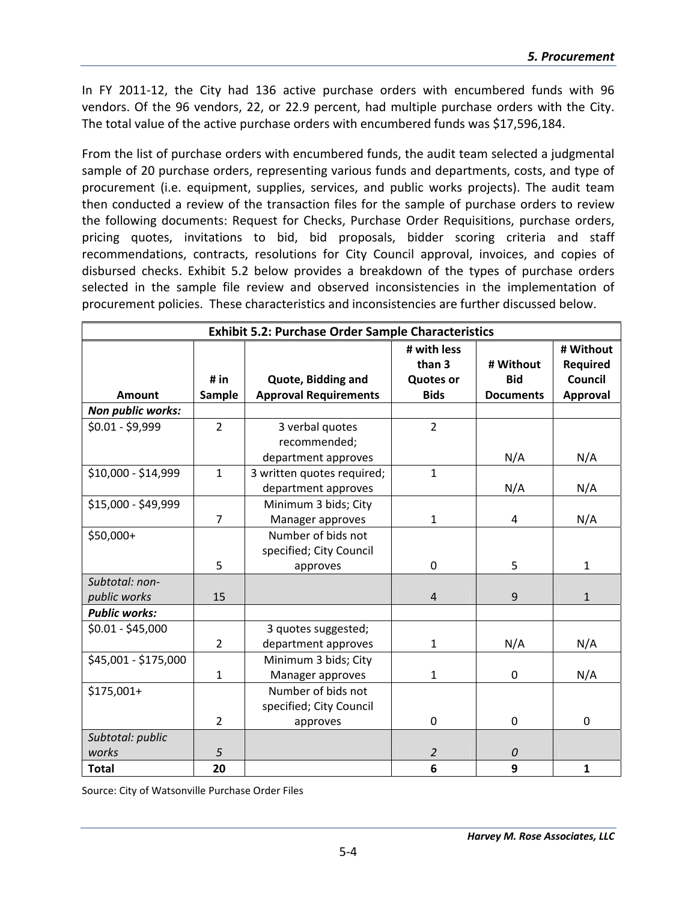In FY 2011-12, the City had 136 active purchase orders with encumbered funds with 96 vendors. Of the 96 vendors, 22, or 22.9 percent, had multiple purchase orders with the City. The total value of the active purchase orders with encumbered funds was $17,596,184.

From the list of purchase orders with encumbered funds, the audit team selected a judgmental sample of 20 purchase orders, representing various funds and departments, costs, and type of procurement (i.e. equipment, supplies, services, and public works projects). The audit team then conducted a review of the transaction files for the sample of purchase orders to review the following documents: Request for Checks, Purchase Order Requisitions, purchase orders, pricing quotes, invitations to bid, bid proposals, bidder scoring criteria and staff recommendations, contracts, resolutions for City Council approval, invoices, and copies of disbursed checks. Exhibit 5.2 below provides a breakdown of the types of purchase orders selected in the sample file review and observed inconsistencies in the implementation of procurement policies. These characteristics and inconsistencies are further discussed below.

**Exhibit 5.2: Purchase Order Sample Characteristics**

| Amount | # in Sample | Quote, Bidding and Approval Requirements | # with less than 3 Quotes or Bids | # Without Bid Documents | # Without Required Council Approval |
|---|---|---|---|---|---|
| ***Non public works:*** | | | | | |
| $0.01 - $9,999 | 2 | 3 verbal quotes recommended; department approves | 2 | N/A | N/A |
| $10,000 - $14,999 | 1 | 3 written quotes required; department approves | 1 | N/A | N/A |
| $15,000 - $49,999 | 7 | Minimum 3 bids; City Manager approves | 1 | 4 | N/A |
| $50,000+ | 5 | Number of bids not specified; City Council approves | 0 | 5 | 1 |
| *Subtotal: non-public works* | 15 | | 4 | 9 | 1 |
| ***Public works:*** | | | | | |
| $0.01 - $45,000 | 2 | 3 quotes suggested; department approves | 1 | N/A | N/A |
| $45,001 - $175,000 | 1 | Minimum 3 bids; City Manager approves | 1 | 0 | N/A |
| $175,001+ | 2 | Number of bids not specified; City Council approves | 0 | 0 | 0 |
| *Subtotal: public works* | *5* | | *2* | *0* | |
| **Total** | **20** | | **6** | **9** | **1** |

Source: City of Watsonville Purchase Order Files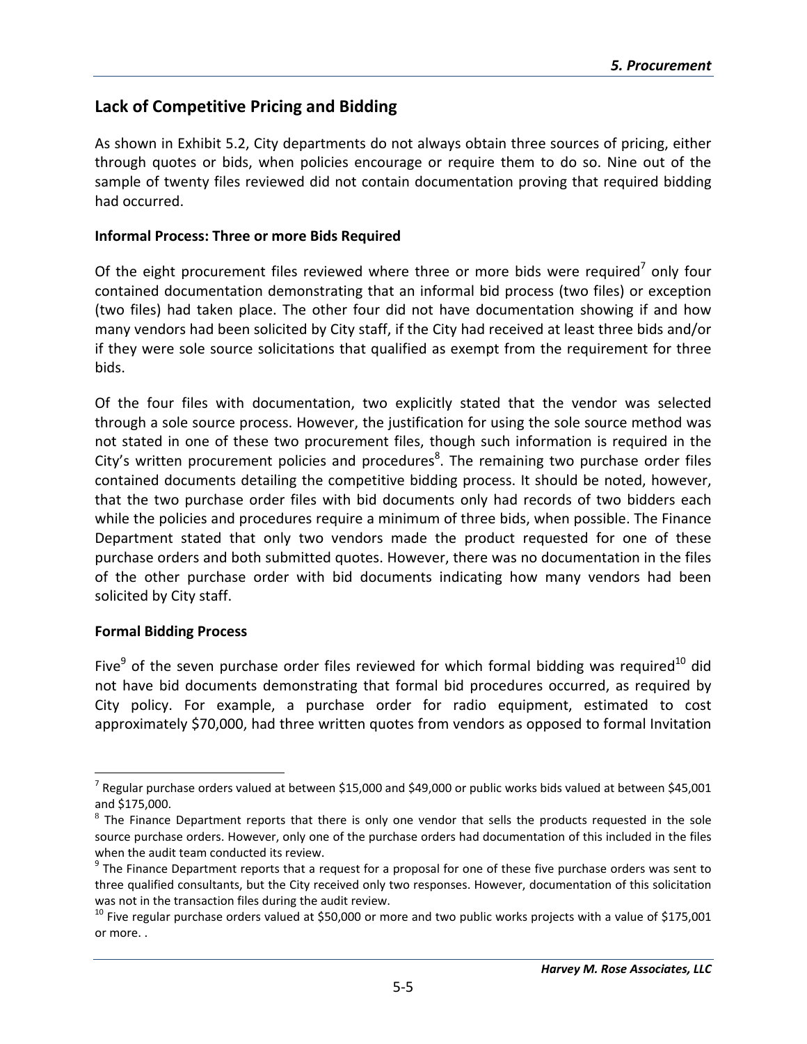## Lack of Competitive Pricing and Bidding

As shown in Exhibit 5.2, City departments do not always obtain three sources of pricing, either through quotes or bids, when policies encourage or require them to do so. Nine out of the sample of twenty files reviewed did not contain documentation proving that required bidding had occurred.

### Informal Process: Three or more Bids Required

Of the eight procurement files reviewed where three or more bids were required[7] only four contained documentation demonstrating that an informal bid process (two files) or exception (two files) had taken place. The other four did not have documentation showing if and how many vendors had been solicited by City staff, if the City had received at least three bids and/or if they were sole source solicitations that qualified as exempt from the requirement for three bids.

Of the four files with documentation, two explicitly stated that the vendor was selected through a sole source process. However, the justification for using the sole source method was not stated in one of these two procurement files, though such information is required in the City's written procurement policies and procedures[8]. The remaining two purchase order files contained documents detailing the competitive bidding process. It should be noted, however, that the two purchase order files with bid documents only had records of two bidders each while the policies and procedures require a minimum of three bids, when possible. The Finance Department stated that only two vendors made the product requested for one of these purchase orders and both submitted quotes. However, there was no documentation in the files of the other purchase order with bid documents indicating how many vendors had been solicited by City staff.

### Formal Bidding Process

Five[9] of the seven purchase order files reviewed for which formal bidding was required[10] did not have bid documents demonstrating that formal bid procedures occurred, as required by City policy. For example, a purchase order for radio equipment, estimated to cost approximately $70,000, had three written quotes from vendors as opposed to formal Invitation

---

[7] Regular purchase orders valued at between $15,000 and $49,000 or public works bids valued at between $45,001 and $175,000.

[8] The Finance Department reports that there is only one vendor that sells the products requested in the sole source purchase orders. However, only one of the purchase orders had documentation of this included in the files when the audit team conducted its review.

[9] The Finance Department reports that a request for a proposal for one of these five purchase orders was sent to three qualified consultants, but the City received only two responses. However, documentation of this solicitation was not in the transaction files during the audit review.

[10] Five regular purchase orders valued at $50,000 or more and two public works projects with a value of $175,001 or more. .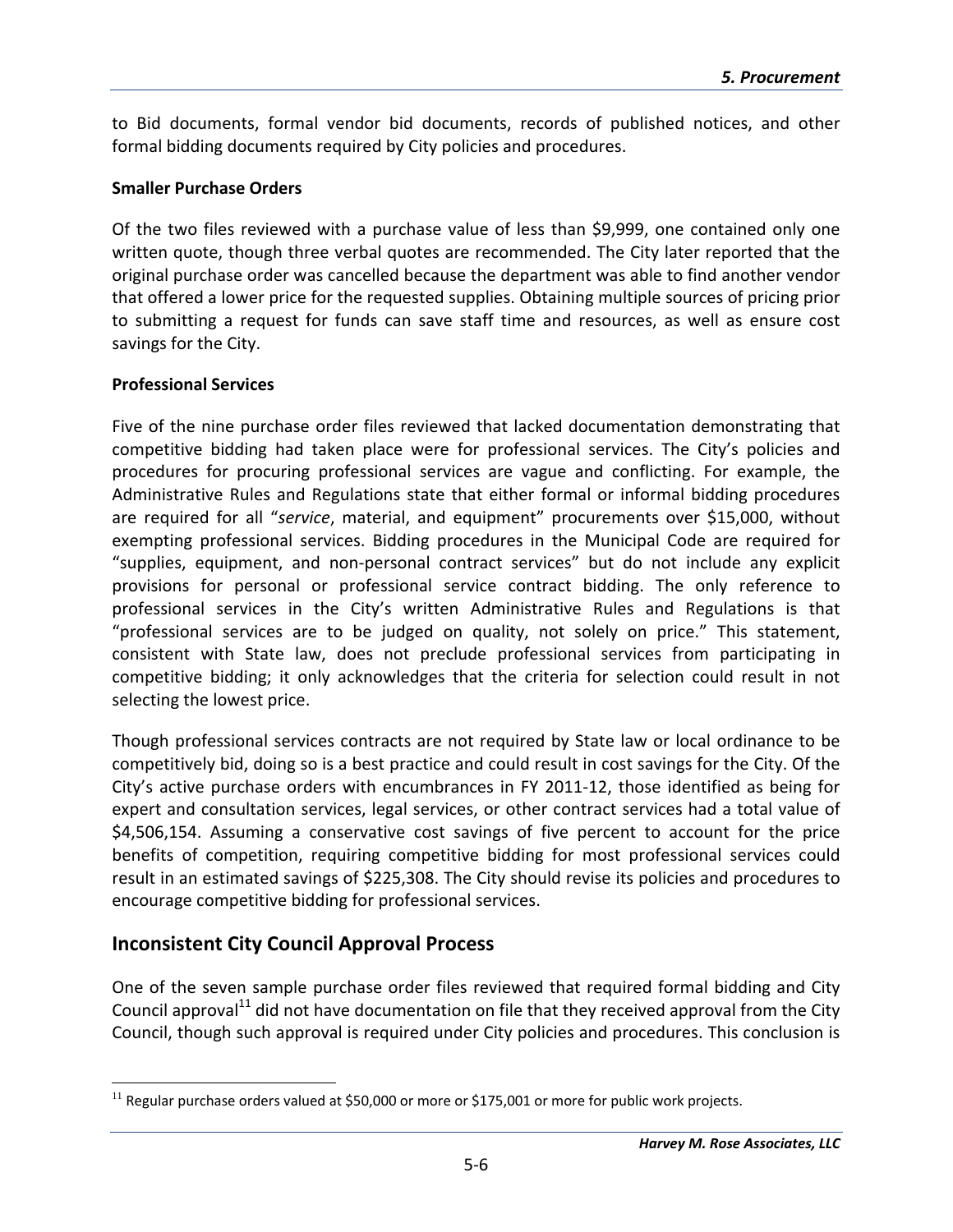to Bid documents, formal vendor bid documents, records of published notices, and other formal bidding documents required by City policies and procedures.

**Smaller Purchase Orders**

Of the two files reviewed with a purchase value of less than $9,999, one contained only one written quote, though three verbal quotes are recommended. The City later reported that the original purchase order was cancelled because the department was able to find another vendor that offered a lower price for the requested supplies. Obtaining multiple sources of pricing prior to submitting a request for funds can save staff time and resources, as well as ensure cost savings for the City.

**Professional Services**

Five of the nine purchase order files reviewed that lacked documentation demonstrating that competitive bidding had taken place were for professional services. The City's policies and procedures for procuring professional services are vague and conflicting. For example, the Administrative Rules and Regulations state that either formal or informal bidding procedures are required for all "*service*, material, and equipment" procurements over $15,000, without exempting professional services. Bidding procedures in the Municipal Code are required for "supplies, equipment, and non-personal contract services" but do not include any explicit provisions for personal or professional service contract bidding. The only reference to professional services in the City's written Administrative Rules and Regulations is that "professional services are to be judged on quality, not solely on price." This statement, consistent with State law, does not preclude professional services from participating in competitive bidding; it only acknowledges that the criteria for selection could result in not selecting the lowest price.

Though professional services contracts are not required by State law or local ordinance to be competitively bid, doing so is a best practice and could result in cost savings for the City. Of the City's active purchase orders with encumbrances in FY 2011-12, those identified as being for expert and consultation services, legal services, or other contract services had a total value of $4,506,154. Assuming a conservative cost savings of five percent to account for the price benefits of competition, requiring competitive bidding for most professional services could result in an estimated savings of $225,308. The City should revise its policies and procedures to encourage competitive bidding for professional services.

## Inconsistent City Council Approval Process

One of the seven sample purchase order files reviewed that required formal bidding and City Council approval[11] did not have documentation on file that they received approval from the City Council, though such approval is required under City policies and procedures. This conclusion is

[11] Regular purchase orders valued at $50,000 or more or $175,001 or more for public work projects.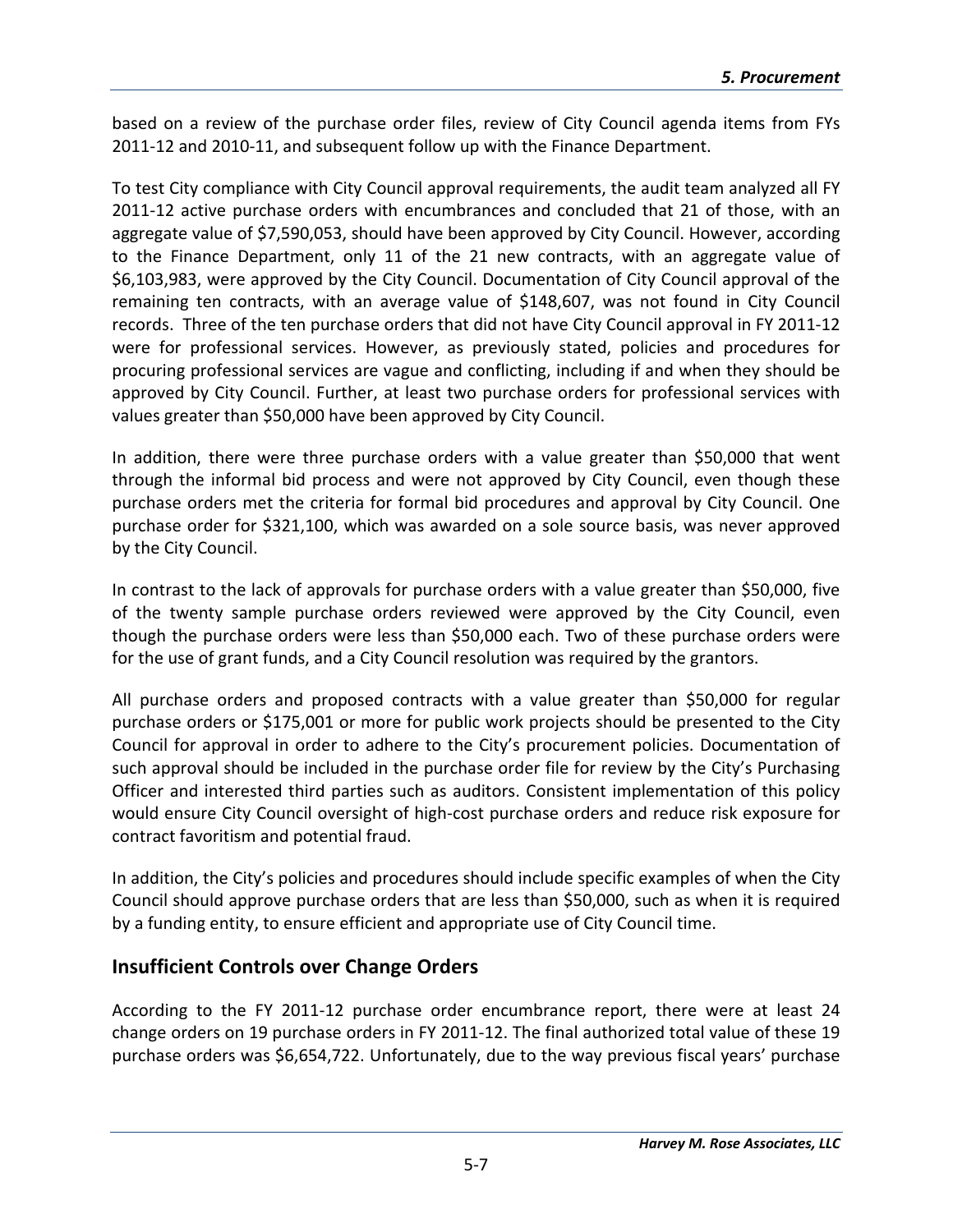based on a review of the purchase order files, review of City Council agenda items from FYs 2011-12 and 2010-11, and subsequent follow up with the Finance Department.

To test City compliance with City Council approval requirements, the audit team analyzed all FY 2011-12 active purchase orders with encumbrances and concluded that 21 of those, with an aggregate value of $7,590,053, should have been approved by City Council. However, according to the Finance Department, only 11 of the 21 new contracts, with an aggregate value of $6,103,983, were approved by the City Council. Documentation of City Council approval of the remaining ten contracts, with an average value of $148,607, was not found in City Council records. Three of the ten purchase orders that did not have City Council approval in FY 2011-12 were for professional services. However, as previously stated, policies and procedures for procuring professional services are vague and conflicting, including if and when they should be approved by City Council. Further, at least two purchase orders for professional services with values greater than $50,000 have been approved by City Council.

In addition, there were three purchase orders with a value greater than $50,000 that went through the informal bid process and were not approved by City Council, even though these purchase orders met the criteria for formal bid procedures and approval by City Council. One purchase order for $321,100, which was awarded on a sole source basis, was never approved by the City Council.

In contrast to the lack of approvals for purchase orders with a value greater than $50,000, five of the twenty sample purchase orders reviewed were approved by the City Council, even though the purchase orders were less than $50,000 each. Two of these purchase orders were for the use of grant funds, and a City Council resolution was required by the grantors.

All purchase orders and proposed contracts with a value greater than $50,000 for regular purchase orders or $175,001 or more for public work projects should be presented to the City Council for approval in order to adhere to the City's procurement policies. Documentation of such approval should be included in the purchase order file for review by the City's Purchasing Officer and interested third parties such as auditors. Consistent implementation of this policy would ensure City Council oversight of high-cost purchase orders and reduce risk exposure for contract favoritism and potential fraud.

In addition, the City's policies and procedures should include specific examples of when the City Council should approve purchase orders that are less than $50,000, such as when it is required by a funding entity, to ensure efficient and appropriate use of City Council time.

## Insufficient Controls over Change Orders

According to the FY 2011-12 purchase order encumbrance report, there were at least 24 change orders on 19 purchase orders in FY 2011-12. The final authorized total value of these 19 purchase orders was $6,654,722. Unfortunately, due to the way previous fiscal years' purchase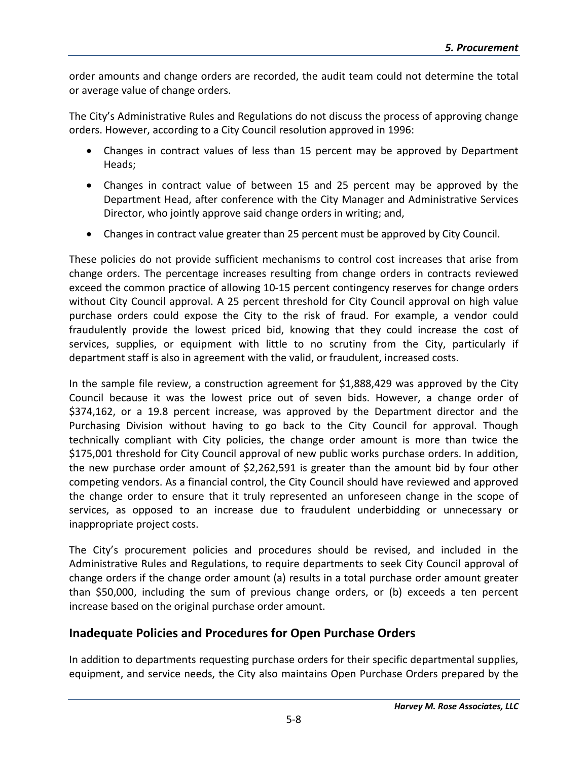order amounts and change orders are recorded, the audit team could not determine the total or average value of change orders.

The City's Administrative Rules and Regulations do not discuss the process of approving change orders. However, according to a City Council resolution approved in 1996:

- Changes in contract values of less than 15 percent may be approved by Department Heads;
- Changes in contract value of between 15 and 25 percent may be approved by the Department Head, after conference with the City Manager and Administrative Services Director, who jointly approve said change orders in writing; and,
- Changes in contract value greater than 25 percent must be approved by City Council.

These policies do not provide sufficient mechanisms to control cost increases that arise from change orders. The percentage increases resulting from change orders in contracts reviewed exceed the common practice of allowing 10-15 percent contingency reserves for change orders without City Council approval. A 25 percent threshold for City Council approval on high value purchase orders could expose the City to the risk of fraud. For example, a vendor could fraudulently provide the lowest priced bid, knowing that they could increase the cost of services, supplies, or equipment with little to no scrutiny from the City, particularly if department staff is also in agreement with the valid, or fraudulent, increased costs.

In the sample file review, a construction agreement for $1,888,429 was approved by the City Council because it was the lowest price out of seven bids. However, a change order of $374,162, or a 19.8 percent increase, was approved by the Department director and the Purchasing Division without having to go back to the City Council for approval. Though technically compliant with City policies, the change order amount is more than twice the $175,001 threshold for City Council approval of new public works purchase orders. In addition, the new purchase order amount of $2,262,591 is greater than the amount bid by four other competing vendors. As a financial control, the City Council should have reviewed and approved the change order to ensure that it truly represented an unforeseen change in the scope of services, as opposed to an increase due to fraudulent underbidding or unnecessary or inappropriate project costs.

The City's procurement policies and procedures should be revised, and included in the Administrative Rules and Regulations, to require departments to seek City Council approval of change orders if the change order amount (a) results in a total purchase order amount greater than $50,000, including the sum of previous change orders, or (b) exceeds a ten percent increase based on the original purchase order amount.

## Inadequate Policies and Procedures for Open Purchase Orders

In addition to departments requesting purchase orders for their specific departmental supplies, equipment, and service needs, the City also maintains Open Purchase Orders prepared by the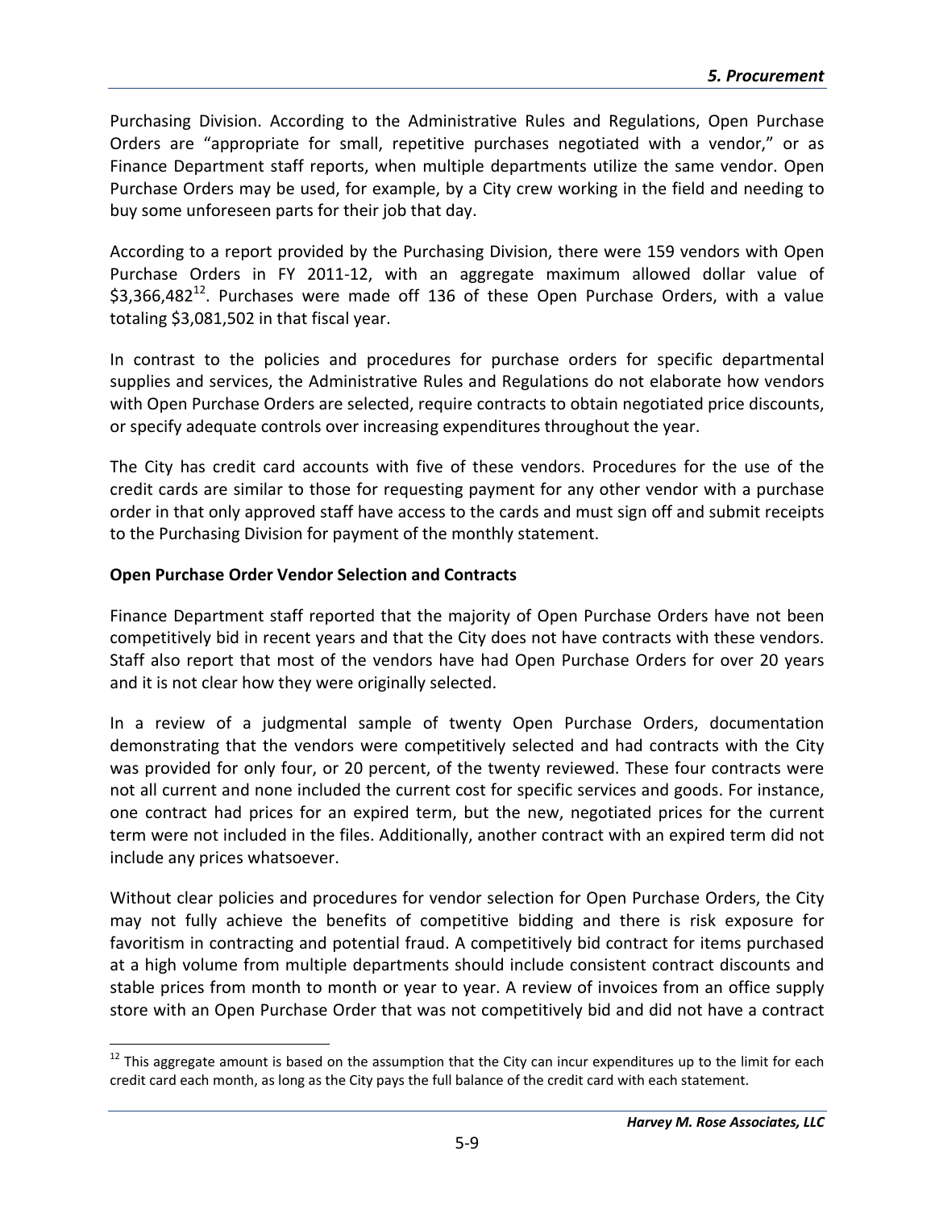Purchasing Division. According to the Administrative Rules and Regulations, Open Purchase Orders are "appropriate for small, repetitive purchases negotiated with a vendor," or as Finance Department staff reports, when multiple departments utilize the same vendor. Open Purchase Orders may be used, for example, by a City crew working in the field and needing to buy some unforeseen parts for their job that day.

According to a report provided by the Purchasing Division, there were 159 vendors with Open Purchase Orders in FY 2011-12, with an aggregate maximum allowed dollar value of $3,366,482[12]. Purchases were made off 136 of these Open Purchase Orders, with a value totaling $3,081,502 in that fiscal year.

In contrast to the policies and procedures for purchase orders for specific departmental supplies and services, the Administrative Rules and Regulations do not elaborate how vendors with Open Purchase Orders are selected, require contracts to obtain negotiated price discounts, or specify adequate controls over increasing expenditures throughout the year.

The City has credit card accounts with five of these vendors. Procedures for the use of the credit cards are similar to those for requesting payment for any other vendor with a purchase order in that only approved staff have access to the cards and must sign off and submit receipts to the Purchasing Division for payment of the monthly statement.

**Open Purchase Order Vendor Selection and Contracts**

Finance Department staff reported that the majority of Open Purchase Orders have not been competitively bid in recent years and that the City does not have contracts with these vendors. Staff also report that most of the vendors have had Open Purchase Orders for over 20 years and it is not clear how they were originally selected.

In a review of a judgmental sample of twenty Open Purchase Orders, documentation demonstrating that the vendors were competitively selected and had contracts with the City was provided for only four, or 20 percent, of the twenty reviewed. These four contracts were not all current and none included the current cost for specific services and goods. For instance, one contract had prices for an expired term, but the new, negotiated prices for the current term were not included in the files. Additionally, another contract with an expired term did not include any prices whatsoever.

Without clear policies and procedures for vendor selection for Open Purchase Orders, the City may not fully achieve the benefits of competitive bidding and there is risk exposure for favoritism in contracting and potential fraud. A competitively bid contract for items purchased at a high volume from multiple departments should include consistent contract discounts and stable prices from month to month or year to year. A review of invoices from an office supply store with an Open Purchase Order that was not competitively bid and did not have a contract

[12] This aggregate amount is based on the assumption that the City can incur expenditures up to the limit for each credit card each month, as long as the City pays the full balance of the credit card with each statement.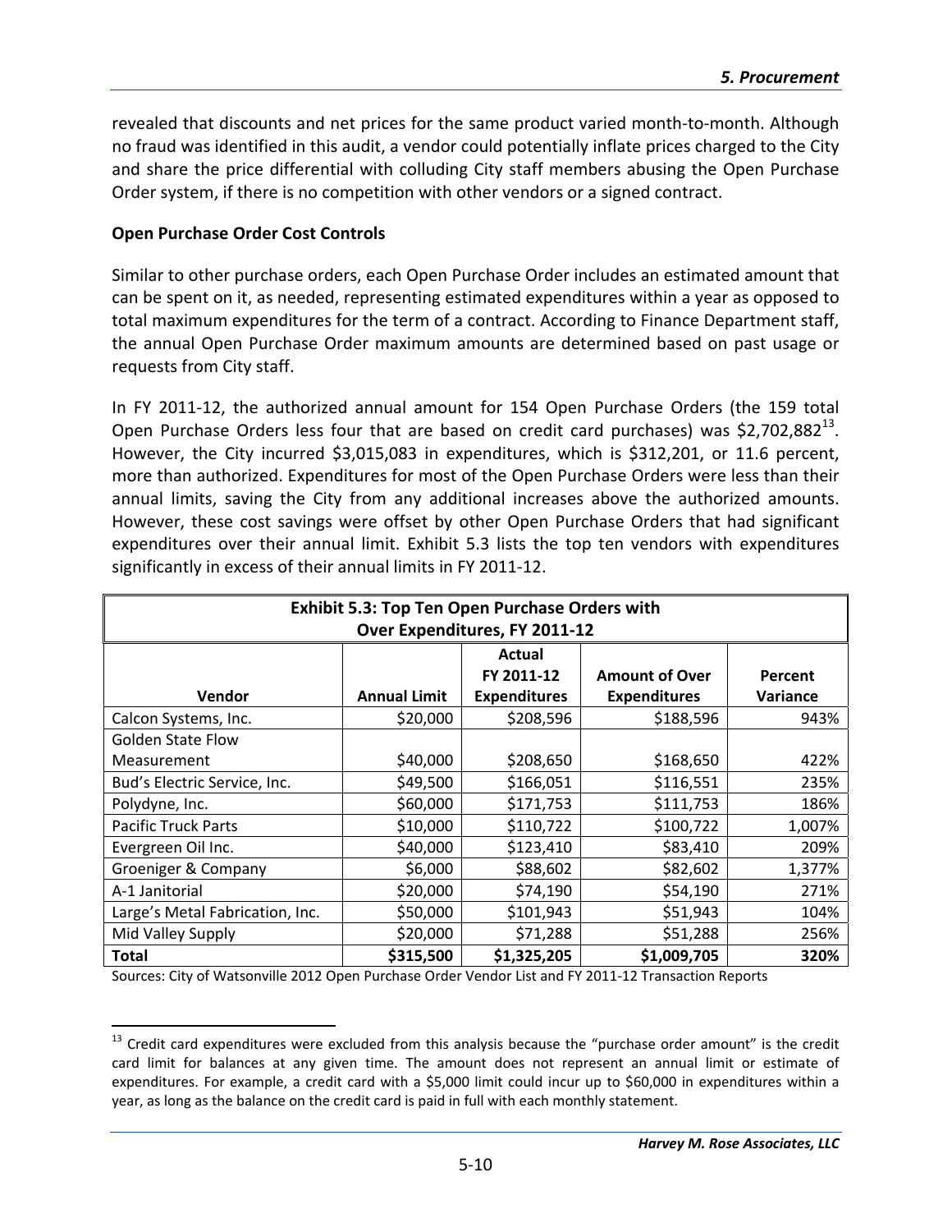revealed that discounts and net prices for the same product varied month-to-month. Although no fraud was identified in this audit, a vendor could potentially inflate prices charged to the City and share the price differential with colluding City staff members abusing the Open Purchase Order system, if there is no competition with other vendors or a signed contract.

**Open Purchase Order Cost Controls**

Similar to other purchase orders, each Open Purchase Order includes an estimated amount that can be spent on it, as needed, representing estimated expenditures within a year as opposed to total maximum expenditures for the term of a contract. According to Finance Department staff, the annual Open Purchase Order maximum amounts are determined based on past usage or requests from City staff.

In FY 2011-12, the authorized annual amount for 154 Open Purchase Orders (the 159 total Open Purchase Orders less four that are based on credit card purchases) was $2,702,882[13]. However, the City incurred $3,015,083 in expenditures, which is $312,201, or 11.6 percent, more than authorized. Expenditures for most of the Open Purchase Orders were less than their annual limits, saving the City from any additional increases above the authorized amounts. However, these cost savings were offset by other Open Purchase Orders that had significant expenditures over their annual limit. Exhibit 5.3 lists the top ten vendors with expenditures significantly in excess of their annual limits in FY 2011-12.

**Exhibit 5.3: Top Ten Open Purchase Orders with Over Expenditures, FY 2011-12**

| Vendor | Annual Limit | Actual FY 2011-12 Expenditures | Amount of Over Expenditures | Percent Variance |
|---|---|---|---|---|
| Calcon Systems, Inc. | $20,000 | $208,596 | $188,596 | 943% |
| Golden State Flow Measurement | $40,000 | $208,650 | $168,650 | 422% |
| Bud's Electric Service, Inc. | $49,500 | $166,051 | $116,551 | 235% |
| Polydyne, Inc. | $60,000 | $171,753 | $111,753 | 186% |
| Pacific Truck Parts | $10,000 | $110,722 | $100,722 | 1,007% |
| Evergreen Oil Inc. | $40,000 | $123,410 | $83,410 | 209% |
| Groeniger & Company | $6,000 | $88,602 | $82,602 | 1,377% |
| A-1 Janitorial | $20,000 | $74,190 | $54,190 | 271% |
| Large's Metal Fabrication, Inc. | $50,000 | $101,943 | $51,943 | 104% |
| Mid Valley Supply | $20,000 | $71,288 | $51,288 | 256% |
| **Total** | **$315,500** | **$1,325,205** | **$1,009,705** | **320%** |

Sources: City of Watsonville 2012 Open Purchase Order Vendor List and FY 2011-12 Transaction Reports

[13] Credit card expenditures were excluded from this analysis because the "purchase order amount" is the credit card limit for balances at any given time. The amount does not represent an annual limit or estimate of expenditures. For example, a credit card with a $5,000 limit could incur up to $60,000 in expenditures within a year, as long as the balance on the credit card is paid in full with each monthly statement.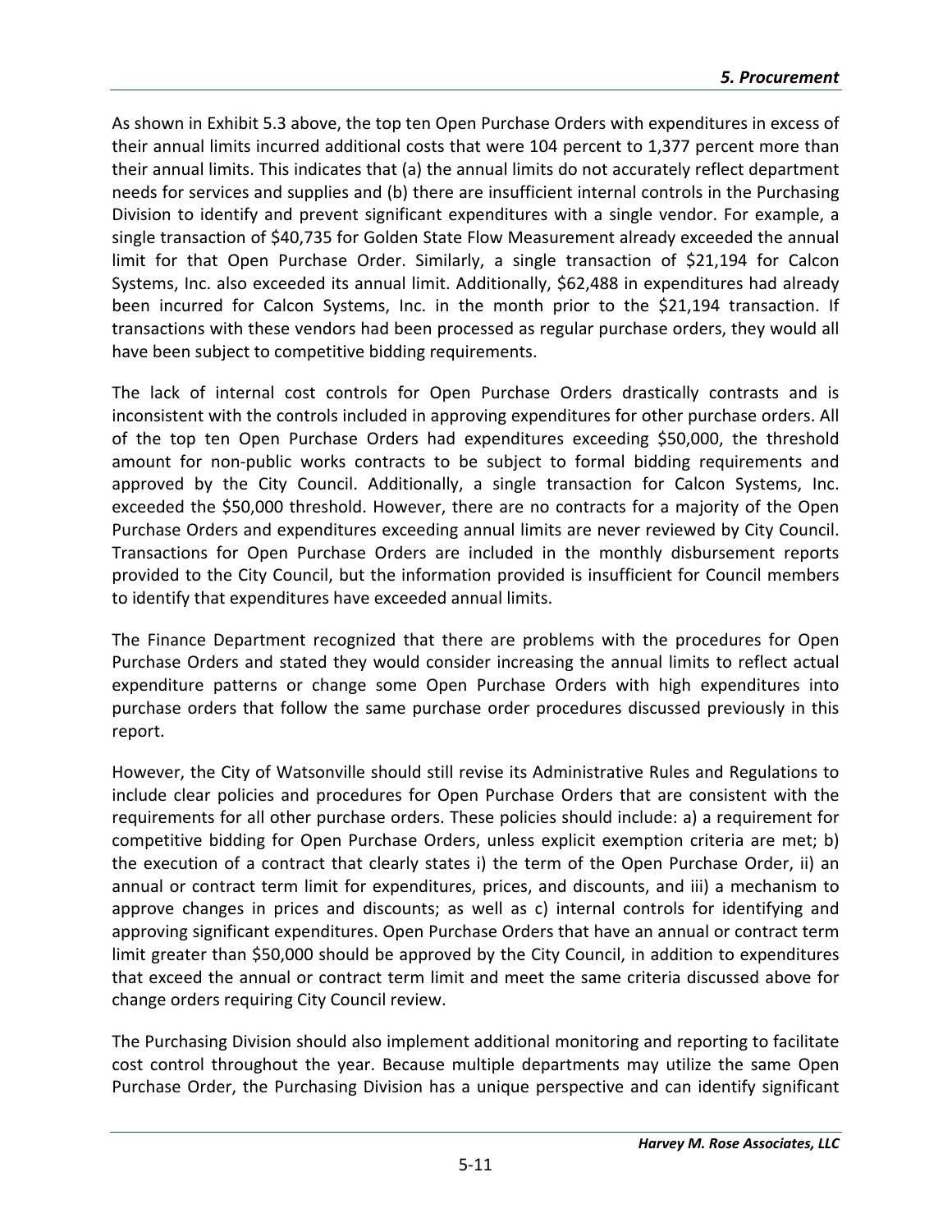As shown in Exhibit 5.3 above, the top ten Open Purchase Orders with expenditures in excess of their annual limits incurred additional costs that were 104 percent to 1,377 percent more than their annual limits. This indicates that (a) the annual limits do not accurately reflect department needs for services and supplies and (b) there are insufficient internal controls in the Purchasing Division to identify and prevent significant expenditures with a single vendor. For example, a single transaction of $40,735 for Golden State Flow Measurement already exceeded the annual limit for that Open Purchase Order. Similarly, a single transaction of $21,194 for Calcon Systems, Inc. also exceeded its annual limit. Additionally, $62,488 in expenditures had already been incurred for Calcon Systems, Inc. in the month prior to the $21,194 transaction. If transactions with these vendors had been processed as regular purchase orders, they would all have been subject to competitive bidding requirements.

The lack of internal cost controls for Open Purchase Orders drastically contrasts and is inconsistent with the controls included in approving expenditures for other purchase orders. All of the top ten Open Purchase Orders had expenditures exceeding $50,000, the threshold amount for non-public works contracts to be subject to formal bidding requirements and approved by the City Council. Additionally, a single transaction for Calcon Systems, Inc. exceeded the $50,000 threshold. However, there are no contracts for a majority of the Open Purchase Orders and expenditures exceeding annual limits are never reviewed by City Council. Transactions for Open Purchase Orders are included in the monthly disbursement reports provided to the City Council, but the information provided is insufficient for Council members to identify that expenditures have exceeded annual limits.

The Finance Department recognized that there are problems with the procedures for Open Purchase Orders and stated they would consider increasing the annual limits to reflect actual expenditure patterns or change some Open Purchase Orders with high expenditures into purchase orders that follow the same purchase order procedures discussed previously in this report.

However, the City of Watsonville should still revise its Administrative Rules and Regulations to include clear policies and procedures for Open Purchase Orders that are consistent with the requirements for all other purchase orders. These policies should include: a) a requirement for competitive bidding for Open Purchase Orders, unless explicit exemption criteria are met; b) the execution of a contract that clearly states i) the term of the Open Purchase Order, ii) an annual or contract term limit for expenditures, prices, and discounts, and iii) a mechanism to approve changes in prices and discounts; as well as c) internal controls for identifying and approving significant expenditures. Open Purchase Orders that have an annual or contract term limit greater than $50,000 should be approved by the City Council, in addition to expenditures that exceed the annual or contract term limit and meet the same criteria discussed above for change orders requiring City Council review.

The Purchasing Division should also implement additional monitoring and reporting to facilitate cost control throughout the year. Because multiple departments may utilize the same Open Purchase Order, the Purchasing Division has a unique perspective and can identify significant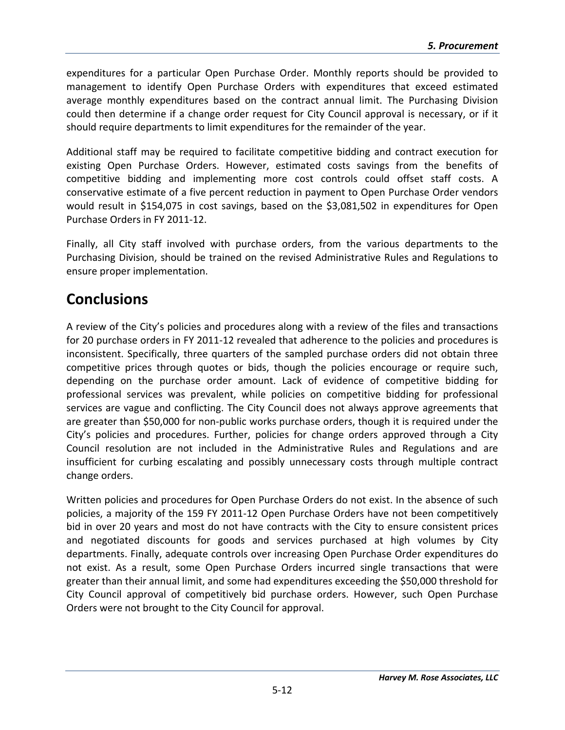expenditures for a particular Open Purchase Order. Monthly reports should be provided to management to identify Open Purchase Orders with expenditures that exceed estimated average monthly expenditures based on the contract annual limit. The Purchasing Division could then determine if a change order request for City Council approval is necessary, or if it should require departments to limit expenditures for the remainder of the year.

Additional staff may be required to facilitate competitive bidding and contract execution for existing Open Purchase Orders. However, estimated costs savings from the benefits of competitive bidding and implementing more cost controls could offset staff costs. A conservative estimate of a five percent reduction in payment to Open Purchase Order vendors would result in $154,075 in cost savings, based on the $3,081,502 in expenditures for Open Purchase Orders in FY 2011-12.

Finally, all City staff involved with purchase orders, from the various departments to the Purchasing Division, should be trained on the revised Administrative Rules and Regulations to ensure proper implementation.

# Conclusions

A review of the City's policies and procedures along with a review of the files and transactions for 20 purchase orders in FY 2011-12 revealed that adherence to the policies and procedures is inconsistent. Specifically, three quarters of the sampled purchase orders did not obtain three competitive prices through quotes or bids, though the policies encourage or require such, depending on the purchase order amount. Lack of evidence of competitive bidding for professional services was prevalent, while policies on competitive bidding for professional services are vague and conflicting. The City Council does not always approve agreements that are greater than $50,000 for non-public works purchase orders, though it is required under the City's policies and procedures. Further, policies for change orders approved through a City Council resolution are not included in the Administrative Rules and Regulations and are insufficient for curbing escalating and possibly unnecessary costs through multiple contract change orders.

Written policies and procedures for Open Purchase Orders do not exist. In the absence of such policies, a majority of the 159 FY 2011-12 Open Purchase Orders have not been competitively bid in over 20 years and most do not have contracts with the City to ensure consistent prices and negotiated discounts for goods and services purchased at high volumes by City departments. Finally, adequate controls over increasing Open Purchase Order expenditures do not exist. As a result, some Open Purchase Orders incurred single transactions that were greater than their annual limit, and some had expenditures exceeding the $50,000 threshold for City Council approval of competitively bid purchase orders. However, such Open Purchase Orders were not brought to the City Council for approval.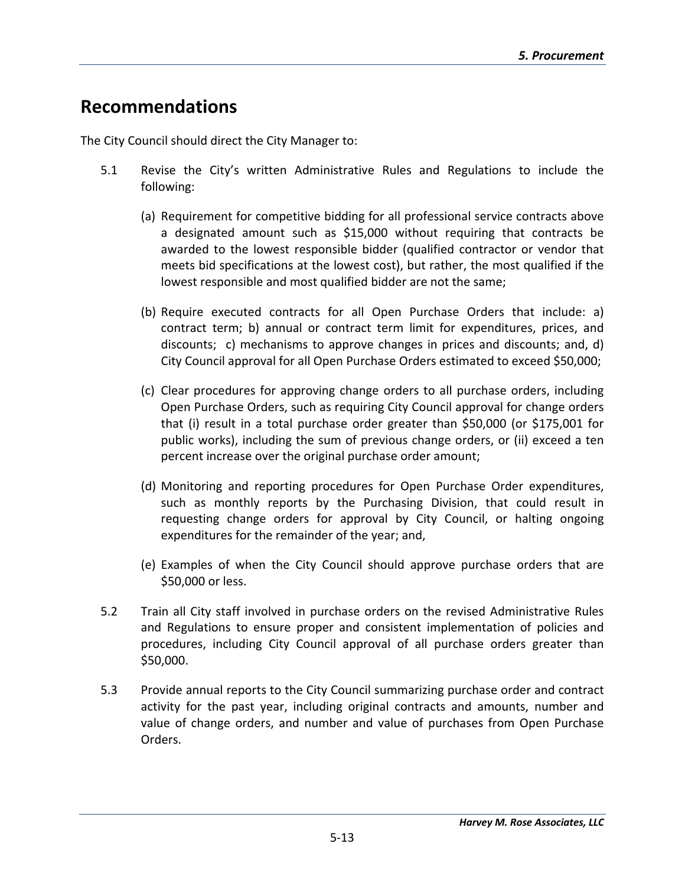## Recommendations

The City Council should direct the City Manager to:

5.1 Revise the City's written Administrative Rules and Regulations to include the following:

   (a) Requirement for competitive bidding for all professional service contracts above a designated amount such as $15,000 without requiring that contracts be awarded to the lowest responsible bidder (qualified contractor or vendor that meets bid specifications at the lowest cost), but rather, the most qualified if the lowest responsible and most qualified bidder are not the same;

   (b) Require executed contracts for all Open Purchase Orders that include: a) contract term; b) annual or contract term limit for expenditures, prices, and discounts; c) mechanisms to approve changes in prices and discounts; and, d) City Council approval for all Open Purchase Orders estimated to exceed $50,000;

   (c) Clear procedures for approving change orders to all purchase orders, including Open Purchase Orders, such as requiring City Council approval for change orders that (i) result in a total purchase order greater than $50,000 (or $175,001 for public works), including the sum of previous change orders, or (ii) exceed a ten percent increase over the original purchase order amount;

   (d) Monitoring and reporting procedures for Open Purchase Order expenditures, such as monthly reports by the Purchasing Division, that could result in requesting change orders for approval by City Council, or halting ongoing expenditures for the remainder of the year; and,

   (e) Examples of when the City Council should approve purchase orders that are $50,000 or less.

5.2 Train all City staff involved in purchase orders on the revised Administrative Rules and Regulations to ensure proper and consistent implementation of policies and procedures, including City Council approval of all purchase orders greater than $50,000.

5.3 Provide annual reports to the City Council summarizing purchase order and contract activity for the past year, including original contracts and amounts, number and value of change orders, and number and value of purchases from Open Purchase Orders.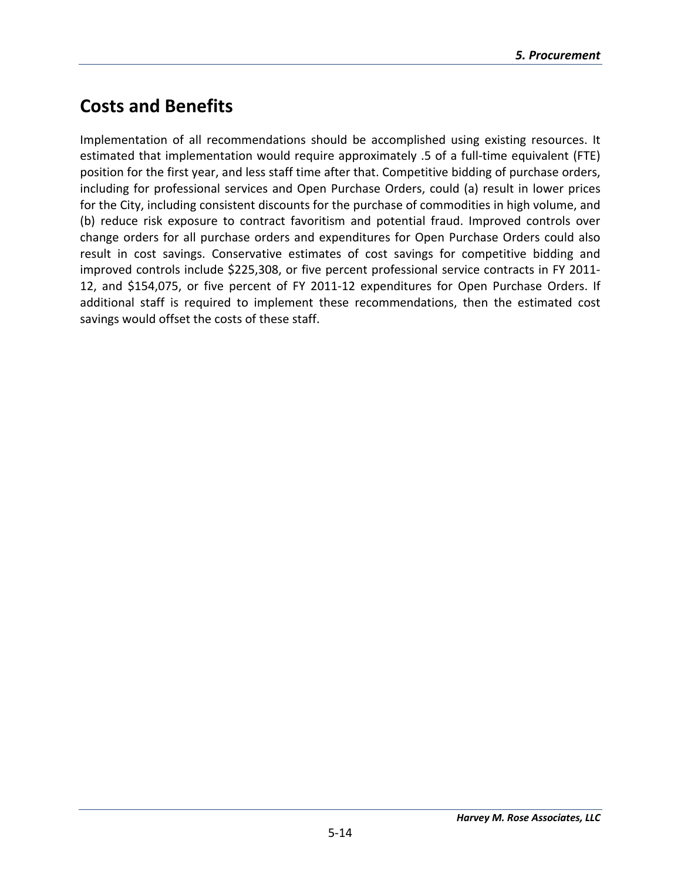## Costs and Benefits

Implementation of all recommendations should be accomplished using existing resources. It estimated that implementation would require approximately .5 of a full-time equivalent (FTE) position for the first year, and less staff time after that. Competitive bidding of purchase orders, including for professional services and Open Purchase Orders, could (a) result in lower prices for the City, including consistent discounts for the purchase of commodities in high volume, and (b) reduce risk exposure to contract favoritism and potential fraud. Improved controls over change orders for all purchase orders and expenditures for Open Purchase Orders could also result in cost savings. Conservative estimates of cost savings for competitive bidding and improved controls include $225,308, or five percent professional service contracts in FY 2011-12, and $154,075, or five percent of FY 2011-12 expenditures for Open Purchase Orders. If additional staff is required to implement these recommendations, then the estimated cost savings would offset the costs of these staff.